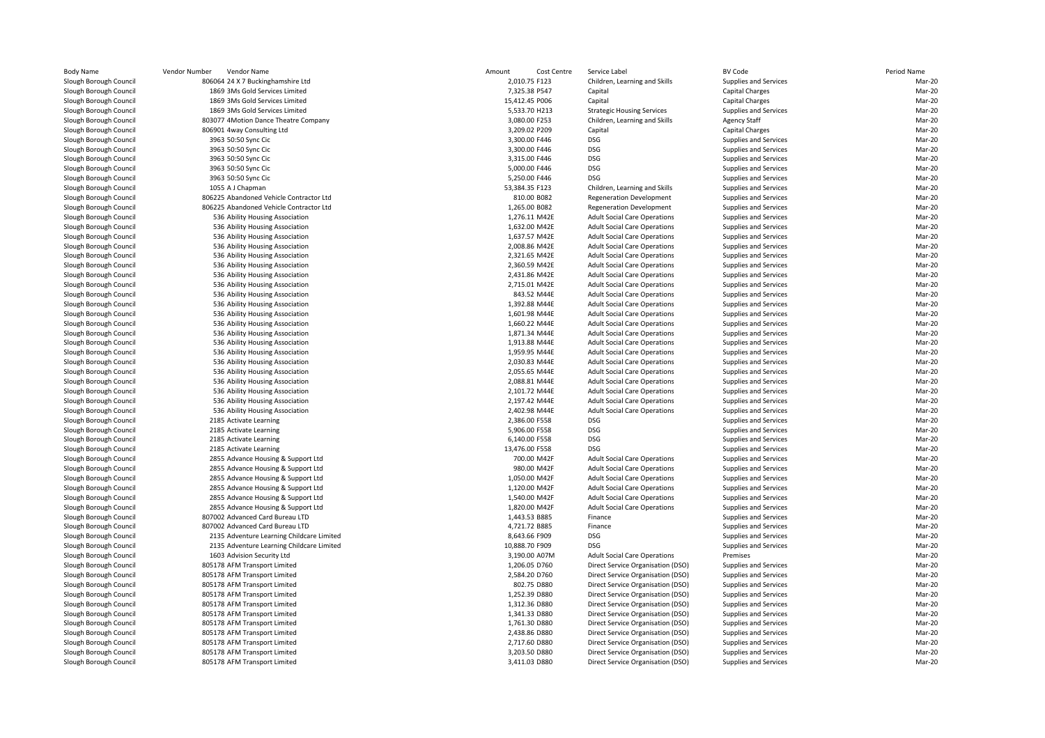| Body Name | Vendor Number | Vendor Name | Amount | Cost Centre | Service Label | BV Code | Period Name |
|---|---|---|---|---|---|---|---|
| Slough Borough Council | 806064 | 24 X 7 Buckinghamshire Ltd | 2,010.75 | F123 | Children, Learning and Skills | Supplies and Services | Mar-20 |
| Slough Borough Council | 1869 | 3Ms Gold Services Limited | 7,325.38 | P547 | Capital | Capital Charges | Mar-20 |
| Slough Borough Council | 1869 | 3Ms Gold Services Limited | 15,412.45 | P006 | Capital | Capital Charges | Mar-20 |
| Slough Borough Council | 1869 | 3Ms Gold Services Limited | 5,533.70 | H213 | Strategic Housing Services | Supplies and Services | Mar-20 |
| Slough Borough Council | 803077 | 4Motion Dance Theatre Company | 3,080.00 | F253 | Children, Learning and Skills | Agency Staff | Mar-20 |
| Slough Borough Council | 806901 | 4way Consulting Ltd | 3,209.02 | P209 | Capital | Capital Charges | Mar-20 |
| Slough Borough Council | 3963 | 50:50 Sync Cic | 3,300.00 | F446 | DSG | Supplies and Services | Mar-20 |
| Slough Borough Council | 3963 | 50:50 Sync Cic | 3,300.00 | F446 | DSG | Supplies and Services | Mar-20 |
| Slough Borough Council | 3963 | 50:50 Sync Cic | 3,315.00 | F446 | DSG | Supplies and Services | Mar-20 |
| Slough Borough Council | 3963 | 50:50 Sync Cic | 5,000.00 | F446 | DSG | Supplies and Services | Mar-20 |
| Slough Borough Council | 3963 | 50:50 Sync Cic | 5,250.00 | F446 | DSG | Supplies and Services | Mar-20 |
| Slough Borough Council | 1055 | A J Chapman | 53,384.35 | F123 | Children, Learning and Skills | Supplies and Services | Mar-20 |
| Slough Borough Council | 806225 | Abandoned Vehicle Contractor Ltd | 810.00 | B082 | Regeneration Development | Supplies and Services | Mar-20 |
| Slough Borough Council | 806225 | Abandoned Vehicle Contractor Ltd | 1,265.00 | B082 | Regeneration Development | Supplies and Services | Mar-20 |
| Slough Borough Council | 536 | Ability Housing Association | 1,276.11 | M42E | Adult Social Care Operations | Supplies and Services | Mar-20 |
| Slough Borough Council | 536 | Ability Housing Association | 1,632.00 | M42E | Adult Social Care Operations | Supplies and Services | Mar-20 |
| Slough Borough Council | 536 | Ability Housing Association | 1,637.57 | M42E | Adult Social Care Operations | Supplies and Services | Mar-20 |
| Slough Borough Council | 536 | Ability Housing Association | 2,008.86 | M42E | Adult Social Care Operations | Supplies and Services | Mar-20 |
| Slough Borough Council | 536 | Ability Housing Association | 2,321.65 | M42E | Adult Social Care Operations | Supplies and Services | Mar-20 |
| Slough Borough Council | 536 | Ability Housing Association | 2,360.59 | M42E | Adult Social Care Operations | Supplies and Services | Mar-20 |
| Slough Borough Council | 536 | Ability Housing Association | 2,431.86 | M42E | Adult Social Care Operations | Supplies and Services | Mar-20 |
| Slough Borough Council | 536 | Ability Housing Association | 2,715.01 | M42E | Adult Social Care Operations | Supplies and Services | Mar-20 |
| Slough Borough Council | 536 | Ability Housing Association | 843.52 | M44E | Adult Social Care Operations | Supplies and Services | Mar-20 |
| Slough Borough Council | 536 | Ability Housing Association | 1,392.88 | M44E | Adult Social Care Operations | Supplies and Services | Mar-20 |
| Slough Borough Council | 536 | Ability Housing Association | 1,601.98 | M44E | Adult Social Care Operations | Supplies and Services | Mar-20 |
| Slough Borough Council | 536 | Ability Housing Association | 1,660.22 | M44E | Adult Social Care Operations | Supplies and Services | Mar-20 |
| Slough Borough Council | 536 | Ability Housing Association | 1,871.34 | M44E | Adult Social Care Operations | Supplies and Services | Mar-20 |
| Slough Borough Council | 536 | Ability Housing Association | 1,913.88 | M44E | Adult Social Care Operations | Supplies and Services | Mar-20 |
| Slough Borough Council | 536 | Ability Housing Association | 1,959.95 | M44E | Adult Social Care Operations | Supplies and Services | Mar-20 |
| Slough Borough Council | 536 | Ability Housing Association | 2,030.83 | M44E | Adult Social Care Operations | Supplies and Services | Mar-20 |
| Slough Borough Council | 536 | Ability Housing Association | 2,055.65 | M44E | Adult Social Care Operations | Supplies and Services | Mar-20 |
| Slough Borough Council | 536 | Ability Housing Association | 2,088.81 | M44E | Adult Social Care Operations | Supplies and Services | Mar-20 |
| Slough Borough Council | 536 | Ability Housing Association | 2,101.72 | M44E | Adult Social Care Operations | Supplies and Services | Mar-20 |
| Slough Borough Council | 536 | Ability Housing Association | 2,197.42 | M44E | Adult Social Care Operations | Supplies and Services | Mar-20 |
| Slough Borough Council | 536 | Ability Housing Association | 2,402.98 | M44E | Adult Social Care Operations | Supplies and Services | Mar-20 |
| Slough Borough Council | 2185 | Activate Learning | 2,386.00 | F558 | DSG | Supplies and Services | Mar-20 |
| Slough Borough Council | 2185 | Activate Learning | 5,906.00 | F558 | DSG | Supplies and Services | Mar-20 |
| Slough Borough Council | 2185 | Activate Learning | 6,140.00 | F558 | DSG | Supplies and Services | Mar-20 |
| Slough Borough Council | 2185 | Activate Learning | 13,476.00 | F558 | DSG | Supplies and Services | Mar-20 |
| Slough Borough Council | 2855 | Advance Housing & Support Ltd | 700.00 | M42F | Adult Social Care Operations | Supplies and Services | Mar-20 |
| Slough Borough Council | 2855 | Advance Housing & Support Ltd | 980.00 | M42F | Adult Social Care Operations | Supplies and Services | Mar-20 |
| Slough Borough Council | 2855 | Advance Housing & Support Ltd | 1,050.00 | M42F | Adult Social Care Operations | Supplies and Services | Mar-20 |
| Slough Borough Council | 2855 | Advance Housing & Support Ltd | 1,120.00 | M42F | Adult Social Care Operations | Supplies and Services | Mar-20 |
| Slough Borough Council | 2855 | Advance Housing & Support Ltd | 1,540.00 | M42F | Adult Social Care Operations | Supplies and Services | Mar-20 |
| Slough Borough Council | 2855 | Advance Housing & Support Ltd | 1,820.00 | M42F | Adult Social Care Operations | Supplies and Services | Mar-20 |
| Slough Borough Council | 807002 | Advanced Card Bureau LTD | 1,443.53 | B885 | Finance | Supplies and Services | Mar-20 |
| Slough Borough Council | 807002 | Advanced Card Bureau LTD | 4,721.72 | B885 | Finance | Supplies and Services | Mar-20 |
| Slough Borough Council | 2135 | Adventure Learning Childcare Limited | 8,643.66 | F909 | DSG | Supplies and Services | Mar-20 |
| Slough Borough Council | 2135 | Adventure Learning Childcare Limited | 10,888.70 | F909 | DSG | Supplies and Services | Mar-20 |
| Slough Borough Council | 1603 | Advision Security Ltd | 3,190.00 | A07M | Adult Social Care Operations | Premises | Mar-20 |
| Slough Borough Council | 805178 | AFM Transport Limited | 1,206.05 | D760 | Direct Service Organisation (DSO) | Supplies and Services | Mar-20 |
| Slough Borough Council | 805178 | AFM Transport Limited | 2,584.20 | D760 | Direct Service Organisation (DSO) | Supplies and Services | Mar-20 |
| Slough Borough Council | 805178 | AFM Transport Limited | 802.75 | D880 | Direct Service Organisation (DSO) | Supplies and Services | Mar-20 |
| Slough Borough Council | 805178 | AFM Transport Limited | 1,252.39 | D880 | Direct Service Organisation (DSO) | Supplies and Services | Mar-20 |
| Slough Borough Council | 805178 | AFM Transport Limited | 1,312.36 | D880 | Direct Service Organisation (DSO) | Supplies and Services | Mar-20 |
| Slough Borough Council | 805178 | AFM Transport Limited | 1,341.33 | D880 | Direct Service Organisation (DSO) | Supplies and Services | Mar-20 |
| Slough Borough Council | 805178 | AFM Transport Limited | 1,761.30 | D880 | Direct Service Organisation (DSO) | Supplies and Services | Mar-20 |
| Slough Borough Council | 805178 | AFM Transport Limited | 2,438.86 | D880 | Direct Service Organisation (DSO) | Supplies and Services | Mar-20 |
| Slough Borough Council | 805178 | AFM Transport Limited | 2,717.60 | D880 | Direct Service Organisation (DSO) | Supplies and Services | Mar-20 |
| Slough Borough Council | 805178 | AFM Transport Limited | 3,203.50 | D880 | Direct Service Organisation (DSO) | Supplies and Services | Mar-20 |
| Slough Borough Council | 805178 | AFM Transport Limited | 3,411.03 | D880 | Direct Service Organisation (DSO) | Supplies and Services | Mar-20 |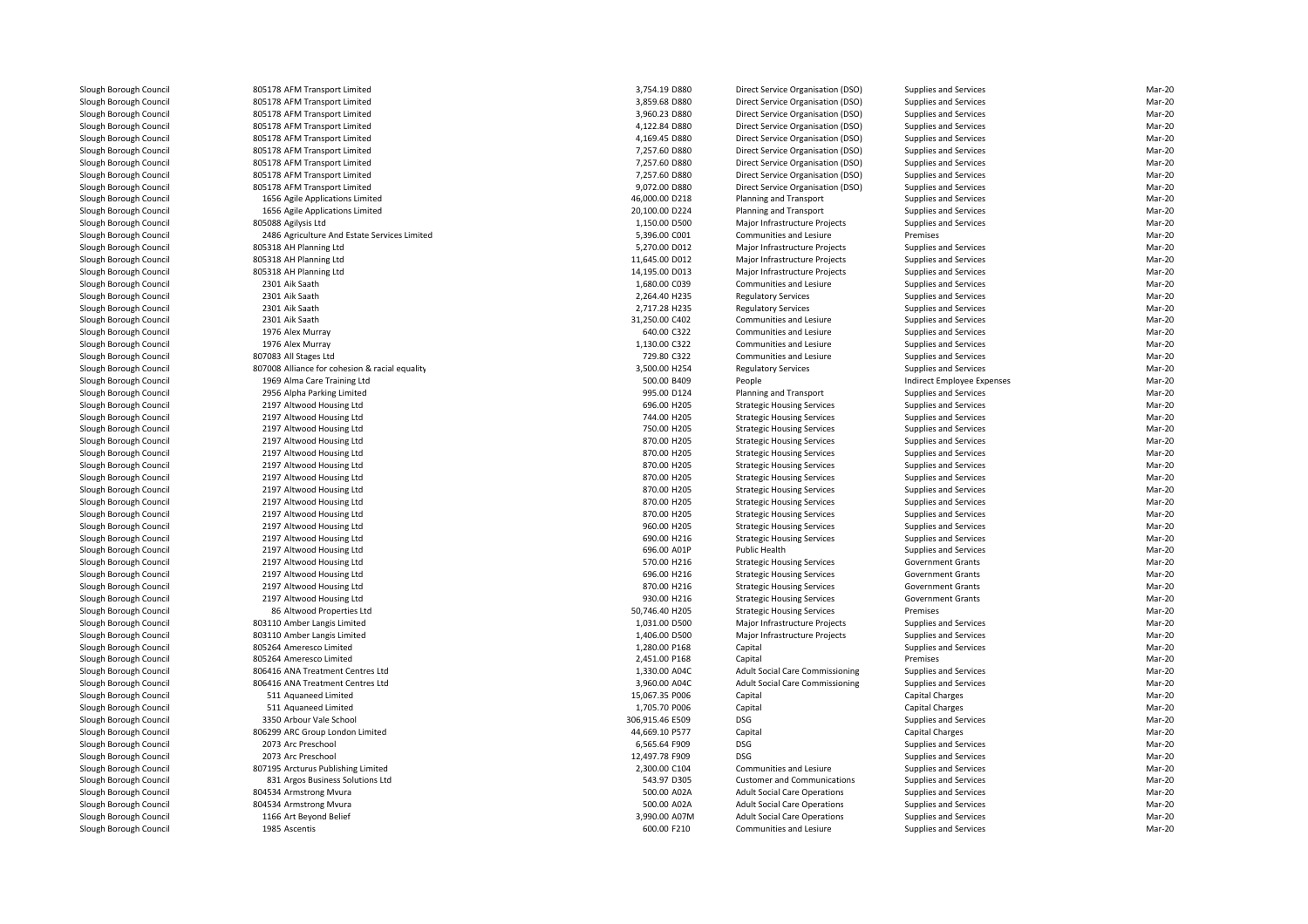| | | | | | | |
|---|---|---|---|---|---|---|
| Slough Borough Council | 805178 AFM Transport Limited | 3,754.19 D880 | Direct Service Organisation (DSO) | Supplies and Services | Mar-20 |
| Slough Borough Council | 805178 AFM Transport Limited | 3,859.68 D880 | Direct Service Organisation (DSO) | Supplies and Services | Mar-20 |
| Slough Borough Council | 805178 AFM Transport Limited | 3,960.23 D880 | Direct Service Organisation (DSO) | Supplies and Services | Mar-20 |
| Slough Borough Council | 805178 AFM Transport Limited | 4,122.84 D880 | Direct Service Organisation (DSO) | Supplies and Services | Mar-20 |
| Slough Borough Council | 805178 AFM Transport Limited | 4,169.45 D880 | Direct Service Organisation (DSO) | Supplies and Services | Mar-20 |
| Slough Borough Council | 805178 AFM Transport Limited | 7,257.60 D880 | Direct Service Organisation (DSO) | Supplies and Services | Mar-20 |
| Slough Borough Council | 805178 AFM Transport Limited | 7,257.60 D880 | Direct Service Organisation (DSO) | Supplies and Services | Mar-20 |
| Slough Borough Council | 805178 AFM Transport Limited | 7,257.60 D880 | Direct Service Organisation (DSO) | Supplies and Services | Mar-20 |
| Slough Borough Council | 805178 AFM Transport Limited | 9,072.00 D880 | Direct Service Organisation (DSO) | Supplies and Services | Mar-20 |
| Slough Borough Council | 1656 Agile Applications Limited | 46,000.00 D218 | Planning and Transport | Supplies and Services | Mar-20 |
| Slough Borough Council | 1656 Agile Applications Limited | 20,100.00 D224 | Planning and Transport | Supplies and Services | Mar-20 |
| Slough Borough Council | 805088 Agilysis Ltd | 1,150.00 D500 | Major Infrastructure Projects | Supplies and Services | Mar-20 |
| Slough Borough Council | 2486 Agriculture And Estate Services Limited | 5,396.00 C001 | Communities and Lesiure | Premises | Mar-20 |
| Slough Borough Council | 805318 AH Planning Ltd | 5,270.00 D012 | Major Infrastructure Projects | Supplies and Services | Mar-20 |
| Slough Borough Council | 805318 AH Planning Ltd | 11,645.00 D012 | Major Infrastructure Projects | Supplies and Services | Mar-20 |
| Slough Borough Council | 805318 AH Planning Ltd | 14,195.00 D013 | Major Infrastructure Projects | Supplies and Services | Mar-20 |
| Slough Borough Council | 2301 Aik Saath | 1,680.00 C039 | Communities and Lesiure | Supplies and Services | Mar-20 |
| Slough Borough Council | 2301 Aik Saath | 2,264.40 H235 | Regulatory Services | Supplies and Services | Mar-20 |
| Slough Borough Council | 2301 Aik Saath | 2,717.28 H235 | Regulatory Services | Supplies and Services | Mar-20 |
| Slough Borough Council | 2301 Aik Saath | 31,250.00 C402 | Communities and Lesiure | Supplies and Services | Mar-20 |
| Slough Borough Council | 1976 Alex Murray | 640.00 C322 | Communities and Lesiure | Supplies and Services | Mar-20 |
| Slough Borough Council | 1976 Alex Murray | 1,130.00 C322 | Communities and Lesiure | Supplies and Services | Mar-20 |
| Slough Borough Council | 807083 All Stages Ltd | 729.80 C322 | Communities and Lesiure | Supplies and Services | Mar-20 |
| Slough Borough Council | 807008 Alliance for cohesion & racial equality | 3,500.00 H254 | Regulatory Services | Supplies and Services | Mar-20 |
| Slough Borough Council | 1969 Alma Care Training Ltd | 500.00 B409 | People | Indirect Employee Expenses | Mar-20 |
| Slough Borough Council | 2956 Alpha Parking Limited | 995.00 D124 | Planning and Transport | Supplies and Services | Mar-20 |
| Slough Borough Council | 2197 Altwood Housing Ltd | 696.00 H205 | Strategic Housing Services | Supplies and Services | Mar-20 |
| Slough Borough Council | 2197 Altwood Housing Ltd | 744.00 H205 | Strategic Housing Services | Supplies and Services | Mar-20 |
| Slough Borough Council | 2197 Altwood Housing Ltd | 750.00 H205 | Strategic Housing Services | Supplies and Services | Mar-20 |
| Slough Borough Council | 2197 Altwood Housing Ltd | 870.00 H205 | Strategic Housing Services | Supplies and Services | Mar-20 |
| Slough Borough Council | 2197 Altwood Housing Ltd | 870.00 H205 | Strategic Housing Services | Supplies and Services | Mar-20 |
| Slough Borough Council | 2197 Altwood Housing Ltd | 870.00 H205 | Strategic Housing Services | Supplies and Services | Mar-20 |
| Slough Borough Council | 2197 Altwood Housing Ltd | 870.00 H205 | Strategic Housing Services | Supplies and Services | Mar-20 |
| Slough Borough Council | 2197 Altwood Housing Ltd | 870.00 H205 | Strategic Housing Services | Supplies and Services | Mar-20 |
| Slough Borough Council | 2197 Altwood Housing Ltd | 870.00 H205 | Strategic Housing Services | Supplies and Services | Mar-20 |
| Slough Borough Council | 2197 Altwood Housing Ltd | 870.00 H205 | Strategic Housing Services | Supplies and Services | Mar-20 |
| Slough Borough Council | 2197 Altwood Housing Ltd | 960.00 H205 | Strategic Housing Services | Supplies and Services | Mar-20 |
| Slough Borough Council | 2197 Altwood Housing Ltd | 690.00 H216 | Strategic Housing Services | Supplies and Services | Mar-20 |
| Slough Borough Council | 2197 Altwood Housing Ltd | 696.00 A01P | Public Health | Supplies and Services | Mar-20 |
| Slough Borough Council | 2197 Altwood Housing Ltd | 570.00 H216 | Strategic Housing Services | Government Grants | Mar-20 |
| Slough Borough Council | 2197 Altwood Housing Ltd | 696.00 H216 | Strategic Housing Services | Government Grants | Mar-20 |
| Slough Borough Council | 2197 Altwood Housing Ltd | 870.00 H216 | Strategic Housing Services | Government Grants | Mar-20 |
| Slough Borough Council | 2197 Altwood Housing Ltd | 930.00 H216 | Strategic Housing Services | Government Grants | Mar-20 |
| Slough Borough Council | 86 Altwood Properties Ltd | 50,746.40 H205 | Strategic Housing Services | Premises | Mar-20 |
| Slough Borough Council | 803110 Amber Langis Limited | 1,031.00 D500 | Major Infrastructure Projects | Supplies and Services | Mar-20 |
| Slough Borough Council | 803110 Amber Langis Limited | 1,406.00 D500 | Major Infrastructure Projects | Supplies and Services | Mar-20 |
| Slough Borough Council | 805264 Ameresco Limited | 1,280.00 P168 | Capital | Supplies and Services | Mar-20 |
| Slough Borough Council | 805264 Ameresco Limited | 2,451.00 P168 | Capital | Premises | Mar-20 |
| Slough Borough Council | 806416 ANA Treatment Centres Ltd | 1,330.00 A04C | Adult Social Care Commissioning | Supplies and Services | Mar-20 |
| Slough Borough Council | 806416 ANA Treatment Centres Ltd | 3,960.00 A04C | Adult Social Care Commissioning | Supplies and Services | Mar-20 |
| Slough Borough Council | 511 Aquaneed Limited | 15,067.35 P006 | Capital | Capital Charges | Mar-20 |
| Slough Borough Council | 511 Aquaneed Limited | 1,705.70 P006 | Capital | Capital Charges | Mar-20 |
| Slough Borough Council | 3350 Arbour Vale School | 306,915.46 E509 | DSG | Supplies and Services | Mar-20 |
| Slough Borough Council | 806299 ARC Group London Limited | 44,669.10 P577 | Capital | Capital Charges | Mar-20 |
| Slough Borough Council | 2073 Arc Preschool | 6,565.64 F909 | DSG | Supplies and Services | Mar-20 |
| Slough Borough Council | 2073 Arc Preschool | 12,497.78 F909 | DSG | Supplies and Services | Mar-20 |
| Slough Borough Council | 807195 Arcturus Publishing Limited | 2,300.00 C104 | Communities and Lesiure | Supplies and Services | Mar-20 |
| Slough Borough Council | 831 Argos Business Solutions Ltd | 543.97 D305 | Customer and Communications | Supplies and Services | Mar-20 |
| Slough Borough Council | 804534 Armstrong Mvura | 500.00 A02A | Adult Social Care Operations | Supplies and Services | Mar-20 |
| Slough Borough Council | 804534 Armstrong Mvura | 500.00 A02A | Adult Social Care Operations | Supplies and Services | Mar-20 |
| Slough Borough Council | 1166 Art Beyond Belief | 3,990.00 A07M | Adult Social Care Operations | Supplies and Services | Mar-20 |
| Slough Borough Council | 1985 Ascentis | 600.00 F210 | Communities and Lesiure | Supplies and Services | Mar-20 |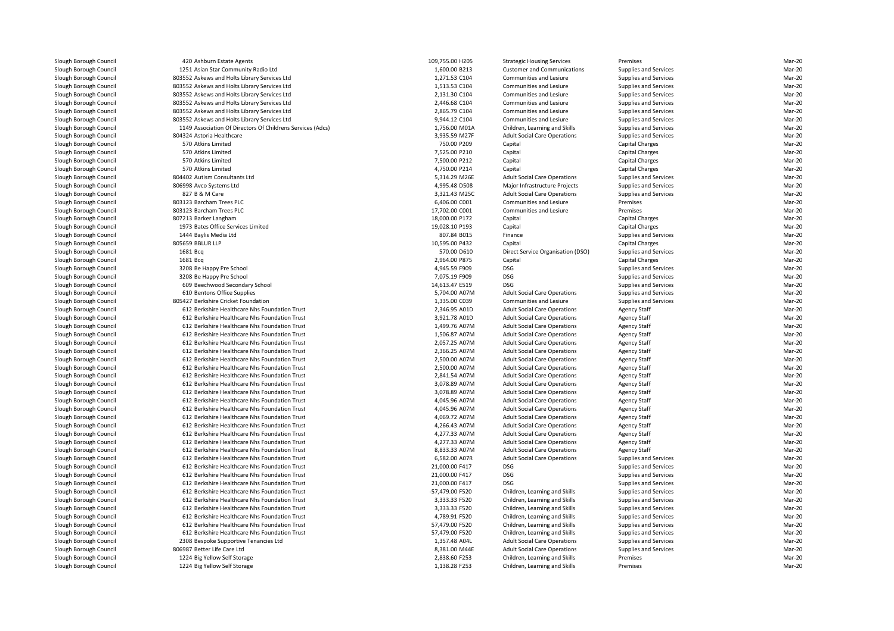| | | | | | | | |
|---|---|---|---|---|---|---|---|
| Slough Borough Council | 420 | Ashburn Estate Agents | 109,755.00 | H205 | Strategic Housing Services | Premises | Mar-20 |
| Slough Borough Council | 1251 | Asian Star Community Radio Ltd | 1,600.00 | B213 | Customer and Communications | Supplies and Services | Mar-20 |
| Slough Borough Council | 803552 | Askews and Holts Library Services Ltd | 1,271.53 | C104 | Communities and Lesiure | Supplies and Services | Mar-20 |
| Slough Borough Council | 803552 | Askews and Holts Library Services Ltd | 1,513.53 | C104 | Communities and Lesiure | Supplies and Services | Mar-20 |
| Slough Borough Council | 803552 | Askews and Holts Library Services Ltd | 2,131.30 | C104 | Communities and Lesiure | Supplies and Services | Mar-20 |
| Slough Borough Council | 803552 | Askews and Holts Library Services Ltd | 2,446.68 | C104 | Communities and Lesiure | Supplies and Services | Mar-20 |
| Slough Borough Council | 803552 | Askews and Holts Library Services Ltd | 2,865.79 | C104 | Communities and Lesiure | Supplies and Services | Mar-20 |
| Slough Borough Council | 803552 | Askews and Holts Library Services Ltd | 9,944.12 | C104 | Communities and Lesiure | Supplies and Services | Mar-20 |
| Slough Borough Council | 1149 | Association Of Directors Of Childrens Services (Adcs) | 1,756.00 | M01A | Children, Learning and Skills | Supplies and Services | Mar-20 |
| Slough Borough Council | 804324 | Astoria Healthcare | 3,935.59 | M27F | Adult Social Care Operations | Supplies and Services | Mar-20 |
| Slough Borough Council | 570 | Atkins Limited | 750.00 | P209 | Capital | Capital Charges | Mar-20 |
| Slough Borough Council | 570 | Atkins Limited | 7,525.00 | P210 | Capital | Capital Charges | Mar-20 |
| Slough Borough Council | 570 | Atkins Limited | 7,500.00 | P212 | Capital | Capital Charges | Mar-20 |
| Slough Borough Council | 570 | Atkins Limited | 4,750.00 | P214 | Capital | Capital Charges | Mar-20 |
| Slough Borough Council | 804402 | Autism Consultants Ltd | 5,314.29 | M26E | Adult Social Care Operations | Supplies and Services | Mar-20 |
| Slough Borough Council | 806998 | Avco Systems Ltd | 4,995.48 | D508 | Major Infrastructure Projects | Supplies and Services | Mar-20 |
| Slough Borough Council | 827 | B & M Care | 3,321.43 | M25C | Adult Social Care Operations | Supplies and Services | Mar-20 |
| Slough Borough Council | 803123 | Barcham Trees PLC | 6,406.00 | C001 | Communities and Lesiure | Premises | Mar-20 |
| Slough Borough Council | 803123 | Barcham Trees PLC | 17,702.00 | C001 | Communities and Lesiure | Premises | Mar-20 |
| Slough Borough Council | 807213 | Barker Langham | 18,000.00 | P172 | Capital | Capital Charges | Mar-20 |
| Slough Borough Council | 1973 | Bates Office Services Limited | 19,028.10 | P193 | Capital | Capital Charges | Mar-20 |
| Slough Borough Council | 1444 | Baylis Media Ltd | 807.84 | B015 | Finance | Supplies and Services | Mar-20 |
| Slough Borough Council | 805659 | BBLUR LLP | 10,595.00 | P432 | Capital | Capital Charges | Mar-20 |
| Slough Borough Council | 1681 | Bcq | 570.00 | D610 | Direct Service Organisation (DSO) | Supplies and Services | Mar-20 |
| Slough Borough Council | 1681 | Bcq | 2,964.00 | P875 | Capital | Capital Charges | Mar-20 |
| Slough Borough Council | 3208 | Be Happy Pre School | 4,945.59 | F909 | DSG | Supplies and Services | Mar-20 |
| Slough Borough Council | 3208 | Be Happy Pre School | 7,075.19 | F909 | DSG | Supplies and Services | Mar-20 |
| Slough Borough Council | 609 | Beechwood Secondary School | 14,613.47 | E519 | DSG | Supplies and Services | Mar-20 |
| Slough Borough Council | 610 | Bentons Office Supplies | 5,704.00 | A07M | Adult Social Care Operations | Supplies and Services | Mar-20 |
| Slough Borough Council | 805427 | Berkshire Cricket Foundation | 1,335.00 | C039 | Communities and Lesiure | Supplies and Services | Mar-20 |
| Slough Borough Council | 612 | Berkshire Healthcare Nhs Foundation Trust | 2,346.95 | A01D | Adult Social Care Operations | Agency Staff | Mar-20 |
| Slough Borough Council | 612 | Berkshire Healthcare Nhs Foundation Trust | 3,921.78 | A01D | Adult Social Care Operations | Agency Staff | Mar-20 |
| Slough Borough Council | 612 | Berkshire Healthcare Nhs Foundation Trust | 1,499.76 | A07M | Adult Social Care Operations | Agency Staff | Mar-20 |
| Slough Borough Council | 612 | Berkshire Healthcare Nhs Foundation Trust | 1,506.87 | A07M | Adult Social Care Operations | Agency Staff | Mar-20 |
| Slough Borough Council | 612 | Berkshire Healthcare Nhs Foundation Trust | 2,057.25 | A07M | Adult Social Care Operations | Agency Staff | Mar-20 |
| Slough Borough Council | 612 | Berkshire Healthcare Nhs Foundation Trust | 2,366.25 | A07M | Adult Social Care Operations | Agency Staff | Mar-20 |
| Slough Borough Council | 612 | Berkshire Healthcare Nhs Foundation Trust | 2,500.00 | A07M | Adult Social Care Operations | Agency Staff | Mar-20 |
| Slough Borough Council | 612 | Berkshire Healthcare Nhs Foundation Trust | 2,500.00 | A07M | Adult Social Care Operations | Agency Staff | Mar-20 |
| Slough Borough Council | 612 | Berkshire Healthcare Nhs Foundation Trust | 2,841.54 | A07M | Adult Social Care Operations | Agency Staff | Mar-20 |
| Slough Borough Council | 612 | Berkshire Healthcare Nhs Foundation Trust | 3,078.89 | A07M | Adult Social Care Operations | Agency Staff | Mar-20 |
| Slough Borough Council | 612 | Berkshire Healthcare Nhs Foundation Trust | 3,078.89 | A07M | Adult Social Care Operations | Agency Staff | Mar-20 |
| Slough Borough Council | 612 | Berkshire Healthcare Nhs Foundation Trust | 4,045.96 | A07M | Adult Social Care Operations | Agency Staff | Mar-20 |
| Slough Borough Council | 612 | Berkshire Healthcare Nhs Foundation Trust | 4,045.96 | A07M | Adult Social Care Operations | Agency Staff | Mar-20 |
| Slough Borough Council | 612 | Berkshire Healthcare Nhs Foundation Trust | 4,069.72 | A07M | Adult Social Care Operations | Agency Staff | Mar-20 |
| Slough Borough Council | 612 | Berkshire Healthcare Nhs Foundation Trust | 4,266.43 | A07M | Adult Social Care Operations | Agency Staff | Mar-20 |
| Slough Borough Council | 612 | Berkshire Healthcare Nhs Foundation Trust | 4,277.33 | A07M | Adult Social Care Operations | Agency Staff | Mar-20 |
| Slough Borough Council | 612 | Berkshire Healthcare Nhs Foundation Trust | 4,277.33 | A07M | Adult Social Care Operations | Agency Staff | Mar-20 |
| Slough Borough Council | 612 | Berkshire Healthcare Nhs Foundation Trust | 8,833.33 | A07M | Adult Social Care Operations | Agency Staff | Mar-20 |
| Slough Borough Council | 612 | Berkshire Healthcare Nhs Foundation Trust | 6,582.00 | A07R | Adult Social Care Operations | Supplies and Services | Mar-20 |
| Slough Borough Council | 612 | Berkshire Healthcare Nhs Foundation Trust | 21,000.00 | F417 | DSG | Supplies and Services | Mar-20 |
| Slough Borough Council | 612 | Berkshire Healthcare Nhs Foundation Trust | 21,000.00 | F417 | DSG | Supplies and Services | Mar-20 |
| Slough Borough Council | 612 | Berkshire Healthcare Nhs Foundation Trust | 21,000.00 | F417 | DSG | Supplies and Services | Mar-20 |
| Slough Borough Council | 612 | Berkshire Healthcare Nhs Foundation Trust | -57,479.00 | F520 | Children, Learning and Skills | Supplies and Services | Mar-20 |
| Slough Borough Council | 612 | Berkshire Healthcare Nhs Foundation Trust | 3,333.33 | F520 | Children, Learning and Skills | Supplies and Services | Mar-20 |
| Slough Borough Council | 612 | Berkshire Healthcare Nhs Foundation Trust | 3,333.33 | F520 | Children, Learning and Skills | Supplies and Services | Mar-20 |
| Slough Borough Council | 612 | Berkshire Healthcare Nhs Foundation Trust | 4,789.91 | F520 | Children, Learning and Skills | Supplies and Services | Mar-20 |
| Slough Borough Council | 612 | Berkshire Healthcare Nhs Foundation Trust | 57,479.00 | F520 | Children, Learning and Skills | Supplies and Services | Mar-20 |
| Slough Borough Council | 612 | Berkshire Healthcare Nhs Foundation Trust | 57,479.00 | F520 | Children, Learning and Skills | Supplies and Services | Mar-20 |
| Slough Borough Council | 2308 | Bespoke Supportive Tenancies Ltd | 1,357.48 | A04L | Adult Social Care Operations | Supplies and Services | Mar-20 |
| Slough Borough Council | 806987 | Better Life Care Ltd | 8,381.00 | M44E | Adult Social Care Operations | Supplies and Services | Mar-20 |
| Slough Borough Council | 1224 | Big Yellow Self Storage | 2,838.60 | F253 | Children, Learning and Skills | Premises | Mar-20 |
| Slough Borough Council | 1224 | Big Yellow Self Storage | 1,138.28 | F253 | Children, Learning and Skills | Premises | Mar-20 |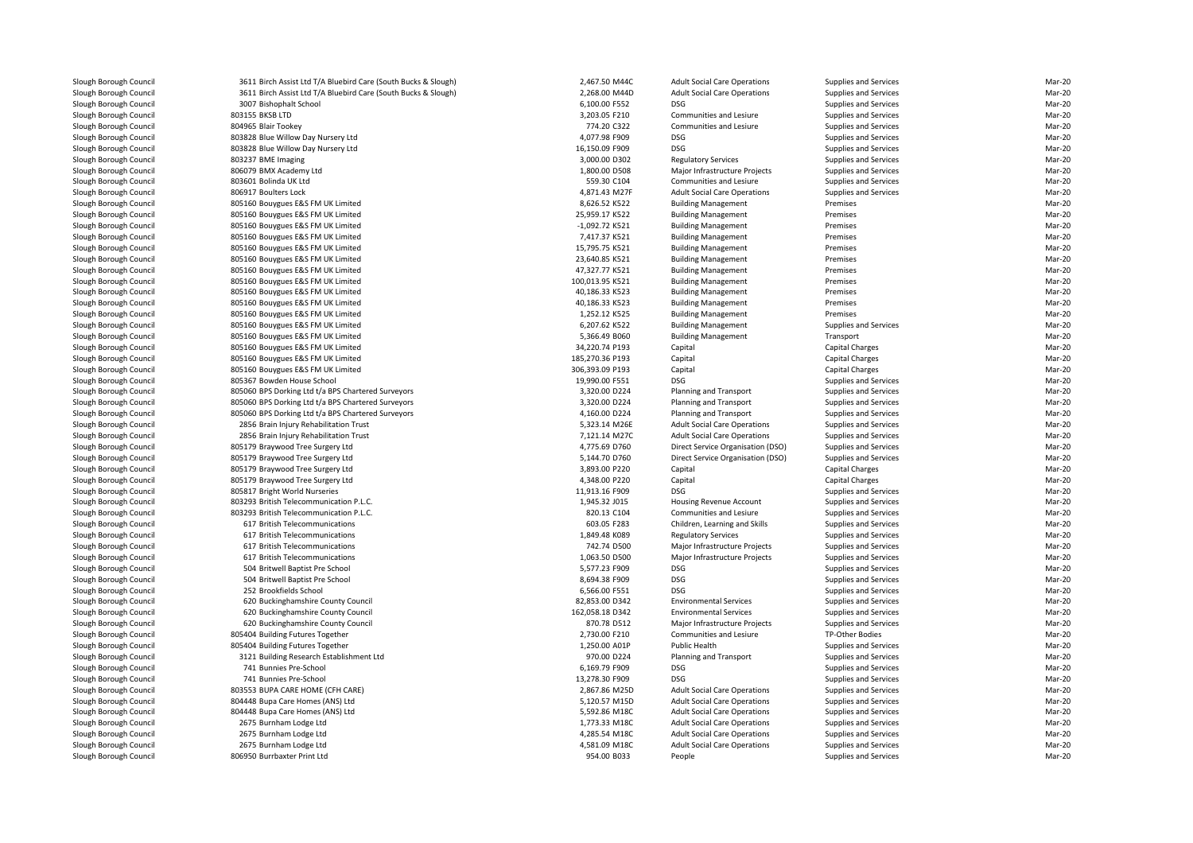| | | | | | | |
|---|---|---|---|---|---|---|
| Slough Borough Council | 3611 Birch Assist Ltd T/A Bluebird Care (South Bucks & Slough) | 2,467.50 M44C | Adult Social Care Operations | Supplies and Services | Mar-20 |
| Slough Borough Council | 3611 Birch Assist Ltd T/A Bluebird Care (South Bucks & Slough) | 2,268.00 M44D | Adult Social Care Operations | Supplies and Services | Mar-20 |
| Slough Borough Council | 3007 Bishophalt School | 6,100.00 F552 | DSG | Supplies and Services | Mar-20 |
| Slough Borough Council | 803155 BKSB LTD | 3,203.05 F210 | Communities and Lesiure | Supplies and Services | Mar-20 |
| Slough Borough Council | 804965 Blair Tookey | 774.20 C322 | Communities and Lesiure | Supplies and Services | Mar-20 |
| Slough Borough Council | 803828 Blue Willow Day Nursery Ltd | 4,077.98 F909 | DSG | Supplies and Services | Mar-20 |
| Slough Borough Council | 803828 Blue Willow Day Nursery Ltd | 16,150.09 F909 | DSG | Supplies and Services | Mar-20 |
| Slough Borough Council | 803237 BME Imaging | 3,000.00 D302 | Regulatory Services | Supplies and Services | Mar-20 |
| Slough Borough Council | 806079 BMX Academy Ltd | 1,800.00 D508 | Major Infrastructure Projects | Supplies and Services | Mar-20 |
| Slough Borough Council | 803601 Bolinda UK Ltd | 559.30 C104 | Communities and Lesiure | Supplies and Services | Mar-20 |
| Slough Borough Council | 806917 Boulters Lock | 4,871.43 M27F | Adult Social Care Operations | Supplies and Services | Mar-20 |
| Slough Borough Council | 805160 Bouygues E&S FM UK Limited | 8,626.52 K522 | Building Management | Premises | Mar-20 |
| Slough Borough Council | 805160 Bouygues E&S FM UK Limited | 25,959.17 K522 | Building Management | Premises | Mar-20 |
| Slough Borough Council | 805160 Bouygues E&S FM UK Limited | -1,092.72 K521 | Building Management | Premises | Mar-20 |
| Slough Borough Council | 805160 Bouygues E&S FM UK Limited | 7,417.37 K521 | Building Management | Premises | Mar-20 |
| Slough Borough Council | 805160 Bouygues E&S FM UK Limited | 15,795.75 K521 | Building Management | Premises | Mar-20 |
| Slough Borough Council | 805160 Bouygues E&S FM UK Limited | 23,640.85 K521 | Building Management | Premises | Mar-20 |
| Slough Borough Council | 805160 Bouygues E&S FM UK Limited | 47,327.77 K521 | Building Management | Premises | Mar-20 |
| Slough Borough Council | 805160 Bouygues E&S FM UK Limited | 100,013.95 K521 | Building Management | Premises | Mar-20 |
| Slough Borough Council | 805160 Bouygues E&S FM UK Limited | 40,186.33 K523 | Building Management | Premises | Mar-20 |
| Slough Borough Council | 805160 Bouygues E&S FM UK Limited | 40,186.33 K523 | Building Management | Premises | Mar-20 |
| Slough Borough Council | 805160 Bouygues E&S FM UK Limited | 1,252.12 K525 | Building Management | Premises | Mar-20 |
| Slough Borough Council | 805160 Bouygues E&S FM UK Limited | 6,207.62 K522 | Building Management | Supplies and Services | Mar-20 |
| Slough Borough Council | 805160 Bouygues E&S FM UK Limited | 5,366.49 B060 | Building Management | Transport | Mar-20 |
| Slough Borough Council | 805160 Bouygues E&S FM UK Limited | 34,220.74 P193 | Capital | Capital Charges | Mar-20 |
| Slough Borough Council | 805160 Bouygues E&S FM UK Limited | 185,270.36 P193 | Capital | Capital Charges | Mar-20 |
| Slough Borough Council | 805160 Bouygues E&S FM UK Limited | 306,393.09 P193 | Capital | Capital Charges | Mar-20 |
| Slough Borough Council | 805367 Bowden House School | 19,990.00 F551 | DSG | Supplies and Services | Mar-20 |
| Slough Borough Council | 805060 BPS Dorking Ltd t/a BPS Chartered Surveyors | 3,320.00 D224 | Planning and Transport | Supplies and Services | Mar-20 |
| Slough Borough Council | 805060 BPS Dorking Ltd t/a BPS Chartered Surveyors | 3,320.00 D224 | Planning and Transport | Supplies and Services | Mar-20 |
| Slough Borough Council | 805060 BPS Dorking Ltd t/a BPS Chartered Surveyors | 4,160.00 D224 | Planning and Transport | Supplies and Services | Mar-20 |
| Slough Borough Council | 2856 Brain Injury Rehabilitation Trust | 5,323.14 M26E | Adult Social Care Operations | Supplies and Services | Mar-20 |
| Slough Borough Council | 2856 Brain Injury Rehabilitation Trust | 7,121.14 M27C | Adult Social Care Operations | Supplies and Services | Mar-20 |
| Slough Borough Council | 805179 Braywood Tree Surgery Ltd | 4,775.69 D760 | Direct Service Organisation (DSO) | Supplies and Services | Mar-20 |
| Slough Borough Council | 805179 Braywood Tree Surgery Ltd | 5,144.70 D760 | Direct Service Organisation (DSO) | Supplies and Services | Mar-20 |
| Slough Borough Council | 805179 Braywood Tree Surgery Ltd | 3,893.00 P220 | Capital | Capital Charges | Mar-20 |
| Slough Borough Council | 805179 Braywood Tree Surgery Ltd | 4,348.00 P220 | Capital | Capital Charges | Mar-20 |
| Slough Borough Council | 805817 Bright World Nurseries | 11,913.16 F909 | DSG | Supplies and Services | Mar-20 |
| Slough Borough Council | 803293 British Telecommunication P.L.C. | 1,945.32 J015 | Housing Revenue Account | Supplies and Services | Mar-20 |
| Slough Borough Council | 803293 British Telecommunication P.L.C. | 820.13 C104 | Communities and Lesiure | Supplies and Services | Mar-20 |
| Slough Borough Council | 617 British Telecommunications | 603.05 F283 | Children, Learning and Skills | Supplies and Services | Mar-20 |
| Slough Borough Council | 617 British Telecommunications | 1,849.48 K089 | Regulatory Services | Supplies and Services | Mar-20 |
| Slough Borough Council | 617 British Telecommunications | 742.74 D500 | Major Infrastructure Projects | Supplies and Services | Mar-20 |
| Slough Borough Council | 617 British Telecommunications | 1,063.50 D500 | Major Infrastructure Projects | Supplies and Services | Mar-20 |
| Slough Borough Council | 504 Britwell Baptist Pre School | 5,577.23 F909 | DSG | Supplies and Services | Mar-20 |
| Slough Borough Council | 504 Britwell Baptist Pre School | 8,694.38 F909 | DSG | Supplies and Services | Mar-20 |
| Slough Borough Council | 252 Brookfields School | 6,566.00 F551 | DSG | Supplies and Services | Mar-20 |
| Slough Borough Council | 620 Buckinghamshire County Council | 82,853.00 D342 | Environmental Services | Supplies and Services | Mar-20 |
| Slough Borough Council | 620 Buckinghamshire County Council | 162,058.18 D342 | Environmental Services | Supplies and Services | Mar-20 |
| Slough Borough Council | 620 Buckinghamshire County Council | 870.78 D512 | Major Infrastructure Projects | Supplies and Services | Mar-20 |
| Slough Borough Council | 805404 Building Futures Together | 2,730.00 F210 | Communities and Lesiure | TP-Other Bodies | Mar-20 |
| Slough Borough Council | 805404 Building Futures Together | 1,250.00 A01P | Public Health | Supplies and Services | Mar-20 |
| Slough Borough Council | 3121 Building Research Establishment Ltd | 970.00 D224 | Planning and Transport | Supplies and Services | Mar-20 |
| Slough Borough Council | 741 Bunnies Pre-School | 6,169.79 F909 | DSG | Supplies and Services | Mar-20 |
| Slough Borough Council | 741 Bunnies Pre-School | 13,278.30 F909 | DSG | Supplies and Services | Mar-20 |
| Slough Borough Council | 803553 BUPA CARE HOME (CFH CARE) | 2,867.86 M25D | Adult Social Care Operations | Supplies and Services | Mar-20 |
| Slough Borough Council | 804448 Bupa Care Homes (ANS) Ltd | 5,120.57 M15D | Adult Social Care Operations | Supplies and Services | Mar-20 |
| Slough Borough Council | 804448 Bupa Care Homes (ANS) Ltd | 5,592.86 M18C | Adult Social Care Operations | Supplies and Services | Mar-20 |
| Slough Borough Council | 2675 Burnham Lodge Ltd | 1,773.33 M18C | Adult Social Care Operations | Supplies and Services | Mar-20 |
| Slough Borough Council | 2675 Burnham Lodge Ltd | 4,285.54 M18C | Adult Social Care Operations | Supplies and Services | Mar-20 |
| Slough Borough Council | 2675 Burnham Lodge Ltd | 4,581.09 M18C | Adult Social Care Operations | Supplies and Services | Mar-20 |
| Slough Borough Council | 806950 Burrbaxter Print Ltd | 954.00 B033 | People | Supplies and Services | Mar-20 |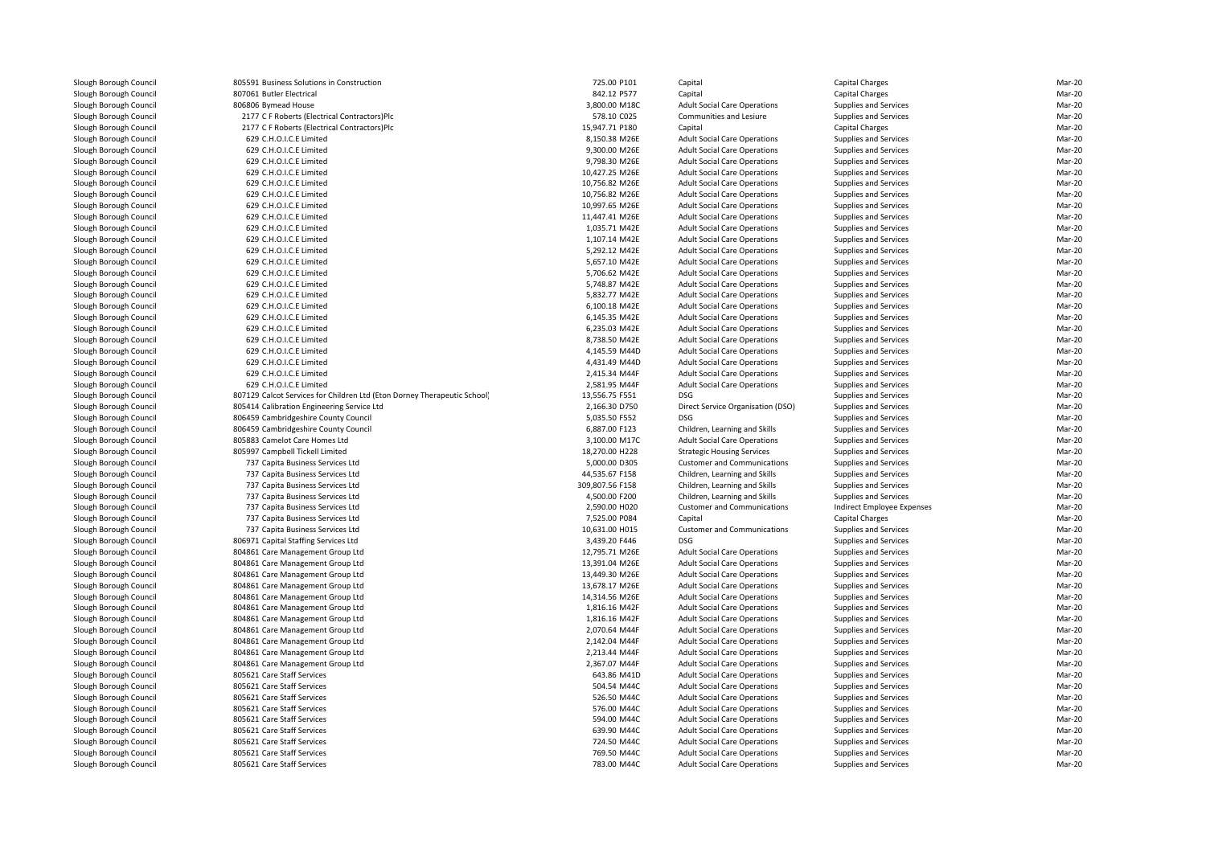| | | | | | | |
|---|---|---|---|---|---|---|
| Slough Borough Council | 805591 Business Solutions in Construction | 725.00 | P101 | Capital | Capital Charges | Mar-20 |
| Slough Borough Council | 807061 Butler Electrical | 842.12 | P577 | Capital | Capital Charges | Mar-20 |
| Slough Borough Council | 806806 Bymead House | 3,800.00 | M18C | Adult Social Care Operations | Supplies and Services | Mar-20 |
| Slough Borough Council | 2177 C F Roberts (Electrical Contractors)Plc | 578.10 | C025 | Communities and Lesiure | Supplies and Services | Mar-20 |
| Slough Borough Council | 2177 C F Roberts (Electrical Contractors)Plc | 15,947.71 | P180 | Capital | Capital Charges | Mar-20 |
| Slough Borough Council | 629 C.H.O.I.C.E Limited | 8,150.38 | M26E | Adult Social Care Operations | Supplies and Services | Mar-20 |
| Slough Borough Council | 629 C.H.O.I.C.E Limited | 9,300.00 | M26E | Adult Social Care Operations | Supplies and Services | Mar-20 |
| Slough Borough Council | 629 C.H.O.I.C.E Limited | 9,798.30 | M26E | Adult Social Care Operations | Supplies and Services | Mar-20 |
| Slough Borough Council | 629 C.H.O.I.C.E Limited | 10,427.25 | M26E | Adult Social Care Operations | Supplies and Services | Mar-20 |
| Slough Borough Council | 629 C.H.O.I.C.E Limited | 10,756.82 | M26E | Adult Social Care Operations | Supplies and Services | Mar-20 |
| Slough Borough Council | 629 C.H.O.I.C.E Limited | 10,756.82 | M26E | Adult Social Care Operations | Supplies and Services | Mar-20 |
| Slough Borough Council | 629 C.H.O.I.C.E Limited | 10,997.65 | M26E | Adult Social Care Operations | Supplies and Services | Mar-20 |
| Slough Borough Council | 629 C.H.O.I.C.E Limited | 11,447.41 | M26E | Adult Social Care Operations | Supplies and Services | Mar-20 |
| Slough Borough Council | 629 C.H.O.I.C.E Limited | 1,035.71 | M42E | Adult Social Care Operations | Supplies and Services | Mar-20 |
| Slough Borough Council | 629 C.H.O.I.C.E Limited | 1,107.14 | M42E | Adult Social Care Operations | Supplies and Services | Mar-20 |
| Slough Borough Council | 629 C.H.O.I.C.E Limited | 5,292.12 | M42E | Adult Social Care Operations | Supplies and Services | Mar-20 |
| Slough Borough Council | 629 C.H.O.I.C.E Limited | 5,657.10 | M42E | Adult Social Care Operations | Supplies and Services | Mar-20 |
| Slough Borough Council | 629 C.H.O.I.C.E Limited | 5,706.62 | M42E | Adult Social Care Operations | Supplies and Services | Mar-20 |
| Slough Borough Council | 629 C.H.O.I.C.E Limited | 5,748.87 | M42E | Adult Social Care Operations | Supplies and Services | Mar-20 |
| Slough Borough Council | 629 C.H.O.I.C.E Limited | 5,832.77 | M42E | Adult Social Care Operations | Supplies and Services | Mar-20 |
| Slough Borough Council | 629 C.H.O.I.C.E Limited | 6,100.18 | M42E | Adult Social Care Operations | Supplies and Services | Mar-20 |
| Slough Borough Council | 629 C.H.O.I.C.E Limited | 6,145.35 | M42E | Adult Social Care Operations | Supplies and Services | Mar-20 |
| Slough Borough Council | 629 C.H.O.I.C.E Limited | 6,235.03 | M42E | Adult Social Care Operations | Supplies and Services | Mar-20 |
| Slough Borough Council | 629 C.H.O.I.C.E Limited | 8,738.50 | M42E | Adult Social Care Operations | Supplies and Services | Mar-20 |
| Slough Borough Council | 629 C.H.O.I.C.E Limited | 4,145.59 | M44D | Adult Social Care Operations | Supplies and Services | Mar-20 |
| Slough Borough Council | 629 C.H.O.I.C.E Limited | 4,431.49 | M44D | Adult Social Care Operations | Supplies and Services | Mar-20 |
| Slough Borough Council | 629 C.H.O.I.C.E Limited | 2,415.34 | M44F | Adult Social Care Operations | Supplies and Services | Mar-20 |
| Slough Borough Council | 629 C.H.O.I.C.E Limited | 2,581.95 | M44F | Adult Social Care Operations | Supplies and Services | Mar-20 |
| Slough Borough Council | 807129 Calcot Services for Children Ltd (Eton Dorney Therapeutic School) | 13,556.75 | F551 | DSG | Supplies and Services | Mar-20 |
| Slough Borough Council | 805414 Calibration Engineering Service Ltd | 2,166.30 | D750 | Direct Service Organisation (DSO) | Supplies and Services | Mar-20 |
| Slough Borough Council | 806459 Cambridgeshire County Council | 5,035.50 | F552 | DSG | Supplies and Services | Mar-20 |
| Slough Borough Council | 806459 Cambridgeshire County Council | 6,887.00 | F123 | Children, Learning and Skills | Supplies and Services | Mar-20 |
| Slough Borough Council | 805883 Camelot Care Homes Ltd | 3,100.00 | M17C | Adult Social Care Operations | Supplies and Services | Mar-20 |
| Slough Borough Council | 805997 Campbell Tickell Limited | 18,270.00 | H228 | Strategic Housing Services | Supplies and Services | Mar-20 |
| Slough Borough Council | 737 Capita Business Services Ltd | 5,000.00 | D305 | Customer and Communications | Supplies and Services | Mar-20 |
| Slough Borough Council | 737 Capita Business Services Ltd | 44,535.67 | F158 | Children, Learning and Skills | Supplies and Services | Mar-20 |
| Slough Borough Council | 737 Capita Business Services Ltd | 309,807.56 | F158 | Children, Learning and Skills | Supplies and Services | Mar-20 |
| Slough Borough Council | 737 Capita Business Services Ltd | 4,500.00 | F200 | Children, Learning and Skills | Supplies and Services | Mar-20 |
| Slough Borough Council | 737 Capita Business Services Ltd | 2,590.00 | H020 | Customer and Communications | Indirect Employee Expenses | Mar-20 |
| Slough Borough Council | 737 Capita Business Services Ltd | 7,525.00 | P084 | Capital | Capital Charges | Mar-20 |
| Slough Borough Council | 737 Capita Business Services Ltd | 10,631.00 | H015 | Customer and Communications | Supplies and Services | Mar-20 |
| Slough Borough Council | 806971 Capital Staffing Services Ltd | 3,439.20 | F446 | DSG | Supplies and Services | Mar-20 |
| Slough Borough Council | 804861 Care Management Group Ltd | 12,795.71 | M26E | Adult Social Care Operations | Supplies and Services | Mar-20 |
| Slough Borough Council | 804861 Care Management Group Ltd | 13,391.04 | M26E | Adult Social Care Operations | Supplies and Services | Mar-20 |
| Slough Borough Council | 804861 Care Management Group Ltd | 13,449.30 | M26E | Adult Social Care Operations | Supplies and Services | Mar-20 |
| Slough Borough Council | 804861 Care Management Group Ltd | 13,678.17 | M26E | Adult Social Care Operations | Supplies and Services | Mar-20 |
| Slough Borough Council | 804861 Care Management Group Ltd | 14,314.56 | M26E | Adult Social Care Operations | Supplies and Services | Mar-20 |
| Slough Borough Council | 804861 Care Management Group Ltd | 1,816.16 | M42F | Adult Social Care Operations | Supplies and Services | Mar-20 |
| Slough Borough Council | 804861 Care Management Group Ltd | 1,816.16 | M42F | Adult Social Care Operations | Supplies and Services | Mar-20 |
| Slough Borough Council | 804861 Care Management Group Ltd | 2,070.64 | M44F | Adult Social Care Operations | Supplies and Services | Mar-20 |
| Slough Borough Council | 804861 Care Management Group Ltd | 2,142.04 | M44F | Adult Social Care Operations | Supplies and Services | Mar-20 |
| Slough Borough Council | 804861 Care Management Group Ltd | 2,213.44 | M44F | Adult Social Care Operations | Supplies and Services | Mar-20 |
| Slough Borough Council | 804861 Care Management Group Ltd | 2,367.07 | M44F | Adult Social Care Operations | Supplies and Services | Mar-20 |
| Slough Borough Council | 805621 Care Staff Services | 643.86 | M41D | Adult Social Care Operations | Supplies and Services | Mar-20 |
| Slough Borough Council | 805621 Care Staff Services | 504.54 | M44C | Adult Social Care Operations | Supplies and Services | Mar-20 |
| Slough Borough Council | 805621 Care Staff Services | 526.50 | M44C | Adult Social Care Operations | Supplies and Services | Mar-20 |
| Slough Borough Council | 805621 Care Staff Services | 576.00 | M44C | Adult Social Care Operations | Supplies and Services | Mar-20 |
| Slough Borough Council | 805621 Care Staff Services | 594.00 | M44C | Adult Social Care Operations | Supplies and Services | Mar-20 |
| Slough Borough Council | 805621 Care Staff Services | 639.90 | M44C | Adult Social Care Operations | Supplies and Services | Mar-20 |
| Slough Borough Council | 805621 Care Staff Services | 724.50 | M44C | Adult Social Care Operations | Supplies and Services | Mar-20 |
| Slough Borough Council | 805621 Care Staff Services | 769.50 | M44C | Adult Social Care Operations | Supplies and Services | Mar-20 |
| Slough Borough Council | 805621 Care Staff Services | 783.00 | M44C | Adult Social Care Operations | Supplies and Services | Mar-20 |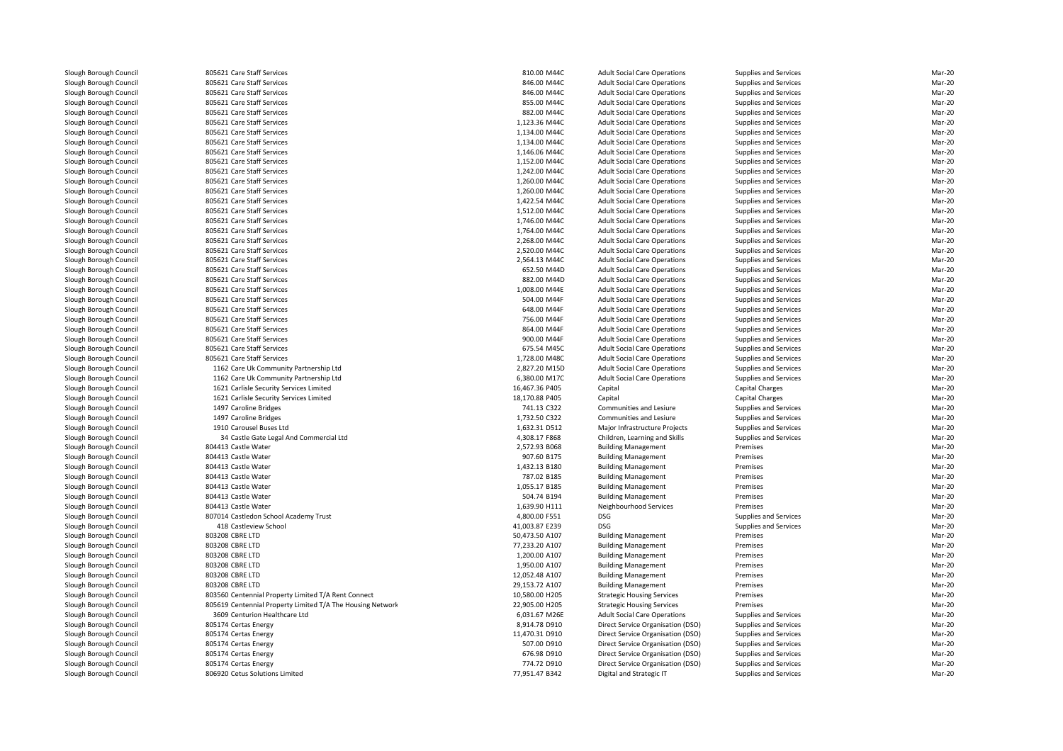| | | | | | | |
|---|---|---|---|---|---|---|
| Slough Borough Council | 805621 Care Staff Services | 810.00 M44C | Adult Social Care Operations | Supplies and Services | Mar-20 |
| Slough Borough Council | 805621 Care Staff Services | 846.00 M44C | Adult Social Care Operations | Supplies and Services | Mar-20 |
| Slough Borough Council | 805621 Care Staff Services | 846.00 M44C | Adult Social Care Operations | Supplies and Services | Mar-20 |
| Slough Borough Council | 805621 Care Staff Services | 855.00 M44C | Adult Social Care Operations | Supplies and Services | Mar-20 |
| Slough Borough Council | 805621 Care Staff Services | 882.00 M44C | Adult Social Care Operations | Supplies and Services | Mar-20 |
| Slough Borough Council | 805621 Care Staff Services | 1,123.36 M44C | Adult Social Care Operations | Supplies and Services | Mar-20 |
| Slough Borough Council | 805621 Care Staff Services | 1,134.00 M44C | Adult Social Care Operations | Supplies and Services | Mar-20 |
| Slough Borough Council | 805621 Care Staff Services | 1,134.00 M44C | Adult Social Care Operations | Supplies and Services | Mar-20 |
| Slough Borough Council | 805621 Care Staff Services | 1,146.06 M44C | Adult Social Care Operations | Supplies and Services | Mar-20 |
| Slough Borough Council | 805621 Care Staff Services | 1,152.00 M44C | Adult Social Care Operations | Supplies and Services | Mar-20 |
| Slough Borough Council | 805621 Care Staff Services | 1,242.00 M44C | Adult Social Care Operations | Supplies and Services | Mar-20 |
| Slough Borough Council | 805621 Care Staff Services | 1,260.00 M44C | Adult Social Care Operations | Supplies and Services | Mar-20 |
| Slough Borough Council | 805621 Care Staff Services | 1,260.00 M44C | Adult Social Care Operations | Supplies and Services | Mar-20 |
| Slough Borough Council | 805621 Care Staff Services | 1,422.54 M44C | Adult Social Care Operations | Supplies and Services | Mar-20 |
| Slough Borough Council | 805621 Care Staff Services | 1,512.00 M44C | Adult Social Care Operations | Supplies and Services | Mar-20 |
| Slough Borough Council | 805621 Care Staff Services | 1,746.00 M44C | Adult Social Care Operations | Supplies and Services | Mar-20 |
| Slough Borough Council | 805621 Care Staff Services | 1,764.00 M44C | Adult Social Care Operations | Supplies and Services | Mar-20 |
| Slough Borough Council | 805621 Care Staff Services | 2,268.00 M44C | Adult Social Care Operations | Supplies and Services | Mar-20 |
| Slough Borough Council | 805621 Care Staff Services | 2,520.00 M44C | Adult Social Care Operations | Supplies and Services | Mar-20 |
| Slough Borough Council | 805621 Care Staff Services | 2,564.13 M44C | Adult Social Care Operations | Supplies and Services | Mar-20 |
| Slough Borough Council | 805621 Care Staff Services | 652.50 M44D | Adult Social Care Operations | Supplies and Services | Mar-20 |
| Slough Borough Council | 805621 Care Staff Services | 882.00 M44D | Adult Social Care Operations | Supplies and Services | Mar-20 |
| Slough Borough Council | 805621 Care Staff Services | 1,008.00 M44E | Adult Social Care Operations | Supplies and Services | Mar-20 |
| Slough Borough Council | 805621 Care Staff Services | 504.00 M44F | Adult Social Care Operations | Supplies and Services | Mar-20 |
| Slough Borough Council | 805621 Care Staff Services | 648.00 M44F | Adult Social Care Operations | Supplies and Services | Mar-20 |
| Slough Borough Council | 805621 Care Staff Services | 756.00 M44F | Adult Social Care Operations | Supplies and Services | Mar-20 |
| Slough Borough Council | 805621 Care Staff Services | 864.00 M44F | Adult Social Care Operations | Supplies and Services | Mar-20 |
| Slough Borough Council | 805621 Care Staff Services | 900.00 M44F | Adult Social Care Operations | Supplies and Services | Mar-20 |
| Slough Borough Council | 805621 Care Staff Services | 675.54 M45C | Adult Social Care Operations | Supplies and Services | Mar-20 |
| Slough Borough Council | 805621 Care Staff Services | 1,728.00 M48C | Adult Social Care Operations | Supplies and Services | Mar-20 |
| Slough Borough Council | 1162 Care Uk Community Partnership Ltd | 2,827.20 M15D | Adult Social Care Operations | Supplies and Services | Mar-20 |
| Slough Borough Council | 1162 Care Uk Community Partnership Ltd | 6,380.00 M17C | Adult Social Care Operations | Supplies and Services | Mar-20 |
| Slough Borough Council | 1621 Carlisle Security Services Limited | 16,467.36 P405 | Capital | Capital Charges | Mar-20 |
| Slough Borough Council | 1621 Carlisle Security Services Limited | 18,170.88 P405 | Capital | Capital Charges | Mar-20 |
| Slough Borough Council | 1497 Caroline Bridges | 741.13 C322 | Communities and Lesiure | Supplies and Services | Mar-20 |
| Slough Borough Council | 1497 Caroline Bridges | 1,732.50 C322 | Communities and Lesiure | Supplies and Services | Mar-20 |
| Slough Borough Council | 1910 Carousel Buses Ltd | 1,632.31 D512 | Major Infrastructure Projects | Supplies and Services | Mar-20 |
| Slough Borough Council | 34 Castle Gate Legal And Commercial Ltd | 4,308.17 F868 | Children, Learning and Skills | Supplies and Services | Mar-20 |
| Slough Borough Council | 804413 Castle Water | 2,572.93 B068 | Building Management | Premises | Mar-20 |
| Slough Borough Council | 804413 Castle Water | 907.60 B175 | Building Management | Premises | Mar-20 |
| Slough Borough Council | 804413 Castle Water | 1,432.13 B180 | Building Management | Premises | Mar-20 |
| Slough Borough Council | 804413 Castle Water | 787.02 B185 | Building Management | Premises | Mar-20 |
| Slough Borough Council | 804413 Castle Water | 1,055.17 B185 | Building Management | Premises | Mar-20 |
| Slough Borough Council | 804413 Castle Water | 504.74 B194 | Building Management | Premises | Mar-20 |
| Slough Borough Council | 804413 Castle Water | 1,639.90 H111 | Neighbourhood Services | Premises | Mar-20 |
| Slough Borough Council | 807014 Castledon School Academy Trust | 4,800.00 F551 | DSG | Supplies and Services | Mar-20 |
| Slough Borough Council | 418 Castleview School | 41,003.87 E239 | DSG | Supplies and Services | Mar-20 |
| Slough Borough Council | 803208 CBRE LTD | 50,473.50 A107 | Building Management | Premises | Mar-20 |
| Slough Borough Council | 803208 CBRE LTD | 77,233.20 A107 | Building Management | Premises | Mar-20 |
| Slough Borough Council | 803208 CBRE LTD | 1,200.00 A107 | Building Management | Premises | Mar-20 |
| Slough Borough Council | 803208 CBRE LTD | 1,950.00 A107 | Building Management | Premises | Mar-20 |
| Slough Borough Council | 803208 CBRE LTD | 12,052.48 A107 | Building Management | Premises | Mar-20 |
| Slough Borough Council | 803208 CBRE LTD | 29,153.72 A107 | Building Management | Premises | Mar-20 |
| Slough Borough Council | 803560 Centennial Property Limited T/A Rent Connect | 10,580.00 H205 | Strategic Housing Services | Premises | Mar-20 |
| Slough Borough Council | 805619 Centennial Property Limited T/A The Housing Network | 22,905.00 H205 | Strategic Housing Services | Premises | Mar-20 |
| Slough Borough Council | 3609 Centurion Healthcare Ltd | 6,031.67 M26E | Adult Social Care Operations | Supplies and Services | Mar-20 |
| Slough Borough Council | 805174 Certas Energy | 8,914.78 D910 | Direct Service Organisation (DSO) | Supplies and Services | Mar-20 |
| Slough Borough Council | 805174 Certas Energy | 11,470.31 D910 | Direct Service Organisation (DSO) | Supplies and Services | Mar-20 |
| Slough Borough Council | 805174 Certas Energy | 507.00 D910 | Direct Service Organisation (DSO) | Supplies and Services | Mar-20 |
| Slough Borough Council | 805174 Certas Energy | 676.98 D910 | Direct Service Organisation (DSO) | Supplies and Services | Mar-20 |
| Slough Borough Council | 805174 Certas Energy | 774.72 D910 | Direct Service Organisation (DSO) | Supplies and Services | Mar-20 |
| Slough Borough Council | 806920 Cetus Solutions Limited | 77,951.47 B342 | Digital and Strategic IT | Supplies and Services | Mar-20 |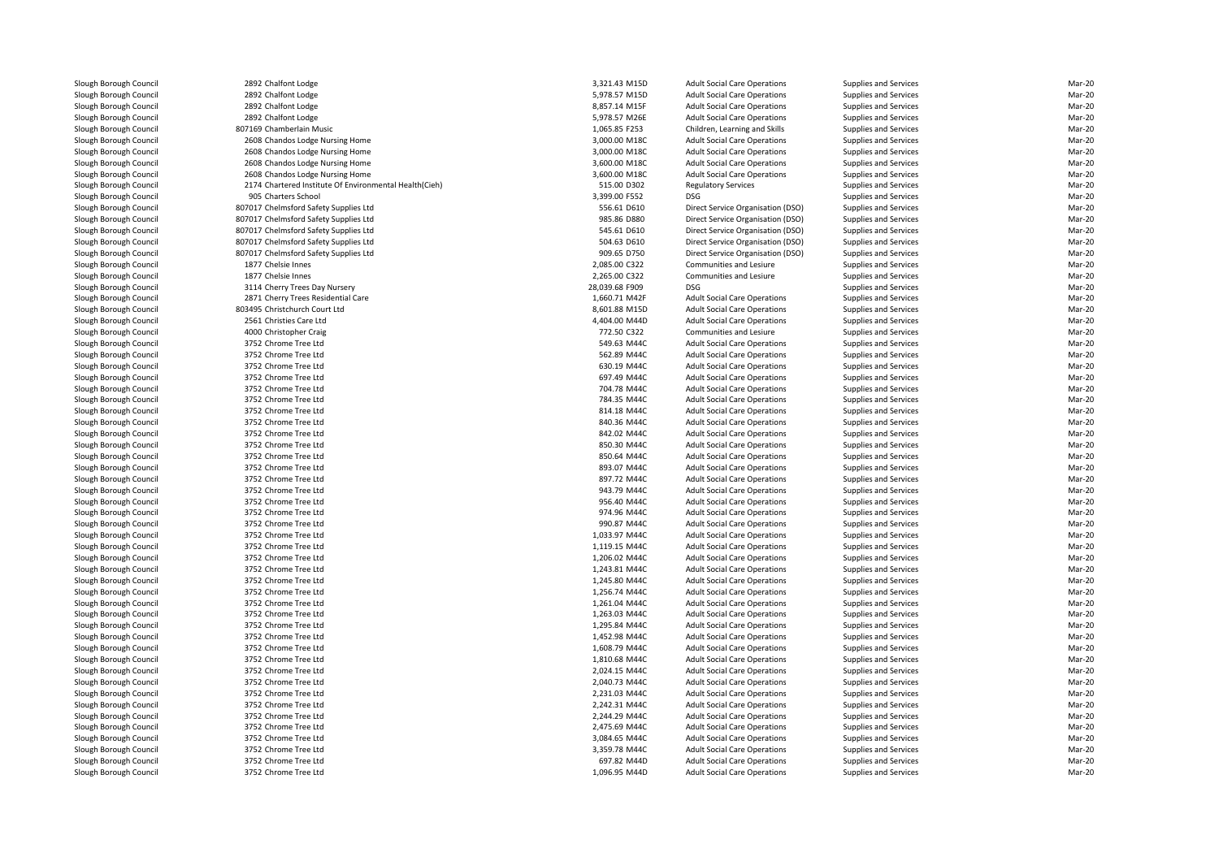| | | | | | | |
|---|---|---|---|---|---|---|
| Slough Borough Council | 2892 Chalfont Lodge | 3,321.43 M15D | Adult Social Care Operations | Supplies and Services | Mar-20 |
| Slough Borough Council | 2892 Chalfont Lodge | 5,978.57 M15D | Adult Social Care Operations | Supplies and Services | Mar-20 |
| Slough Borough Council | 2892 Chalfont Lodge | 8,857.14 M15F | Adult Social Care Operations | Supplies and Services | Mar-20 |
| Slough Borough Council | 2892 Chalfont Lodge | 5,978.57 M26E | Adult Social Care Operations | Supplies and Services | Mar-20 |
| Slough Borough Council | 807169 Chamberlain Music | 1,065.85 F253 | Children, Learning and Skills | Supplies and Services | Mar-20 |
| Slough Borough Council | 2608 Chandos Lodge Nursing Home | 3,000.00 M18C | Adult Social Care Operations | Supplies and Services | Mar-20 |
| Slough Borough Council | 2608 Chandos Lodge Nursing Home | 3,000.00 M18C | Adult Social Care Operations | Supplies and Services | Mar-20 |
| Slough Borough Council | 2608 Chandos Lodge Nursing Home | 3,600.00 M18C | Adult Social Care Operations | Supplies and Services | Mar-20 |
| Slough Borough Council | 2608 Chandos Lodge Nursing Home | 3,600.00 M18C | Adult Social Care Operations | Supplies and Services | Mar-20 |
| Slough Borough Council | 2174 Chartered Institute Of Environmental Health(Cieh) | 515.00 D302 | Regulatory Services | Supplies and Services | Mar-20 |
| Slough Borough Council | 905 Charters School | 3,399.00 F552 | DSG | Supplies and Services | Mar-20 |
| Slough Borough Council | 807017 Chelmsford Safety Supplies Ltd | 556.61 D610 | Direct Service Organisation (DSO) | Supplies and Services | Mar-20 |
| Slough Borough Council | 807017 Chelmsford Safety Supplies Ltd | 985.86 D880 | Direct Service Organisation (DSO) | Supplies and Services | Mar-20 |
| Slough Borough Council | 807017 Chelmsford Safety Supplies Ltd | 545.61 D610 | Direct Service Organisation (DSO) | Supplies and Services | Mar-20 |
| Slough Borough Council | 807017 Chelmsford Safety Supplies Ltd | 504.63 D610 | Direct Service Organisation (DSO) | Supplies and Services | Mar-20 |
| Slough Borough Council | 807017 Chelmsford Safety Supplies Ltd | 909.65 D750 | Direct Service Organisation (DSO) | Supplies and Services | Mar-20 |
| Slough Borough Council | 1877 Chelsie Innes | 2,085.00 C322 | Communities and Lesiure | Supplies and Services | Mar-20 |
| Slough Borough Council | 1877 Chelsie Innes | 2,265.00 C322 | Communities and Lesiure | Supplies and Services | Mar-20 |
| Slough Borough Council | 3114 Cherry Trees Day Nursery | 28,039.68 F909 | DSG | Supplies and Services | Mar-20 |
| Slough Borough Council | 2871 Cherry Trees Residential Care | 1,660.71 M42F | Adult Social Care Operations | Supplies and Services | Mar-20 |
| Slough Borough Council | 803495 Christchurch Court Ltd | 8,601.88 M15D | Adult Social Care Operations | Supplies and Services | Mar-20 |
| Slough Borough Council | 2561 Christies Care Ltd | 4,404.00 M44D | Adult Social Care Operations | Supplies and Services | Mar-20 |
| Slough Borough Council | 4000 Christopher Craig | 772.50 C322 | Communities and Lesiure | Supplies and Services | Mar-20 |
| Slough Borough Council | 3752 Chrome Tree Ltd | 549.63 M44C | Adult Social Care Operations | Supplies and Services | Mar-20 |
| Slough Borough Council | 3752 Chrome Tree Ltd | 562.89 M44C | Adult Social Care Operations | Supplies and Services | Mar-20 |
| Slough Borough Council | 3752 Chrome Tree Ltd | 630.19 M44C | Adult Social Care Operations | Supplies and Services | Mar-20 |
| Slough Borough Council | 3752 Chrome Tree Ltd | 697.49 M44C | Adult Social Care Operations | Supplies and Services | Mar-20 |
| Slough Borough Council | 3752 Chrome Tree Ltd | 704.78 M44C | Adult Social Care Operations | Supplies and Services | Mar-20 |
| Slough Borough Council | 3752 Chrome Tree Ltd | 784.35 M44C | Adult Social Care Operations | Supplies and Services | Mar-20 |
| Slough Borough Council | 3752 Chrome Tree Ltd | 814.18 M44C | Adult Social Care Operations | Supplies and Services | Mar-20 |
| Slough Borough Council | 3752 Chrome Tree Ltd | 840.36 M44C | Adult Social Care Operations | Supplies and Services | Mar-20 |
| Slough Borough Council | 3752 Chrome Tree Ltd | 842.02 M44C | Adult Social Care Operations | Supplies and Services | Mar-20 |
| Slough Borough Council | 3752 Chrome Tree Ltd | 850.30 M44C | Adult Social Care Operations | Supplies and Services | Mar-20 |
| Slough Borough Council | 3752 Chrome Tree Ltd | 850.64 M44C | Adult Social Care Operations | Supplies and Services | Mar-20 |
| Slough Borough Council | 3752 Chrome Tree Ltd | 893.07 M44C | Adult Social Care Operations | Supplies and Services | Mar-20 |
| Slough Borough Council | 3752 Chrome Tree Ltd | 897.72 M44C | Adult Social Care Operations | Supplies and Services | Mar-20 |
| Slough Borough Council | 3752 Chrome Tree Ltd | 943.79 M44C | Adult Social Care Operations | Supplies and Services | Mar-20 |
| Slough Borough Council | 3752 Chrome Tree Ltd | 956.40 M44C | Adult Social Care Operations | Supplies and Services | Mar-20 |
| Slough Borough Council | 3752 Chrome Tree Ltd | 974.96 M44C | Adult Social Care Operations | Supplies and Services | Mar-20 |
| Slough Borough Council | 3752 Chrome Tree Ltd | 990.87 M44C | Adult Social Care Operations | Supplies and Services | Mar-20 |
| Slough Borough Council | 3752 Chrome Tree Ltd | 1,033.97 M44C | Adult Social Care Operations | Supplies and Services | Mar-20 |
| Slough Borough Council | 3752 Chrome Tree Ltd | 1,119.15 M44C | Adult Social Care Operations | Supplies and Services | Mar-20 |
| Slough Borough Council | 3752 Chrome Tree Ltd | 1,206.02 M44C | Adult Social Care Operations | Supplies and Services | Mar-20 |
| Slough Borough Council | 3752 Chrome Tree Ltd | 1,243.81 M44C | Adult Social Care Operations | Supplies and Services | Mar-20 |
| Slough Borough Council | 3752 Chrome Tree Ltd | 1,245.80 M44C | Adult Social Care Operations | Supplies and Services | Mar-20 |
| Slough Borough Council | 3752 Chrome Tree Ltd | 1,256.74 M44C | Adult Social Care Operations | Supplies and Services | Mar-20 |
| Slough Borough Council | 3752 Chrome Tree Ltd | 1,261.04 M44C | Adult Social Care Operations | Supplies and Services | Mar-20 |
| Slough Borough Council | 3752 Chrome Tree Ltd | 1,263.03 M44C | Adult Social Care Operations | Supplies and Services | Mar-20 |
| Slough Borough Council | 3752 Chrome Tree Ltd | 1,295.84 M44C | Adult Social Care Operations | Supplies and Services | Mar-20 |
| Slough Borough Council | 3752 Chrome Tree Ltd | 1,452.98 M44C | Adult Social Care Operations | Supplies and Services | Mar-20 |
| Slough Borough Council | 3752 Chrome Tree Ltd | 1,608.79 M44C | Adult Social Care Operations | Supplies and Services | Mar-20 |
| Slough Borough Council | 3752 Chrome Tree Ltd | 1,810.68 M44C | Adult Social Care Operations | Supplies and Services | Mar-20 |
| Slough Borough Council | 3752 Chrome Tree Ltd | 2,024.15 M44C | Adult Social Care Operations | Supplies and Services | Mar-20 |
| Slough Borough Council | 3752 Chrome Tree Ltd | 2,040.73 M44C | Adult Social Care Operations | Supplies and Services | Mar-20 |
| Slough Borough Council | 3752 Chrome Tree Ltd | 2,231.03 M44C | Adult Social Care Operations | Supplies and Services | Mar-20 |
| Slough Borough Council | 3752 Chrome Tree Ltd | 2,242.31 M44C | Adult Social Care Operations | Supplies and Services | Mar-20 |
| Slough Borough Council | 3752 Chrome Tree Ltd | 2,244.29 M44C | Adult Social Care Operations | Supplies and Services | Mar-20 |
| Slough Borough Council | 3752 Chrome Tree Ltd | 2,475.69 M44C | Adult Social Care Operations | Supplies and Services | Mar-20 |
| Slough Borough Council | 3752 Chrome Tree Ltd | 3,084.65 M44C | Adult Social Care Operations | Supplies and Services | Mar-20 |
| Slough Borough Council | 3752 Chrome Tree Ltd | 3,359.78 M44C | Adult Social Care Operations | Supplies and Services | Mar-20 |
| Slough Borough Council | 3752 Chrome Tree Ltd | 697.82 M44D | Adult Social Care Operations | Supplies and Services | Mar-20 |
| Slough Borough Council | 3752 Chrome Tree Ltd | 1,096.95 M44D | Adult Social Care Operations | Supplies and Services | Mar-20 |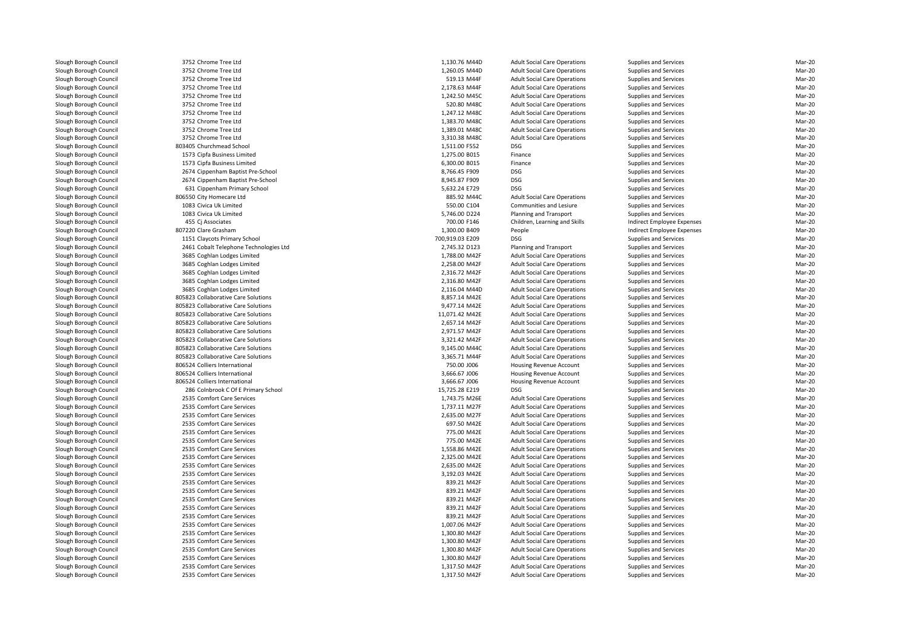| | | | | | | | |
|---|---|---|---|---|---|---|---|
| Slough Borough Council | 3752 Chrome Tree Ltd | 1,130.76 | M44D | Adult Social Care Operations | Supplies and Services | Mar-20 |
| Slough Borough Council | 3752 Chrome Tree Ltd | 1,260.05 | M44D | Adult Social Care Operations | Supplies and Services | Mar-20 |
| Slough Borough Council | 3752 Chrome Tree Ltd | 519.13 | M44F | Adult Social Care Operations | Supplies and Services | Mar-20 |
| Slough Borough Council | 3752 Chrome Tree Ltd | 2,178.63 | M44F | Adult Social Care Operations | Supplies and Services | Mar-20 |
| Slough Borough Council | 3752 Chrome Tree Ltd | 1,242.50 | M45C | Adult Social Care Operations | Supplies and Services | Mar-20 |
| Slough Borough Council | 3752 Chrome Tree Ltd | 520.80 | M48C | Adult Social Care Operations | Supplies and Services | Mar-20 |
| Slough Borough Council | 3752 Chrome Tree Ltd | 1,247.12 | M48C | Adult Social Care Operations | Supplies and Services | Mar-20 |
| Slough Borough Council | 3752 Chrome Tree Ltd | 1,383.70 | M48C | Adult Social Care Operations | Supplies and Services | Mar-20 |
| Slough Borough Council | 3752 Chrome Tree Ltd | 1,389.01 | M48C | Adult Social Care Operations | Supplies and Services | Mar-20 |
| Slough Borough Council | 3752 Chrome Tree Ltd | 3,310.38 | M48C | Adult Social Care Operations | Supplies and Services | Mar-20 |
| Slough Borough Council | 803405 Churchmead School | 1,511.00 | F552 | DSG | Supplies and Services | Mar-20 |
| Slough Borough Council | 1573 Cipfa Business Limited | 1,275.00 | B015 | Finance | Supplies and Services | Mar-20 |
| Slough Borough Council | 1573 Cipfa Business Limited | 6,300.00 | B015 | Finance | Supplies and Services | Mar-20 |
| Slough Borough Council | 2674 Cippenham Baptist Pre-School | 8,766.45 | F909 | DSG | Supplies and Services | Mar-20 |
| Slough Borough Council | 2674 Cippenham Baptist Pre-School | 8,945.87 | F909 | DSG | Supplies and Services | Mar-20 |
| Slough Borough Council | 631 Cippenham Primary School | 5,632.24 | E729 | DSG | Supplies and Services | Mar-20 |
| Slough Borough Council | 806550 City Homecare Ltd | 885.92 | M44C | Adult Social Care Operations | Supplies and Services | Mar-20 |
| Slough Borough Council | 1083 Civica Uk Limited | 550.00 | C104 | Communities and Lesiure | Supplies and Services | Mar-20 |
| Slough Borough Council | 1083 Civica Uk Limited | 5,746.00 | D224 | Planning and Transport | Supplies and Services | Mar-20 |
| Slough Borough Council | 455 Cj Associates | 700.00 | F146 | Children, Learning and Skills | Indirect Employee Expenses | Mar-20 |
| Slough Borough Council | 807220 Clare Grasham | 1,300.00 | B409 | People | Indirect Employee Expenses | Mar-20 |
| Slough Borough Council | 1151 Claycots Primary School | 700,919.03 | E209 | DSG | Supplies and Services | Mar-20 |
| Slough Borough Council | 2461 Cobalt Telephone Technologies Ltd | 2,745.32 | D123 | Planning and Transport | Supplies and Services | Mar-20 |
| Slough Borough Council | 3685 Coghlan Lodges Limited | 1,788.00 | M42F | Adult Social Care Operations | Supplies and Services | Mar-20 |
| Slough Borough Council | 3685 Coghlan Lodges Limited | 2,258.00 | M42F | Adult Social Care Operations | Supplies and Services | Mar-20 |
| Slough Borough Council | 3685 Coghlan Lodges Limited | 2,316.72 | M42F | Adult Social Care Operations | Supplies and Services | Mar-20 |
| Slough Borough Council | 3685 Coghlan Lodges Limited | 2,316.80 | M42F | Adult Social Care Operations | Supplies and Services | Mar-20 |
| Slough Borough Council | 3685 Coghlan Lodges Limited | 2,116.04 | M44D | Adult Social Care Operations | Supplies and Services | Mar-20 |
| Slough Borough Council | 805823 Collaborative Care Solutions | 8,857.14 | M42E | Adult Social Care Operations | Supplies and Services | Mar-20 |
| Slough Borough Council | 805823 Collaborative Care Solutions | 9,477.14 | M42E | Adult Social Care Operations | Supplies and Services | Mar-20 |
| Slough Borough Council | 805823 Collaborative Care Solutions | 11,071.42 | M42E | Adult Social Care Operations | Supplies and Services | Mar-20 |
| Slough Borough Council | 805823 Collaborative Care Solutions | 2,657.14 | M42F | Adult Social Care Operations | Supplies and Services | Mar-20 |
| Slough Borough Council | 805823 Collaborative Care Solutions | 2,971.57 | M42F | Adult Social Care Operations | Supplies and Services | Mar-20 |
| Slough Borough Council | 805823 Collaborative Care Solutions | 3,321.42 | M42F | Adult Social Care Operations | Supplies and Services | Mar-20 |
| Slough Borough Council | 805823 Collaborative Care Solutions | 9,145.00 | M44C | Adult Social Care Operations | Supplies and Services | Mar-20 |
| Slough Borough Council | 805823 Collaborative Care Solutions | 3,365.71 | M44F | Adult Social Care Operations | Supplies and Services | Mar-20 |
| Slough Borough Council | 806524 Colliers International | 750.00 | J006 | Housing Revenue Account | Supplies and Services | Mar-20 |
| Slough Borough Council | 806524 Colliers International | 3,666.67 | J006 | Housing Revenue Account | Supplies and Services | Mar-20 |
| Slough Borough Council | 806524 Colliers International | 3,666.67 | J006 | Housing Revenue Account | Supplies and Services | Mar-20 |
| Slough Borough Council | 286 Colnbrook C Of E Primary School | 15,725.28 | E219 | DSG | Supplies and Services | Mar-20 |
| Slough Borough Council | 2535 Comfort Care Services | 1,743.75 | M26E | Adult Social Care Operations | Supplies and Services | Mar-20 |
| Slough Borough Council | 2535 Comfort Care Services | 1,737.11 | M27F | Adult Social Care Operations | Supplies and Services | Mar-20 |
| Slough Borough Council | 2535 Comfort Care Services | 2,635.00 | M27F | Adult Social Care Operations | Supplies and Services | Mar-20 |
| Slough Borough Council | 2535 Comfort Care Services | 697.50 | M42E | Adult Social Care Operations | Supplies and Services | Mar-20 |
| Slough Borough Council | 2535 Comfort Care Services | 775.00 | M42E | Adult Social Care Operations | Supplies and Services | Mar-20 |
| Slough Borough Council | 2535 Comfort Care Services | 775.00 | M42E | Adult Social Care Operations | Supplies and Services | Mar-20 |
| Slough Borough Council | 2535 Comfort Care Services | 1,558.86 | M42E | Adult Social Care Operations | Supplies and Services | Mar-20 |
| Slough Borough Council | 2535 Comfort Care Services | 2,325.00 | M42E | Adult Social Care Operations | Supplies and Services | Mar-20 |
| Slough Borough Council | 2535 Comfort Care Services | 2,635.00 | M42E | Adult Social Care Operations | Supplies and Services | Mar-20 |
| Slough Borough Council | 2535 Comfort Care Services | 3,192.03 | M42E | Adult Social Care Operations | Supplies and Services | Mar-20 |
| Slough Borough Council | 2535 Comfort Care Services | 839.21 | M42F | Adult Social Care Operations | Supplies and Services | Mar-20 |
| Slough Borough Council | 2535 Comfort Care Services | 839.21 | M42F | Adult Social Care Operations | Supplies and Services | Mar-20 |
| Slough Borough Council | 2535 Comfort Care Services | 839.21 | M42F | Adult Social Care Operations | Supplies and Services | Mar-20 |
| Slough Borough Council | 2535 Comfort Care Services | 839.21 | M42F | Adult Social Care Operations | Supplies and Services | Mar-20 |
| Slough Borough Council | 2535 Comfort Care Services | 839.21 | M42F | Adult Social Care Operations | Supplies and Services | Mar-20 |
| Slough Borough Council | 2535 Comfort Care Services | 1,007.06 | M42F | Adult Social Care Operations | Supplies and Services | Mar-20 |
| Slough Borough Council | 2535 Comfort Care Services | 1,300.80 | M42F | Adult Social Care Operations | Supplies and Services | Mar-20 |
| Slough Borough Council | 2535 Comfort Care Services | 1,300.80 | M42F | Adult Social Care Operations | Supplies and Services | Mar-20 |
| Slough Borough Council | 2535 Comfort Care Services | 1,300.80 | M42F | Adult Social Care Operations | Supplies and Services | Mar-20 |
| Slough Borough Council | 2535 Comfort Care Services | 1,300.80 | M42F | Adult Social Care Operations | Supplies and Services | Mar-20 |
| Slough Borough Council | 2535 Comfort Care Services | 1,317.50 | M42F | Adult Social Care Operations | Supplies and Services | Mar-20 |
| Slough Borough Council | 2535 Comfort Care Services | 1,317.50 | M42F | Adult Social Care Operations | Supplies and Services | Mar-20 |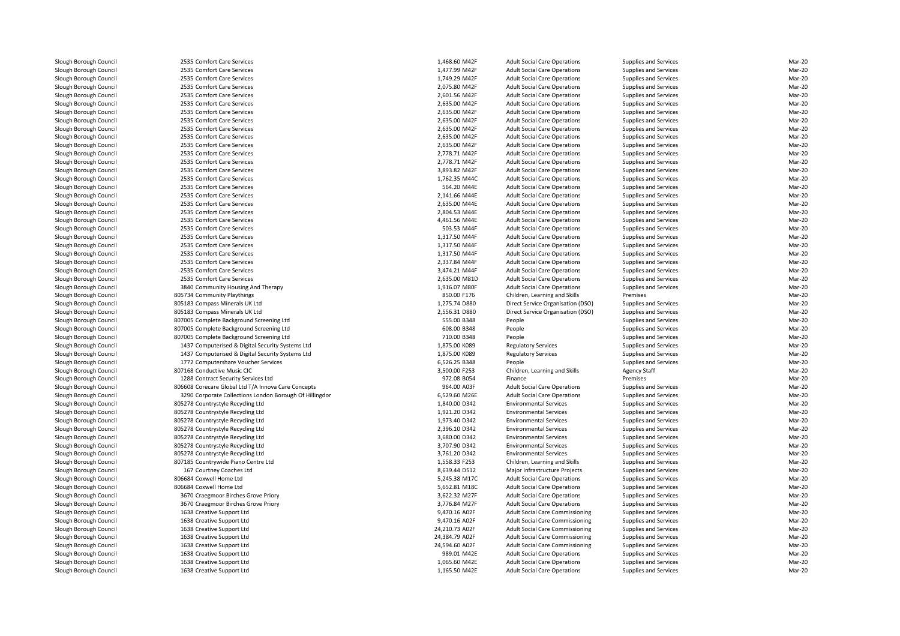| | | | | | | |
|---|---|---|---|---|---|---|
| Slough Borough Council | 2535 Comfort Care Services | 1,468.60 M42F | Adult Social Care Operations | Supplies and Services | Mar-20 |
| Slough Borough Council | 2535 Comfort Care Services | 1,477.99 M42F | Adult Social Care Operations | Supplies and Services | Mar-20 |
| Slough Borough Council | 2535 Comfort Care Services | 1,749.29 M42F | Adult Social Care Operations | Supplies and Services | Mar-20 |
| Slough Borough Council | 2535 Comfort Care Services | 2,075.80 M42F | Adult Social Care Operations | Supplies and Services | Mar-20 |
| Slough Borough Council | 2535 Comfort Care Services | 2,601.56 M42F | Adult Social Care Operations | Supplies and Services | Mar-20 |
| Slough Borough Council | 2535 Comfort Care Services | 2,635.00 M42F | Adult Social Care Operations | Supplies and Services | Mar-20 |
| Slough Borough Council | 2535 Comfort Care Services | 2,635.00 M42F | Adult Social Care Operations | Supplies and Services | Mar-20 |
| Slough Borough Council | 2535 Comfort Care Services | 2,635.00 M42F | Adult Social Care Operations | Supplies and Services | Mar-20 |
| Slough Borough Council | 2535 Comfort Care Services | 2,635.00 M42F | Adult Social Care Operations | Supplies and Services | Mar-20 |
| Slough Borough Council | 2535 Comfort Care Services | 2,635.00 M42F | Adult Social Care Operations | Supplies and Services | Mar-20 |
| Slough Borough Council | 2535 Comfort Care Services | 2,635.00 M42F | Adult Social Care Operations | Supplies and Services | Mar-20 |
| Slough Borough Council | 2535 Comfort Care Services | 2,778.71 M42F | Adult Social Care Operations | Supplies and Services | Mar-20 |
| Slough Borough Council | 2535 Comfort Care Services | 2,778.71 M42F | Adult Social Care Operations | Supplies and Services | Mar-20 |
| Slough Borough Council | 2535 Comfort Care Services | 3,893.82 M42F | Adult Social Care Operations | Supplies and Services | Mar-20 |
| Slough Borough Council | 2535 Comfort Care Services | 1,762.35 M44C | Adult Social Care Operations | Supplies and Services | Mar-20 |
| Slough Borough Council | 2535 Comfort Care Services | 564.20 M44E | Adult Social Care Operations | Supplies and Services | Mar-20 |
| Slough Borough Council | 2535 Comfort Care Services | 2,141.66 M44E | Adult Social Care Operations | Supplies and Services | Mar-20 |
| Slough Borough Council | 2535 Comfort Care Services | 2,635.00 M44E | Adult Social Care Operations | Supplies and Services | Mar-20 |
| Slough Borough Council | 2535 Comfort Care Services | 2,804.53 M44E | Adult Social Care Operations | Supplies and Services | Mar-20 |
| Slough Borough Council | 2535 Comfort Care Services | 4,461.56 M44E | Adult Social Care Operations | Supplies and Services | Mar-20 |
| Slough Borough Council | 2535 Comfort Care Services | 503.53 M44F | Adult Social Care Operations | Supplies and Services | Mar-20 |
| Slough Borough Council | 2535 Comfort Care Services | 1,317.50 M44F | Adult Social Care Operations | Supplies and Services | Mar-20 |
| Slough Borough Council | 2535 Comfort Care Services | 1,317.50 M44F | Adult Social Care Operations | Supplies and Services | Mar-20 |
| Slough Borough Council | 2535 Comfort Care Services | 1,317.50 M44F | Adult Social Care Operations | Supplies and Services | Mar-20 |
| Slough Borough Council | 2535 Comfort Care Services | 2,337.84 M44F | Adult Social Care Operations | Supplies and Services | Mar-20 |
| Slough Borough Council | 2535 Comfort Care Services | 3,474.21 M44F | Adult Social Care Operations | Supplies and Services | Mar-20 |
| Slough Borough Council | 2535 Comfort Care Services | 2,635.00 M81D | Adult Social Care Operations | Supplies and Services | Mar-20 |
| Slough Borough Council | 3840 Community Housing And Therapy | 1,916.07 M80F | Adult Social Care Operations | Supplies and Services | Mar-20 |
| Slough Borough Council | 805734 Community Playthings | 850.00 F176 | Children, Learning and Skills | Premises | Mar-20 |
| Slough Borough Council | 805183 Compass Minerals UK Ltd | 1,275.74 D880 | Direct Service Organisation (DSO) | Supplies and Services | Mar-20 |
| Slough Borough Council | 805183 Compass Minerals UK Ltd | 2,556.31 D880 | Direct Service Organisation (DSO) | Supplies and Services | Mar-20 |
| Slough Borough Council | 807005 Complete Background Screening Ltd | 555.00 B348 | People | Supplies and Services | Mar-20 |
| Slough Borough Council | 807005 Complete Background Screening Ltd | 608.00 B348 | People | Supplies and Services | Mar-20 |
| Slough Borough Council | 807005 Complete Background Screening Ltd | 710.00 B348 | People | Supplies and Services | Mar-20 |
| Slough Borough Council | 1437 Computerised & Digital Security Systems Ltd | 1,875.00 K089 | Regulatory Services | Supplies and Services | Mar-20 |
| Slough Borough Council | 1437 Computerised & Digital Security Systems Ltd | 1,875.00 K089 | Regulatory Services | Supplies and Services | Mar-20 |
| Slough Borough Council | 1772 Computershare Voucher Services | 6,526.25 B348 | People | Supplies and Services | Mar-20 |
| Slough Borough Council | 807168 Conductive Music CIC | 3,500.00 F253 | Children, Learning and Skills | Agency Staff | Mar-20 |
| Slough Borough Council | 1288 Contract Security Services Ltd | 972.08 B054 | Finance | Premises | Mar-20 |
| Slough Borough Council | 806608 Corecare Global Ltd T/A Innova Care Concepts | 964.00 A03F | Adult Social Care Operations | Supplies and Services | Mar-20 |
| Slough Borough Council | 3290 Corporate Collections London Borough Of Hillingdor | 6,529.60 M26E | Adult Social Care Operations | Supplies and Services | Mar-20 |
| Slough Borough Council | 805278 Countrystyle Recycling Ltd | 1,840.00 D342 | Environmental Services | Supplies and Services | Mar-20 |
| Slough Borough Council | 805278 Countrystyle Recycling Ltd | 1,921.20 D342 | Environmental Services | Supplies and Services | Mar-20 |
| Slough Borough Council | 805278 Countrystyle Recycling Ltd | 1,973.40 D342 | Environmental Services | Supplies and Services | Mar-20 |
| Slough Borough Council | 805278 Countrystyle Recycling Ltd | 2,396.10 D342 | Environmental Services | Supplies and Services | Mar-20 |
| Slough Borough Council | 805278 Countrystyle Recycling Ltd | 3,680.00 D342 | Environmental Services | Supplies and Services | Mar-20 |
| Slough Borough Council | 805278 Countrystyle Recycling Ltd | 3,707.90 D342 | Environmental Services | Supplies and Services | Mar-20 |
| Slough Borough Council | 805278 Countrystyle Recycling Ltd | 3,761.20 D342 | Environmental Services | Supplies and Services | Mar-20 |
| Slough Borough Council | 807185 Countrywide Piano Centre Ltd | 1,558.33 F253 | Children, Learning and Skills | Supplies and Services | Mar-20 |
| Slough Borough Council | 167 Courtney Coaches Ltd | 8,639.44 D512 | Major Infrastructure Projects | Supplies and Services | Mar-20 |
| Slough Borough Council | 806684 Coxwell Home Ltd | 5,245.38 M17C | Adult Social Care Operations | Supplies and Services | Mar-20 |
| Slough Borough Council | 806684 Coxwell Home Ltd | 5,652.81 M18C | Adult Social Care Operations | Supplies and Services | Mar-20 |
| Slough Borough Council | 3670 Craegmoor Birches Grove Priory | 3,622.32 M27F | Adult Social Care Operations | Supplies and Services | Mar-20 |
| Slough Borough Council | 3670 Craegmoor Birches Grove Priory | 3,776.84 M27F | Adult Social Care Operations | Supplies and Services | Mar-20 |
| Slough Borough Council | 1638 Creative Support Ltd | 9,470.16 A02F | Adult Social Care Commissioning | Supplies and Services | Mar-20 |
| Slough Borough Council | 1638 Creative Support Ltd | 9,470.16 A02F | Adult Social Care Commissioning | Supplies and Services | Mar-20 |
| Slough Borough Council | 1638 Creative Support Ltd | 24,210.73 A02F | Adult Social Care Commissioning | Supplies and Services | Mar-20 |
| Slough Borough Council | 1638 Creative Support Ltd | 24,384.79 A02F | Adult Social Care Commissioning | Supplies and Services | Mar-20 |
| Slough Borough Council | 1638 Creative Support Ltd | 24,594.60 A02F | Adult Social Care Commissioning | Supplies and Services | Mar-20 |
| Slough Borough Council | 1638 Creative Support Ltd | 989.01 M42E | Adult Social Care Operations | Supplies and Services | Mar-20 |
| Slough Borough Council | 1638 Creative Support Ltd | 1,065.60 M42E | Adult Social Care Operations | Supplies and Services | Mar-20 |
| Slough Borough Council | 1638 Creative Support Ltd | 1,165.50 M42E | Adult Social Care Operations | Supplies and Services | Mar-20 |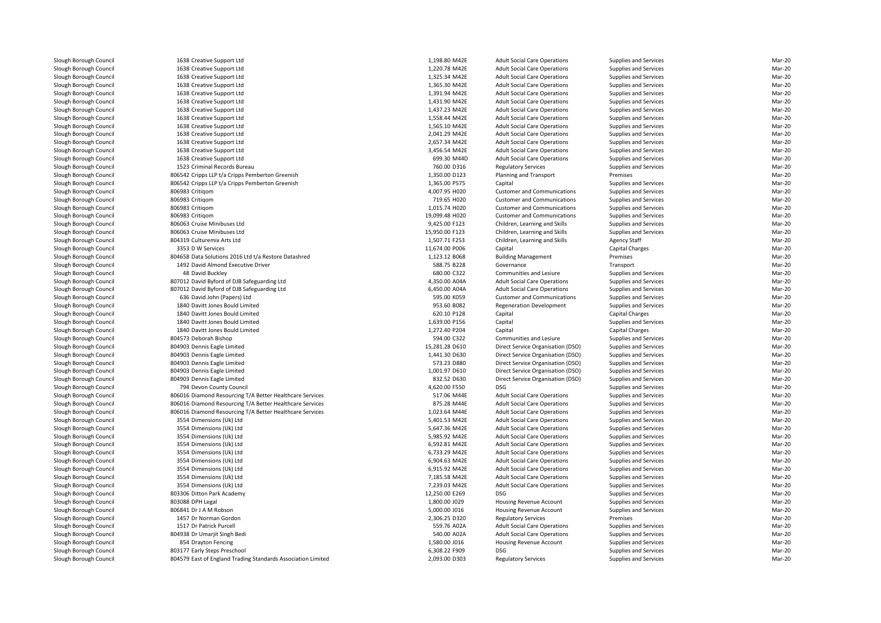| | | | | | | |
|---|---|---|---|---|---|---|
| Slough Borough Council | 1638 Creative Support Ltd | 1,198.80 M42E | Adult Social Care Operations | Supplies and Services | Mar-20 |
| Slough Borough Council | 1638 Creative Support Ltd | 1,220.78 M42E | Adult Social Care Operations | Supplies and Services | Mar-20 |
| Slough Borough Council | 1638 Creative Support Ltd | 1,325.34 M42E | Adult Social Care Operations | Supplies and Services | Mar-20 |
| Slough Borough Council | 1638 Creative Support Ltd | 1,365.30 M42E | Adult Social Care Operations | Supplies and Services | Mar-20 |
| Slough Borough Council | 1638 Creative Support Ltd | 1,391.94 M42E | Adult Social Care Operations | Supplies and Services | Mar-20 |
| Slough Borough Council | 1638 Creative Support Ltd | 1,431.90 M42E | Adult Social Care Operations | Supplies and Services | Mar-20 |
| Slough Borough Council | 1638 Creative Support Ltd | 1,437.23 M42E | Adult Social Care Operations | Supplies and Services | Mar-20 |
| Slough Borough Council | 1638 Creative Support Ltd | 1,558.44 M42E | Adult Social Care Operations | Supplies and Services | Mar-20 |
| Slough Borough Council | 1638 Creative Support Ltd | 1,565.10 M42E | Adult Social Care Operations | Supplies and Services | Mar-20 |
| Slough Borough Council | 1638 Creative Support Ltd | 2,041.29 M42E | Adult Social Care Operations | Supplies and Services | Mar-20 |
| Slough Borough Council | 1638 Creative Support Ltd | 2,657.34 M42E | Adult Social Care Operations | Supplies and Services | Mar-20 |
| Slough Borough Council | 1638 Creative Support Ltd | 3,456.54 M42E | Adult Social Care Operations | Supplies and Services | Mar-20 |
| Slough Borough Council | 1638 Creative Support Ltd | 699.30 M44D | Adult Social Care Operations | Supplies and Services | Mar-20 |
| Slough Borough Council | 1523 Criminal Records Bureau | 760.00 D316 | Regulatory Services | Supplies and Services | Mar-20 |
| Slough Borough Council | 806542 Cripps LLP t/a Cripps Pemberton Greenish | 1,350.00 D123 | Planning and Transport | Premises | Mar-20 |
| Slough Borough Council | 806542 Cripps LLP t/a Cripps Pemberton Greenish | 1,365.00 P575 | Capital | Supplies and Services | Mar-20 |
| Slough Borough Council | 806983 Critiqom | 4,007.95 H020 | Customer and Communications | Supplies and Services | Mar-20 |
| Slough Borough Council | 806983 Critiqom | 719.65 H020 | Customer and Communications | Supplies and Services | Mar-20 |
| Slough Borough Council | 806983 Critiqom | 1,015.74 H020 | Customer and Communications | Supplies and Services | Mar-20 |
| Slough Borough Council | 806983 Critiqom | 19,099.48 H020 | Customer and Communications | Supplies and Services | Mar-20 |
| Slough Borough Council | 806063 Cruise Minibuses Ltd | 9,425.00 F123 | Children, Learning and Skills | Supplies and Services | Mar-20 |
| Slough Borough Council | 806063 Cruise Minibuses Ltd | 15,950.00 F123 | Children, Learning and Skills | Supplies and Services | Mar-20 |
| Slough Borough Council | 804319 Culturemix Arts Ltd | 1,507.71 F253 | Children, Learning and Skills | Agency Staff | Mar-20 |
| Slough Borough Council | 3353 D W Services | 11,674.00 P006 | Capital | Capital Charges | Mar-20 |
| Slough Borough Council | 804658 Data Solutions 2016 Ltd t/a Restore Datashred | 1,123.12 B068 | Building Management | Premises | Mar-20 |
| Slough Borough Council | 1492 David Almond Executive Driver | 588.75 B228 | Governance | Transport | Mar-20 |
| Slough Borough Council | 48 David Buckley | 680.00 C322 | Communities and Lesiure | Supplies and Services | Mar-20 |
| Slough Borough Council | 807012 David Byford of DJB Safeguarding Ltd | 4,350.00 A04A | Adult Social Care Operations | Supplies and Services | Mar-20 |
| Slough Borough Council | 807012 David Byford of DJB Safeguarding Ltd | 6,450.00 A04A | Adult Social Care Operations | Supplies and Services | Mar-20 |
| Slough Borough Council | 636 David John (Papers) Ltd | 595.00 K059 | Customer and Communications | Supplies and Services | Mar-20 |
| Slough Borough Council | 1840 Davitt Jones Bould Limited | 953.60 B082 | Regeneration Development | Supplies and Services | Mar-20 |
| Slough Borough Council | 1840 Davitt Jones Bould Limited | 620.10 P128 | Capital | Capital Charges | Mar-20 |
| Slough Borough Council | 1840 Davitt Jones Bould Limited | 1,639.00 P156 | Capital | Supplies and Services | Mar-20 |
| Slough Borough Council | 1840 Davitt Jones Bould Limited | 1,272.40 P204 | Capital | Capital Charges | Mar-20 |
| Slough Borough Council | 804573 Deborah Bishop | 594.00 C322 | Communities and Lesiure | Supplies and Services | Mar-20 |
| Slough Borough Council | 804903 Dennis Eagle Limited | 15,281.28 D610 | Direct Service Organisation (DSO) | Supplies and Services | Mar-20 |
| Slough Borough Council | 804903 Dennis Eagle Limited | 1,441.30 D630 | Direct Service Organisation (DSO) | Supplies and Services | Mar-20 |
| Slough Borough Council | 804903 Dennis Eagle Limited | 573.23 D880 | Direct Service Organisation (DSO) | Supplies and Services | Mar-20 |
| Slough Borough Council | 804903 Dennis Eagle Limited | 1,001.97 D610 | Direct Service Organisation (DSO) | Supplies and Services | Mar-20 |
| Slough Borough Council | 804903 Dennis Eagle Limited | 832.52 D630 | Direct Service Organisation (DSO) | Supplies and Services | Mar-20 |
| Slough Borough Council | 794 Devon County Council | 4,620.00 F550 | DSG | Supplies and Services | Mar-20 |
| Slough Borough Council | 806016 Diamond Resourcing T/A Better Healthcare Services | 517.06 M44E | Adult Social Care Operations | Supplies and Services | Mar-20 |
| Slough Borough Council | 806016 Diamond Resourcing T/A Better Healthcare Services | 875.28 M44E | Adult Social Care Operations | Supplies and Services | Mar-20 |
| Slough Borough Council | 806016 Diamond Resourcing T/A Better Healthcare Services | 1,023.64 M44E | Adult Social Care Operations | Supplies and Services | Mar-20 |
| Slough Borough Council | 3554 Dimensions (Uk) Ltd | 5,401.53 M42E | Adult Social Care Operations | Supplies and Services | Mar-20 |
| Slough Borough Council | 3554 Dimensions (Uk) Ltd | 5,647.36 M42E | Adult Social Care Operations | Supplies and Services | Mar-20 |
| Slough Borough Council | 3554 Dimensions (Uk) Ltd | 5,985.92 M42E | Adult Social Care Operations | Supplies and Services | Mar-20 |
| Slough Borough Council | 3554 Dimensions (Uk) Ltd | 6,592.81 M42E | Adult Social Care Operations | Supplies and Services | Mar-20 |
| Slough Borough Council | 3554 Dimensions (Uk) Ltd | 6,733.29 M42E | Adult Social Care Operations | Supplies and Services | Mar-20 |
| Slough Borough Council | 3554 Dimensions (Uk) Ltd | 6,904.63 M42E | Adult Social Care Operations | Supplies and Services | Mar-20 |
| Slough Borough Council | 3554 Dimensions (Uk) Ltd | 6,915.92 M42E | Adult Social Care Operations | Supplies and Services | Mar-20 |
| Slough Borough Council | 3554 Dimensions (Uk) Ltd | 7,185.58 M42E | Adult Social Care Operations | Supplies and Services | Mar-20 |
| Slough Borough Council | 3554 Dimensions (Uk) Ltd | 7,239.03 M42E | Adult Social Care Operations | Supplies and Services | Mar-20 |
| Slough Borough Council | 803306 Ditton Park Academy | 12,250.00 E269 | DSG | Supplies and Services | Mar-20 |
| Slough Borough Council | 803088 DPH Legal | 1,800.00 J029 | Housing Revenue Account | Supplies and Services | Mar-20 |
| Slough Borough Council | 806841 Dr J A M Robson | 5,000.00 J016 | Housing Revenue Account | Supplies and Services | Mar-20 |
| Slough Borough Council | 1457 Dr Norman Gordon | 2,306.25 D320 | Regulatory Services | Premises | Mar-20 |
| Slough Borough Council | 1517 Dr Patrick Purcell | 559.76 A02A | Adult Social Care Operations | Supplies and Services | Mar-20 |
| Slough Borough Council | 804938 Dr Umarjit Singh Bedi | 540.00 A02A | Adult Social Care Operations | Supplies and Services | Mar-20 |
| Slough Borough Council | 854 Drayton Fencing | 1,580.00 J016 | Housing Revenue Account | Supplies and Services | Mar-20 |
| Slough Borough Council | 803177 Early Steps Preschool | 6,308.22 F909 | DSG | Supplies and Services | Mar-20 |
| Slough Borough Council | 804579 East of England Trading Standards Association Limited | 2,093.00 D303 | Regulatory Services | Supplies and Services | Mar-20 |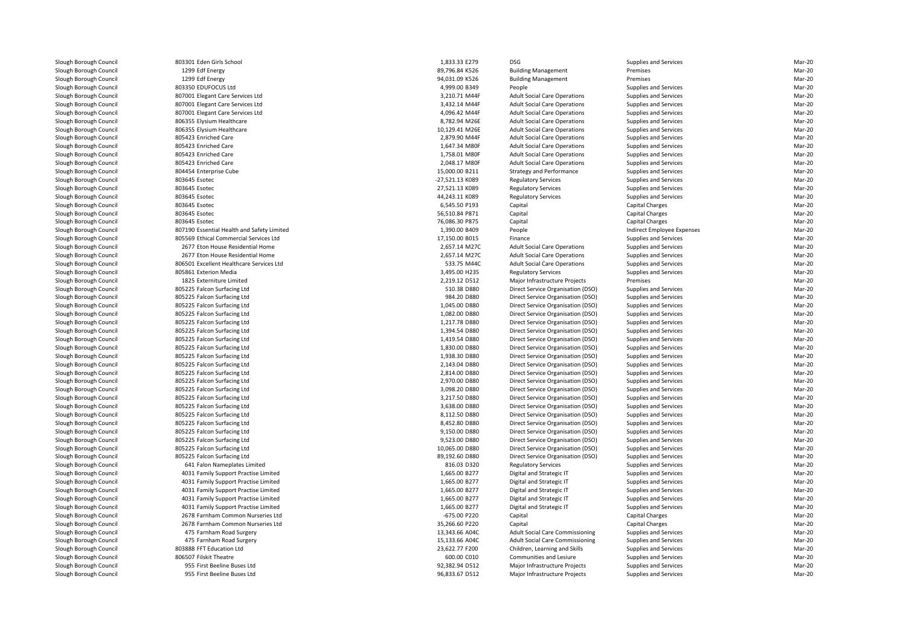| | | | | | | |
|---|---|---|---|---|---|---|
| Slough Borough Council | 803301 Eden Girls School | 1,833.33 E279 | DSG | Supplies and Services | Mar-20 |
| Slough Borough Council | 1299 Edf Energy | 89,796.84 K526 | Building Management | Premises | Mar-20 |
| Slough Borough Council | 1299 Edf Energy | 94,031.09 K526 | Building Management | Premises | Mar-20 |
| Slough Borough Council | 803350 EDUFOCUS Ltd | 4,999.00 B349 | People | Supplies and Services | Mar-20 |
| Slough Borough Council | 807001 Elegant Care Services Ltd | 3,210.71 M44F | Adult Social Care Operations | Supplies and Services | Mar-20 |
| Slough Borough Council | 807001 Elegant Care Services Ltd | 3,432.14 M44F | Adult Social Care Operations | Supplies and Services | Mar-20 |
| Slough Borough Council | 807001 Elegant Care Services Ltd | 4,096.42 M44F | Adult Social Care Operations | Supplies and Services | Mar-20 |
| Slough Borough Council | 806355 Elysium Healthcare | 8,782.94 M26E | Adult Social Care Operations | Supplies and Services | Mar-20 |
| Slough Borough Council | 806355 Elysium Healthcare | 10,129.41 M26E | Adult Social Care Operations | Supplies and Services | Mar-20 |
| Slough Borough Council | 805423 Enriched Care | 2,879.90 M44F | Adult Social Care Operations | Supplies and Services | Mar-20 |
| Slough Borough Council | 805423 Enriched Care | 1,647.34 M80F | Adult Social Care Operations | Supplies and Services | Mar-20 |
| Slough Borough Council | 805423 Enriched Care | 1,758.01 M80F | Adult Social Care Operations | Supplies and Services | Mar-20 |
| Slough Borough Council | 805423 Enriched Care | 2,048.17 M80F | Adult Social Care Operations | Supplies and Services | Mar-20 |
| Slough Borough Council | 804454 Enterprise Cube | 15,000.00 B211 | Strategy and Performance | Supplies and Services | Mar-20 |
| Slough Borough Council | 803645 Esotec | -27,521.13 K089 | Regulatory Services | Supplies and Services | Mar-20 |
| Slough Borough Council | 803645 Esotec | 27,521.13 K089 | Regulatory Services | Supplies and Services | Mar-20 |
| Slough Borough Council | 803645 Esotec | 44,243.11 K089 | Regulatory Services | Supplies and Services | Mar-20 |
| Slough Borough Council | 803645 Esotec | 6,545.50 P193 | Capital | Capital Charges | Mar-20 |
| Slough Borough Council | 803645 Esotec | 56,510.84 P871 | Capital | Capital Charges | Mar-20 |
| Slough Borough Council | 803645 Esotec | 76,086.30 P875 | Capital | Capital Charges | Mar-20 |
| Slough Borough Council | 807190 Essential Health and Safety Limited | 1,390.00 B409 | People | Indirect Employee Expenses | Mar-20 |
| Slough Borough Council | 805569 Ethical Commercial Services Ltd | 17,150.00 B015 | Finance | Supplies and Services | Mar-20 |
| Slough Borough Council | 2677 Eton House Residential Home | 2,657.14 M27C | Adult Social Care Operations | Supplies and Services | Mar-20 |
| Slough Borough Council | 2677 Eton House Residential Home | 2,657.14 M27C | Adult Social Care Operations | Supplies and Services | Mar-20 |
| Slough Borough Council | 806501 Excellent Healthcare Services Ltd | 533.75 M44C | Adult Social Care Operations | Supplies and Services | Mar-20 |
| Slough Borough Council | 805861 Exterion Media | 3,495.00 H235 | Regulatory Services | Supplies and Services | Mar-20 |
| Slough Borough Council | 1825 Externiture Limited | 2,219.12 D512 | Major Infrastructure Projects | Premises | Mar-20 |
| Slough Borough Council | 805225 Falcon Surfacing Ltd | 510.38 D880 | Direct Service Organisation (DSO) | Supplies and Services | Mar-20 |
| Slough Borough Council | 805225 Falcon Surfacing Ltd | 984.20 D880 | Direct Service Organisation (DSO) | Supplies and Services | Mar-20 |
| Slough Borough Council | 805225 Falcon Surfacing Ltd | 1,045.00 D880 | Direct Service Organisation (DSO) | Supplies and Services | Mar-20 |
| Slough Borough Council | 805225 Falcon Surfacing Ltd | 1,082.00 D880 | Direct Service Organisation (DSO) | Supplies and Services | Mar-20 |
| Slough Borough Council | 805225 Falcon Surfacing Ltd | 1,217.78 D880 | Direct Service Organisation (DSO) | Supplies and Services | Mar-20 |
| Slough Borough Council | 805225 Falcon Surfacing Ltd | 1,394.54 D880 | Direct Service Organisation (DSO) | Supplies and Services | Mar-20 |
| Slough Borough Council | 805225 Falcon Surfacing Ltd | 1,419.54 D880 | Direct Service Organisation (DSO) | Supplies and Services | Mar-20 |
| Slough Borough Council | 805225 Falcon Surfacing Ltd | 1,830.00 D880 | Direct Service Organisation (DSO) | Supplies and Services | Mar-20 |
| Slough Borough Council | 805225 Falcon Surfacing Ltd | 1,938.30 D880 | Direct Service Organisation (DSO) | Supplies and Services | Mar-20 |
| Slough Borough Council | 805225 Falcon Surfacing Ltd | 2,143.04 D880 | Direct Service Organisation (DSO) | Supplies and Services | Mar-20 |
| Slough Borough Council | 805225 Falcon Surfacing Ltd | 2,814.00 D880 | Direct Service Organisation (DSO) | Supplies and Services | Mar-20 |
| Slough Borough Council | 805225 Falcon Surfacing Ltd | 2,970.00 D880 | Direct Service Organisation (DSO) | Supplies and Services | Mar-20 |
| Slough Borough Council | 805225 Falcon Surfacing Ltd | 3,098.20 D880 | Direct Service Organisation (DSO) | Supplies and Services | Mar-20 |
| Slough Borough Council | 805225 Falcon Surfacing Ltd | 3,217.50 D880 | Direct Service Organisation (DSO) | Supplies and Services | Mar-20 |
| Slough Borough Council | 805225 Falcon Surfacing Ltd | 3,638.00 D880 | Direct Service Organisation (DSO) | Supplies and Services | Mar-20 |
| Slough Borough Council | 805225 Falcon Surfacing Ltd | 8,112.50 D880 | Direct Service Organisation (DSO) | Supplies and Services | Mar-20 |
| Slough Borough Council | 805225 Falcon Surfacing Ltd | 8,452.80 D880 | Direct Service Organisation (DSO) | Supplies and Services | Mar-20 |
| Slough Borough Council | 805225 Falcon Surfacing Ltd | 9,150.00 D880 | Direct Service Organisation (DSO) | Supplies and Services | Mar-20 |
| Slough Borough Council | 805225 Falcon Surfacing Ltd | 9,523.00 D880 | Direct Service Organisation (DSO) | Supplies and Services | Mar-20 |
| Slough Borough Council | 805225 Falcon Surfacing Ltd | 10,065.00 D880 | Direct Service Organisation (DSO) | Supplies and Services | Mar-20 |
| Slough Borough Council | 805225 Falcon Surfacing Ltd | 89,192.60 D880 | Direct Service Organisation (DSO) | Supplies and Services | Mar-20 |
| Slough Borough Council | 641 Falon Nameplates Limited | 816.03 D320 | Regulatory Services | Supplies and Services | Mar-20 |
| Slough Borough Council | 4031 Family Support Practise Limited | 1,665.00 B277 | Digital and Strategic IT | Supplies and Services | Mar-20 |
| Slough Borough Council | 4031 Family Support Practise Limited | 1,665.00 B277 | Digital and Strategic IT | Supplies and Services | Mar-20 |
| Slough Borough Council | 4031 Family Support Practise Limited | 1,665.00 B277 | Digital and Strategic IT | Supplies and Services | Mar-20 |
| Slough Borough Council | 4031 Family Support Practise Limited | 1,665.00 B277 | Digital and Strategic IT | Supplies and Services | Mar-20 |
| Slough Borough Council | 4031 Family Support Practise Limited | 1,665.00 B277 | Digital and Strategic IT | Supplies and Services | Mar-20 |
| Slough Borough Council | 2678 Farnham Common Nurseries Ltd | -675.00 P220 | Capital | Capital Charges | Mar-20 |
| Slough Borough Council | 2678 Farnham Common Nurseries Ltd | 35,266.60 P220 | Capital | Capital Charges | Mar-20 |
| Slough Borough Council | 475 Farnham Road Surgery | 13,343.66 A04C | Adult Social Care Commissioning | Supplies and Services | Mar-20 |
| Slough Borough Council | 475 Farnham Road Surgery | 15,133.66 A04C | Adult Social Care Commissioning | Supplies and Services | Mar-20 |
| Slough Borough Council | 803888 FFT Education Ltd | 23,622.77 F200 | Children, Learning and Skills | Supplies and Services | Mar-20 |
| Slough Borough Council | 806507 Filskit Theatre | 600.00 C010 | Communities and Lesiure | Supplies and Services | Mar-20 |
| Slough Borough Council | 955 First Beeline Buses Ltd | 92,382.94 D512 | Major Infrastructure Projects | Supplies and Services | Mar-20 |
| Slough Borough Council | 955 First Beeline Buses Ltd | 96,833.67 D512 | Major Infrastructure Projects | Supplies and Services | Mar-20 |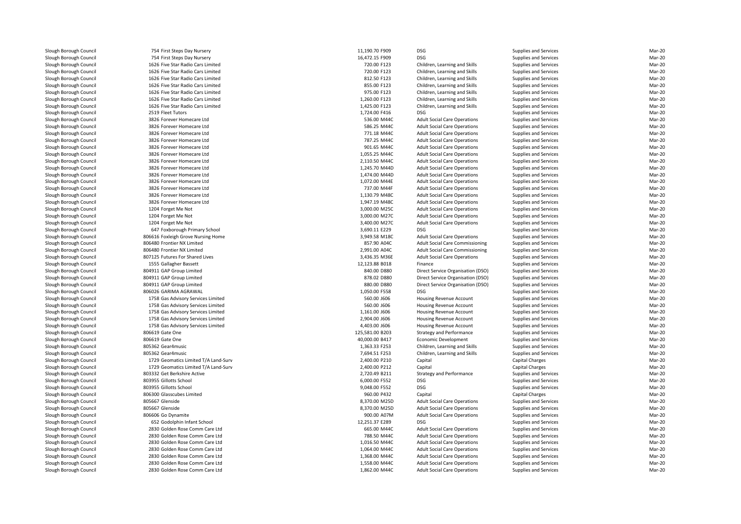| | | | | | | |
|---|---|---|---|---|---|---|
| Slough Borough Council | 754 First Steps Day Nursery | 11,190.70 F909 | DSG | Supplies and Services | Mar-20 |
| Slough Borough Council | 754 First Steps Day Nursery | 16,472.15 F909 | DSG | Supplies and Services | Mar-20 |
| Slough Borough Council | 1626 Five Star Radio Cars Limited | 720.00 F123 | Children, Learning and Skills | Supplies and Services | Mar-20 |
| Slough Borough Council | 1626 Five Star Radio Cars Limited | 720.00 F123 | Children, Learning and Skills | Supplies and Services | Mar-20 |
| Slough Borough Council | 1626 Five Star Radio Cars Limited | 812.50 F123 | Children, Learning and Skills | Supplies and Services | Mar-20 |
| Slough Borough Council | 1626 Five Star Radio Cars Limited | 855.00 F123 | Children, Learning and Skills | Supplies and Services | Mar-20 |
| Slough Borough Council | 1626 Five Star Radio Cars Limited | 975.00 F123 | Children, Learning and Skills | Supplies and Services | Mar-20 |
| Slough Borough Council | 1626 Five Star Radio Cars Limited | 1,260.00 F123 | Children, Learning and Skills | Supplies and Services | Mar-20 |
| Slough Borough Council | 1626 Five Star Radio Cars Limited | 1,425.00 F123 | Children, Learning and Skills | Supplies and Services | Mar-20 |
| Slough Borough Council | 2519 Fleet Tutors | 1,724.00 F416 | DSG | Supplies and Services | Mar-20 |
| Slough Borough Council | 3826 Forever Homecare Ltd | 536.00 M44C | Adult Social Care Operations | Supplies and Services | Mar-20 |
| Slough Borough Council | 3826 Forever Homecare Ltd | 586.25 M44C | Adult Social Care Operations | Supplies and Services | Mar-20 |
| Slough Borough Council | 3826 Forever Homecare Ltd | 771.18 M44C | Adult Social Care Operations | Supplies and Services | Mar-20 |
| Slough Borough Council | 3826 Forever Homecare Ltd | 787.25 M44C | Adult Social Care Operations | Supplies and Services | Mar-20 |
| Slough Borough Council | 3826 Forever Homecare Ltd | 901.65 M44C | Adult Social Care Operations | Supplies and Services | Mar-20 |
| Slough Borough Council | 3826 Forever Homecare Ltd | 1,055.25 M44C | Adult Social Care Operations | Supplies and Services | Mar-20 |
| Slough Borough Council | 3826 Forever Homecare Ltd | 2,110.50 M44C | Adult Social Care Operations | Supplies and Services | Mar-20 |
| Slough Borough Council | 3826 Forever Homecare Ltd | 1,245.70 M44D | Adult Social Care Operations | Supplies and Services | Mar-20 |
| Slough Borough Council | 3826 Forever Homecare Ltd | 1,474.00 M44D | Adult Social Care Operations | Supplies and Services | Mar-20 |
| Slough Borough Council | 3826 Forever Homecare Ltd | 1,072.00 M44E | Adult Social Care Operations | Supplies and Services | Mar-20 |
| Slough Borough Council | 3826 Forever Homecare Ltd | 737.00 M44F | Adult Social Care Operations | Supplies and Services | Mar-20 |
| Slough Borough Council | 3826 Forever Homecare Ltd | 1,130.79 M48C | Adult Social Care Operations | Supplies and Services | Mar-20 |
| Slough Borough Council | 3826 Forever Homecare Ltd | 1,947.19 M48C | Adult Social Care Operations | Supplies and Services | Mar-20 |
| Slough Borough Council | 1204 Forget Me Not | 3,000.00 M25C | Adult Social Care Operations | Supplies and Services | Mar-20 |
| Slough Borough Council | 1204 Forget Me Not | 3,000.00 M27C | Adult Social Care Operations | Supplies and Services | Mar-20 |
| Slough Borough Council | 1204 Forget Me Not | 3,400.00 M27C | Adult Social Care Operations | Supplies and Services | Mar-20 |
| Slough Borough Council | 647 Foxborough Primary School | 3,690.11 E229 | DSG | Supplies and Services | Mar-20 |
| Slough Borough Council | 806616 Foxleigh Grove Nursing Home | 3,949.58 M18C | Adult Social Care Operations | Supplies and Services | Mar-20 |
| Slough Borough Council | 806480 Frontier NX Limited | 857.90 A04C | Adult Social Care Commissioning | Supplies and Services | Mar-20 |
| Slough Borough Council | 806480 Frontier NX Limited | 2,991.00 A04C | Adult Social Care Commissioning | Supplies and Services | Mar-20 |
| Slough Borough Council | 807125 Futures For Shared Lives | 3,436.35 M36E | Adult Social Care Operations | Supplies and Services | Mar-20 |
| Slough Borough Council | 1555 Gallagher Bassett | 12,123.88 B018 | Finance | Supplies and Services | Mar-20 |
| Slough Borough Council | 804911 GAP Group Limited | 840.00 D880 | Direct Service Organisation (DSO) | Supplies and Services | Mar-20 |
| Slough Borough Council | 804911 GAP Group Limited | 878.02 D880 | Direct Service Organisation (DSO) | Supplies and Services | Mar-20 |
| Slough Borough Council | 804911 GAP Group Limited | 880.00 D880 | Direct Service Organisation (DSO) | Supplies and Services | Mar-20 |
| Slough Borough Council | 806026 GARIMA AGRAWAL | 1,050.00 F558 | DSG | Supplies and Services | Mar-20 |
| Slough Borough Council | 1758 Gas Advisory Services Limited | 560.00 J606 | Housing Revenue Account | Supplies and Services | Mar-20 |
| Slough Borough Council | 1758 Gas Advisory Services Limited | 560.00 J606 | Housing Revenue Account | Supplies and Services | Mar-20 |
| Slough Borough Council | 1758 Gas Advisory Services Limited | 1,161.00 J606 | Housing Revenue Account | Supplies and Services | Mar-20 |
| Slough Borough Council | 1758 Gas Advisory Services Limited | 2,904.00 J606 | Housing Revenue Account | Supplies and Services | Mar-20 |
| Slough Borough Council | 1758 Gas Advisory Services Limited | 4,403.00 J606 | Housing Revenue Account | Supplies and Services | Mar-20 |
| Slough Borough Council | 806619 Gate One | 125,581.00 B203 | Strategy and Performance | Supplies and Services | Mar-20 |
| Slough Borough Council | 806619 Gate One | 40,000.00 B417 | Economic Development | Supplies and Services | Mar-20 |
| Slough Borough Council | 805362 Gear4music | 1,363.33 F253 | Children, Learning and Skills | Supplies and Services | Mar-20 |
| Slough Borough Council | 805362 Gear4music | 7,694.51 F253 | Children, Learning and Skills | Supplies and Services | Mar-20 |
| Slough Borough Council | 1729 Geomatics Limited T/A Land-Surv | 2,400.00 P210 | Capital | Capital Charges | Mar-20 |
| Slough Borough Council | 1729 Geomatics Limited T/A Land-Surv | 2,400.00 P212 | Capital | Capital Charges | Mar-20 |
| Slough Borough Council | 803332 Get Berkshire Active | 2,720.49 B211 | Strategy and Performance | Supplies and Services | Mar-20 |
| Slough Borough Council | 803955 Gillotts School | 6,000.00 F552 | DSG | Supplies and Services | Mar-20 |
| Slough Borough Council | 803955 Gillotts School | 9,048.00 F552 | DSG | Supplies and Services | Mar-20 |
| Slough Borough Council | 806300 Glasscubes Limited | 960.00 P432 | Capital | Capital Charges | Mar-20 |
| Slough Borough Council | 805667 Glenside | 8,370.00 M25D | Adult Social Care Operations | Supplies and Services | Mar-20 |
| Slough Borough Council | 805667 Glenside | 8,370.00 M25D | Adult Social Care Operations | Supplies and Services | Mar-20 |
| Slough Borough Council | 806606 Go Dynamite | 900.00 A07M | Adult Social Care Operations | Supplies and Services | Mar-20 |
| Slough Borough Council | 652 Godolphin Infant School | 12,251.37 E289 | DSG | Supplies and Services | Mar-20 |
| Slough Borough Council | 2830 Golden Rose Comm Care Ltd | 665.00 M44C | Adult Social Care Operations | Supplies and Services | Mar-20 |
| Slough Borough Council | 2830 Golden Rose Comm Care Ltd | 788.50 M44C | Adult Social Care Operations | Supplies and Services | Mar-20 |
| Slough Borough Council | 2830 Golden Rose Comm Care Ltd | 1,016.50 M44C | Adult Social Care Operations | Supplies and Services | Mar-20 |
| Slough Borough Council | 2830 Golden Rose Comm Care Ltd | 1,064.00 M44C | Adult Social Care Operations | Supplies and Services | Mar-20 |
| Slough Borough Council | 2830 Golden Rose Comm Care Ltd | 1,368.00 M44C | Adult Social Care Operations | Supplies and Services | Mar-20 |
| Slough Borough Council | 2830 Golden Rose Comm Care Ltd | 1,558.00 M44C | Adult Social Care Operations | Supplies and Services | Mar-20 |
| Slough Borough Council | 2830 Golden Rose Comm Care Ltd | 1,862.00 M44C | Adult Social Care Operations | Supplies and Services | Mar-20 |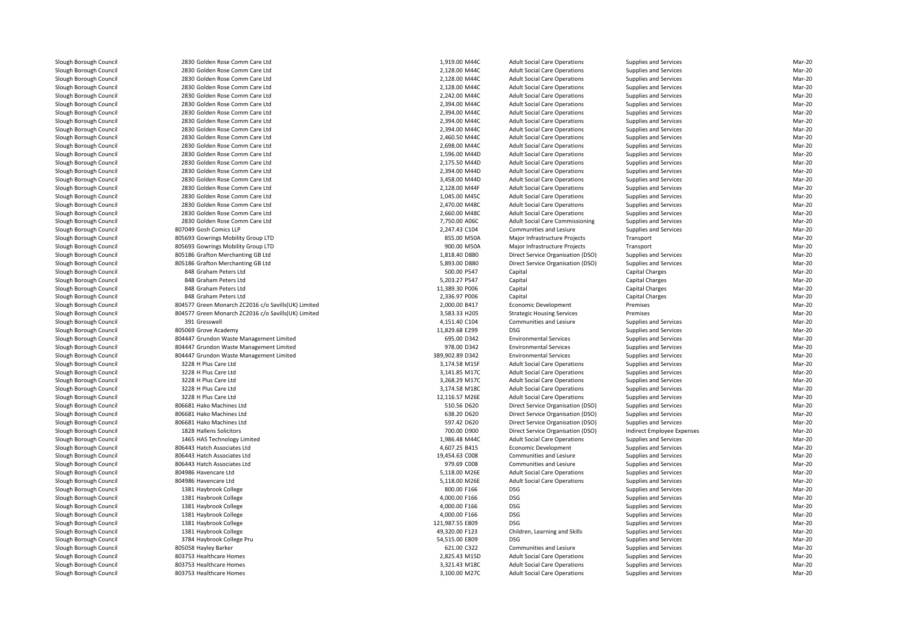| | | | | | | |
|---|---|---|---|---|---|---|
| Slough Borough Council | 2830 Golden Rose Comm Care Ltd | 1,919.00 M44C | Adult Social Care Operations | Supplies and Services | Mar-20 |
| Slough Borough Council | 2830 Golden Rose Comm Care Ltd | 2,128.00 M44C | Adult Social Care Operations | Supplies and Services | Mar-20 |
| Slough Borough Council | 2830 Golden Rose Comm Care Ltd | 2,128.00 M44C | Adult Social Care Operations | Supplies and Services | Mar-20 |
| Slough Borough Council | 2830 Golden Rose Comm Care Ltd | 2,128.00 M44C | Adult Social Care Operations | Supplies and Services | Mar-20 |
| Slough Borough Council | 2830 Golden Rose Comm Care Ltd | 2,242.00 M44C | Adult Social Care Operations | Supplies and Services | Mar-20 |
| Slough Borough Council | 2830 Golden Rose Comm Care Ltd | 2,394.00 M44C | Adult Social Care Operations | Supplies and Services | Mar-20 |
| Slough Borough Council | 2830 Golden Rose Comm Care Ltd | 2,394.00 M44C | Adult Social Care Operations | Supplies and Services | Mar-20 |
| Slough Borough Council | 2830 Golden Rose Comm Care Ltd | 2,394.00 M44C | Adult Social Care Operations | Supplies and Services | Mar-20 |
| Slough Borough Council | 2830 Golden Rose Comm Care Ltd | 2,394.00 M44C | Adult Social Care Operations | Supplies and Services | Mar-20 |
| Slough Borough Council | 2830 Golden Rose Comm Care Ltd | 2,460.50 M44C | Adult Social Care Operations | Supplies and Services | Mar-20 |
| Slough Borough Council | 2830 Golden Rose Comm Care Ltd | 2,698.00 M44C | Adult Social Care Operations | Supplies and Services | Mar-20 |
| Slough Borough Council | 2830 Golden Rose Comm Care Ltd | 1,596.00 M44D | Adult Social Care Operations | Supplies and Services | Mar-20 |
| Slough Borough Council | 2830 Golden Rose Comm Care Ltd | 2,175.50 M44D | Adult Social Care Operations | Supplies and Services | Mar-20 |
| Slough Borough Council | 2830 Golden Rose Comm Care Ltd | 2,394.00 M44D | Adult Social Care Operations | Supplies and Services | Mar-20 |
| Slough Borough Council | 2830 Golden Rose Comm Care Ltd | 3,458.00 M44D | Adult Social Care Operations | Supplies and Services | Mar-20 |
| Slough Borough Council | 2830 Golden Rose Comm Care Ltd | 2,128.00 M44F | Adult Social Care Operations | Supplies and Services | Mar-20 |
| Slough Borough Council | 2830 Golden Rose Comm Care Ltd | 1,045.00 M45C | Adult Social Care Operations | Supplies and Services | Mar-20 |
| Slough Borough Council | 2830 Golden Rose Comm Care Ltd | 2,470.00 M48C | Adult Social Care Operations | Supplies and Services | Mar-20 |
| Slough Borough Council | 2830 Golden Rose Comm Care Ltd | 2,660.00 M48C | Adult Social Care Operations | Supplies and Services | Mar-20 |
| Slough Borough Council | 2830 Golden Rose Comm Care Ltd | 7,750.00 A06C | Adult Social Care Commissioning | Supplies and Services | Mar-20 |
| Slough Borough Council | 807049 Gosh Comics LLP | 2,247.43 C104 | Communities and Lesiure | Supplies and Services | Mar-20 |
| Slough Borough Council | 805693 Gowrings Mobility Group LTD | 855.00 M50A | Major Infrastructure Projects | Transport | Mar-20 |
| Slough Borough Council | 805693 Gowrings Mobility Group LTD | 900.00 M50A | Major Infrastructure Projects | Transport | Mar-20 |
| Slough Borough Council | 805186 Grafton Merchanting GB Ltd | 1,818.40 D880 | Direct Service Organisation (DSO) | Supplies and Services | Mar-20 |
| Slough Borough Council | 805186 Grafton Merchanting GB Ltd | 5,893.00 D880 | Direct Service Organisation (DSO) | Supplies and Services | Mar-20 |
| Slough Borough Council | 848 Graham Peters Ltd | 500.00 P547 | Capital | Capital Charges | Mar-20 |
| Slough Borough Council | 848 Graham Peters Ltd | 5,203.27 P547 | Capital | Capital Charges | Mar-20 |
| Slough Borough Council | 848 Graham Peters Ltd | 11,389.30 P006 | Capital | Capital Charges | Mar-20 |
| Slough Borough Council | 848 Graham Peters Ltd | 2,336.97 P006 | Capital | Capital Charges | Mar-20 |
| Slough Borough Council | 804577 Green Monarch ZC2016 c/o Savills(UK) Limited | 2,000.00 B417 | Economic Development | Premises | Mar-20 |
| Slough Borough Council | 804577 Green Monarch ZC2016 c/o Savills(UK) Limited | 3,583.33 H205 | Strategic Housing Services | Premises | Mar-20 |
| Slough Borough Council | 391 Gresswell | 4,151.40 C104 | Communities and Lesiure | Supplies and Services | Mar-20 |
| Slough Borough Council | 805069 Grove Academy | 11,829.68 E299 | DSG | Supplies and Services | Mar-20 |
| Slough Borough Council | 804447 Grundon Waste Management Limited | 695.00 D342 | Environmental Services | Supplies and Services | Mar-20 |
| Slough Borough Council | 804447 Grundon Waste Management Limited | 978.00 D342 | Environmental Services | Supplies and Services | Mar-20 |
| Slough Borough Council | 804447 Grundon Waste Management Limited | 389,902.89 D342 | Environmental Services | Supplies and Services | Mar-20 |
| Slough Borough Council | 3228 H Plus Care Ltd | 3,174.58 M15F | Adult Social Care Operations | Supplies and Services | Mar-20 |
| Slough Borough Council | 3228 H Plus Care Ltd | 3,141.85 M17C | Adult Social Care Operations | Supplies and Services | Mar-20 |
| Slough Borough Council | 3228 H Plus Care Ltd | 3,268.29 M17C | Adult Social Care Operations | Supplies and Services | Mar-20 |
| Slough Borough Council | 3228 H Plus Care Ltd | 3,174.58 M18C | Adult Social Care Operations | Supplies and Services | Mar-20 |
| Slough Borough Council | 3228 H Plus Care Ltd | 12,116.57 M26E | Adult Social Care Operations | Supplies and Services | Mar-20 |
| Slough Borough Council | 806681 Hako Machines Ltd | 510.56 D620 | Direct Service Organisation (DSO) | Supplies and Services | Mar-20 |
| Slough Borough Council | 806681 Hako Machines Ltd | 638.20 D620 | Direct Service Organisation (DSO) | Supplies and Services | Mar-20 |
| Slough Borough Council | 806681 Hako Machines Ltd | 597.42 D620 | Direct Service Organisation (DSO) | Supplies and Services | Mar-20 |
| Slough Borough Council | 1828 Hallens Solicitors | 700.00 D900 | Direct Service Organisation (DSO) | Indirect Employee Expenses | Mar-20 |
| Slough Borough Council | 1465 HAS Technology Limited | 1,986.48 M44C | Adult Social Care Operations | Supplies and Services | Mar-20 |
| Slough Borough Council | 806443 Hatch Associates Ltd | 4,607.25 B415 | Economic Development | Supplies and Services | Mar-20 |
| Slough Borough Council | 806443 Hatch Associates Ltd | 19,454.63 C008 | Communities and Lesiure | Supplies and Services | Mar-20 |
| Slough Borough Council | 806443 Hatch Associates Ltd | 979.69 C008 | Communities and Lesiure | Supplies and Services | Mar-20 |
| Slough Borough Council | 804986 Havencare Ltd | 5,118.00 M26E | Adult Social Care Operations | Supplies and Services | Mar-20 |
| Slough Borough Council | 804986 Havencare Ltd | 5,118.00 M26E | Adult Social Care Operations | Supplies and Services | Mar-20 |
| Slough Borough Council | 1381 Haybrook College | 800.00 F166 | DSG | Supplies and Services | Mar-20 |
| Slough Borough Council | 1381 Haybrook College | 4,000.00 F166 | DSG | Supplies and Services | Mar-20 |
| Slough Borough Council | 1381 Haybrook College | 4,000.00 F166 | DSG | Supplies and Services | Mar-20 |
| Slough Borough Council | 1381 Haybrook College | 4,000.00 F166 | DSG | Supplies and Services | Mar-20 |
| Slough Borough Council | 1381 Haybrook College | 121,987.55 E809 | DSG | Supplies and Services | Mar-20 |
| Slough Borough Council | 1381 Haybrook College | 49,320.00 F123 | Children, Learning and Skills | Supplies and Services | Mar-20 |
| Slough Borough Council | 3784 Haybrook College Pru | 54,515.00 E809 | DSG | Supplies and Services | Mar-20 |
| Slough Borough Council | 805058 Hayley Barker | 621.00 C322 | Communities and Lesiure | Supplies and Services | Mar-20 |
| Slough Borough Council | 803753 Healthcare Homes | 2,825.43 M15D | Adult Social Care Operations | Supplies and Services | Mar-20 |
| Slough Borough Council | 803753 Healthcare Homes | 3,321.43 M18C | Adult Social Care Operations | Supplies and Services | Mar-20 |
| Slough Borough Council | 803753 Healthcare Homes | 3,100.00 M27C | Adult Social Care Operations | Supplies and Services | Mar-20 |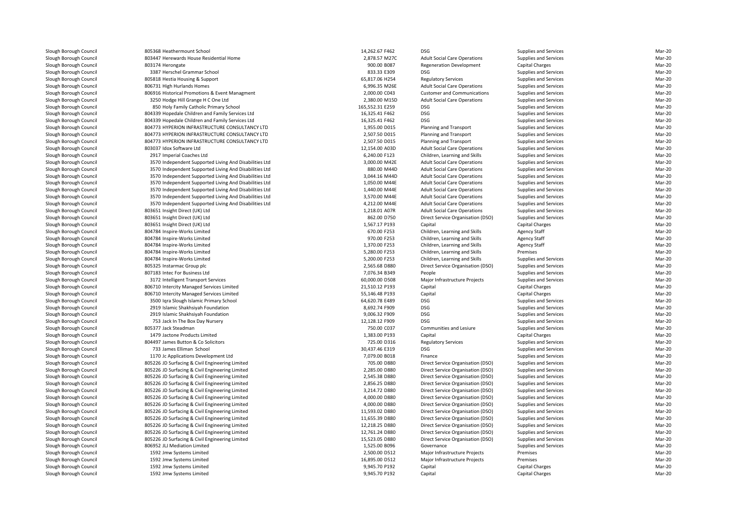| | | | | | | |
|---|---|---|---|---|---|---|
| Slough Borough Council | 805368 Heathermount School | 14,262.67 F462 | DSG | Supplies and Services | Mar-20 |
| Slough Borough Council | 803447 Herewards House Residential Home | 2,878.57 M27C | Adult Social Care Operations | Supplies and Services | Mar-20 |
| Slough Borough Council | 803174 Herongate | 900.00 B087 | Regeneration Development | Capital Charges | Mar-20 |
| Slough Borough Council | 3387 Herschel Grammar School | 833.33 E309 | DSG | Supplies and Services | Mar-20 |
| Slough Borough Council | 805818 Hestia Housing & Support | 65,817.06 H254 | Regulatory Services | Supplies and Services | Mar-20 |
| Slough Borough Council | 806731 High Hurlands Homes | 6,996.35 M26E | Adult Social Care Operations | Supplies and Services | Mar-20 |
| Slough Borough Council | 806916 Historical Promotions & Event Managment | 2,000.00 C043 | Customer and Communications | Supplies and Services | Mar-20 |
| Slough Borough Council | 3250 Hodge Hill Grange H C One Ltd | 2,380.00 M15D | Adult Social Care Operations | Supplies and Services | Mar-20 |
| Slough Borough Council | 850 Holy Family Catholic Primary School | 165,552.31 E259 | DSG | Supplies and Services | Mar-20 |
| Slough Borough Council | 804339 Hopedale Children and Family Services Ltd | 16,325.41 F462 | DSG | Supplies and Services | Mar-20 |
| Slough Borough Council | 804339 Hopedale Children and Family Services Ltd | 16,325.41 F462 | DSG | Supplies and Services | Mar-20 |
| Slough Borough Council | 804773 HYPERION INFRASTRUCTURE CONSULTANCY LTD | 1,955.00 D015 | Planning and Transport | Supplies and Services | Mar-20 |
| Slough Borough Council | 804773 HYPERION INFRASTRUCTURE CONSULTANCY LTD | 2,507.50 D015 | Planning and Transport | Supplies and Services | Mar-20 |
| Slough Borough Council | 804773 HYPERION INFRASTRUCTURE CONSULTANCY LTD | 2,507.50 D015 | Planning and Transport | Supplies and Services | Mar-20 |
| Slough Borough Council | 803037 Idox Software Ltd | 12,154.00 A03D | Adult Social Care Operations | Supplies and Services | Mar-20 |
| Slough Borough Council | 2917 Imperial Coaches Ltd | 6,240.00 F123 | Children, Learning and Skills | Supplies and Services | Mar-20 |
| Slough Borough Council | 3570 Independent Supported Living And Disabilities Ltd | 3,000.00 M42E | Adult Social Care Operations | Supplies and Services | Mar-20 |
| Slough Borough Council | 3570 Independent Supported Living And Disabilities Ltd | 880.00 M44D | Adult Social Care Operations | Supplies and Services | Mar-20 |
| Slough Borough Council | 3570 Independent Supported Living And Disabilities Ltd | 3,044.16 M44D | Adult Social Care Operations | Supplies and Services | Mar-20 |
| Slough Borough Council | 3570 Independent Supported Living And Disabilities Ltd | 1,050.00 M44E | Adult Social Care Operations | Supplies and Services | Mar-20 |
| Slough Borough Council | 3570 Independent Supported Living And Disabilities Ltd | 1,440.00 M44E | Adult Social Care Operations | Supplies and Services | Mar-20 |
| Slough Borough Council | 3570 Independent Supported Living And Disabilities Ltd | 3,570.00 M44E | Adult Social Care Operations | Supplies and Services | Mar-20 |
| Slough Borough Council | 3570 Independent Supported Living And Disabilities Ltd | 4,212.00 M44E | Adult Social Care Operations | Supplies and Services | Mar-20 |
| Slough Borough Council | 803651 Insight Direct (UK) Ltd | 1,218.01 A07R | Adult Social Care Operations | Supplies and Services | Mar-20 |
| Slough Borough Council | 803651 Insight Direct (UK) Ltd | 862.00 D750 | Direct Service Organisation (DSO) | Supplies and Services | Mar-20 |
| Slough Borough Council | 803651 Insight Direct (UK) Ltd | 1,567.17 P193 | Capital | Capital Charges | Mar-20 |
| Slough Borough Council | 804784 Inspire-Works Limited | 670.00 F253 | Children, Learning and Skills | Agency Staff | Mar-20 |
| Slough Borough Council | 804784 Inspire-Works Limited | 970.00 F253 | Children, Learning and Skills | Agency Staff | Mar-20 |
| Slough Borough Council | 804784 Inspire-Works Limited | 1,370.00 F253 | Children, Learning and Skills | Agency Staff | Mar-20 |
| Slough Borough Council | 804784 Inspire-Works Limited | 5,280.00 F253 | Children, Learning and Skills | Premises | Mar-20 |
| Slough Borough Council | 804784 Inspire-Works Limited | 5,200.00 F253 | Children, Learning and Skills | Supplies and Services | Mar-20 |
| Slough Borough Council | 805325 Instarmac Group plc | 2,565.68 D880 | Direct Service Organisation (DSO) | Supplies and Services | Mar-20 |
| Slough Borough Council | 807183 Intec For Business Ltd | 7,076.34 B349 | People | Supplies and Services | Mar-20 |
| Slough Borough Council | 3172 Intelligent Transport Services | 60,000.00 D508 | Major Infrastructure Projects | Supplies and Services | Mar-20 |
| Slough Borough Council | 806710 Intercity Managed Services Limited | 21,510.12 P193 | Capital | Capital Charges | Mar-20 |
| Slough Borough Council | 806710 Intercity Managed Services Limited | 55,146.48 P193 | Capital | Capital Charges | Mar-20 |
| Slough Borough Council | 3500 Iqra Slough Islamic Primary School | 64,620.78 E489 | DSG | Supplies and Services | Mar-20 |
| Slough Borough Council | 2919 Islamic Shakhsiyah Foundation | 8,692.74 F909 | DSG | Supplies and Services | Mar-20 |
| Slough Borough Council | 2919 Islamic Shakhsiyah Foundation | 9,006.32 F909 | DSG | Supplies and Services | Mar-20 |
| Slough Borough Council | 753 Jack In The Box Day Nursery | 12,128.12 F909 | DSG | Supplies and Services | Mar-20 |
| Slough Borough Council | 805377 Jack Steadman | 750.00 C037 | Communities and Lesiure | Supplies and Services | Mar-20 |
| Slough Borough Council | 1479 Jactone Products Limited | 1,383.00 P193 | Capital | Capital Charges | Mar-20 |
| Slough Borough Council | 804497 James Button & Co Solicitors | 725.00 D316 | Regulatory Services | Supplies and Services | Mar-20 |
| Slough Borough Council | 733 James Elliman School | 30,437.46 E319 | DSG | Supplies and Services | Mar-20 |
| Slough Borough Council | 1170 Jc Applications Development Ltd | 7,079.00 B018 | Finance | Supplies and Services | Mar-20 |
| Slough Borough Council | 805226 JD Surfacing & Civil Engineering Limited | 705.00 D880 | Direct Service Organisation (DSO) | Supplies and Services | Mar-20 |
| Slough Borough Council | 805226 JD Surfacing & Civil Engineering Limited | 2,285.00 D880 | Direct Service Organisation (DSO) | Supplies and Services | Mar-20 |
| Slough Borough Council | 805226 JD Surfacing & Civil Engineering Limited | 2,545.38 D880 | Direct Service Organisation (DSO) | Supplies and Services | Mar-20 |
| Slough Borough Council | 805226 JD Surfacing & Civil Engineering Limited | 2,856.25 D880 | Direct Service Organisation (DSO) | Supplies and Services | Mar-20 |
| Slough Borough Council | 805226 JD Surfacing & Civil Engineering Limited | 3,214.72 D880 | Direct Service Organisation (DSO) | Supplies and Services | Mar-20 |
| Slough Borough Council | 805226 JD Surfacing & Civil Engineering Limited | 4,000.00 D880 | Direct Service Organisation (DSO) | Supplies and Services | Mar-20 |
| Slough Borough Council | 805226 JD Surfacing & Civil Engineering Limited | 4,000.00 D880 | Direct Service Organisation (DSO) | Supplies and Services | Mar-20 |
| Slough Borough Council | 805226 JD Surfacing & Civil Engineering Limited | 11,593.02 D880 | Direct Service Organisation (DSO) | Supplies and Services | Mar-20 |
| Slough Borough Council | 805226 JD Surfacing & Civil Engineering Limited | 11,655.39 D880 | Direct Service Organisation (DSO) | Supplies and Services | Mar-20 |
| Slough Borough Council | 805226 JD Surfacing & Civil Engineering Limited | 12,218.25 D880 | Direct Service Organisation (DSO) | Supplies and Services | Mar-20 |
| Slough Borough Council | 805226 JD Surfacing & Civil Engineering Limited | 12,761.24 D880 | Direct Service Organisation (DSO) | Supplies and Services | Mar-20 |
| Slough Borough Council | 805226 JD Surfacing & Civil Engineering Limited | 15,523.05 D880 | Direct Service Organisation (DSO) | Supplies and Services | Mar-20 |
| Slough Borough Council | 806952 JLJ Mediation Limited | 1,525.00 B096 | Governance | Supplies and Services | Mar-20 |
| Slough Borough Council | 1592 Jmw Systems Limited | 2,500.00 D512 | Major Infrastructure Projects | Premises | Mar-20 |
| Slough Borough Council | 1592 Jmw Systems Limited | 16,895.00 D512 | Major Infrastructure Projects | Premises | Mar-20 |
| Slough Borough Council | 1592 Jmw Systems Limited | 9,945.70 P192 | Capital | Capital Charges | Mar-20 |
| Slough Borough Council | 1592 Jmw Systems Limited | 9,945.70 P192 | Capital | Capital Charges | Mar-20 |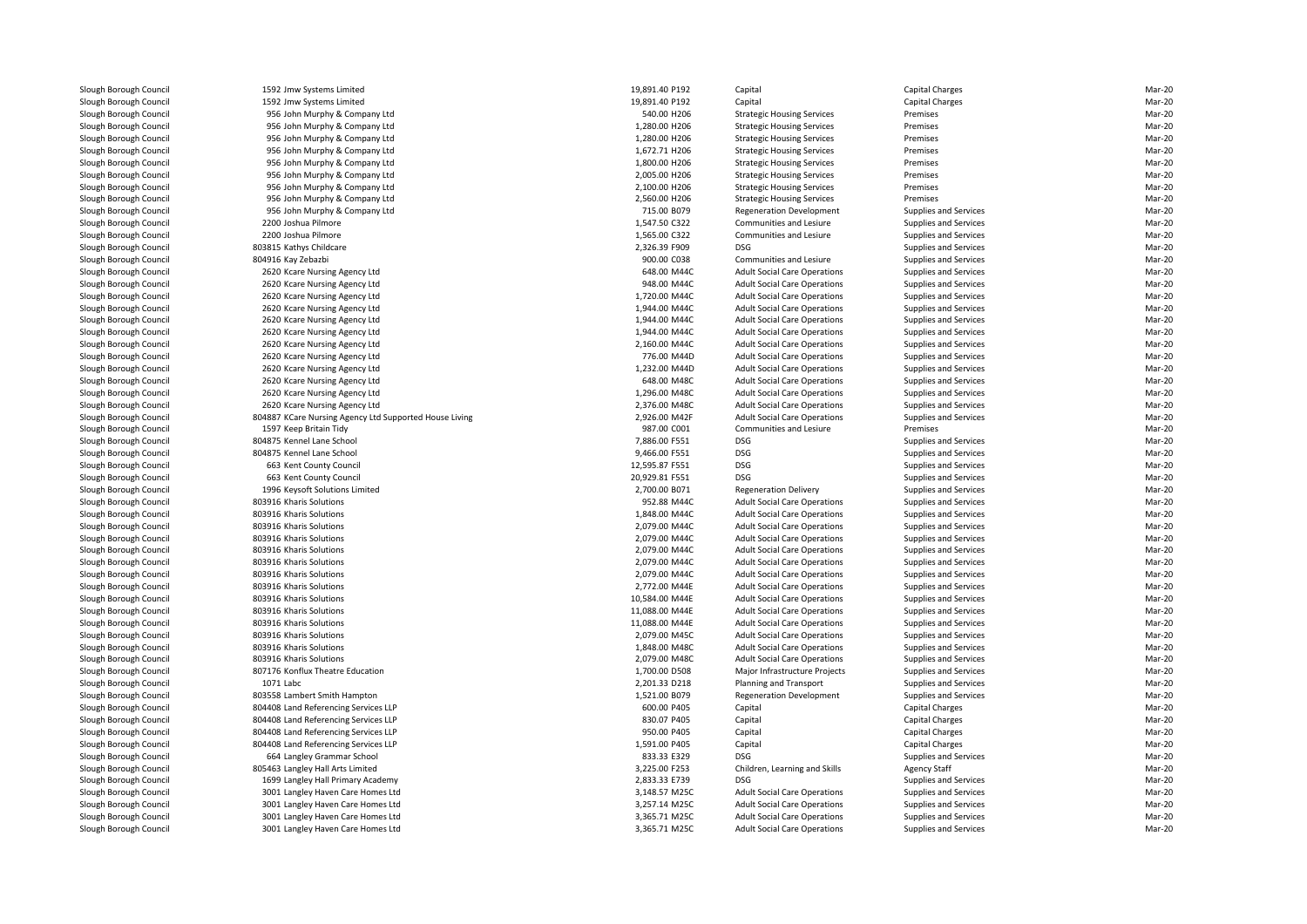| | | | | | | |
|---|---|---|---|---|---|---|
| Slough Borough Council | 1592 Jmw Systems Limited | 19,891.40 P192 | Capital | Capital Charges | Mar-20 |
| Slough Borough Council | 1592 Jmw Systems Limited | 19,891.40 P192 | Capital | Capital Charges | Mar-20 |
| Slough Borough Council | 956 John Murphy & Company Ltd | 540.00 H206 | Strategic Housing Services | Premises | Mar-20 |
| Slough Borough Council | 956 John Murphy & Company Ltd | 1,280.00 H206 | Strategic Housing Services | Premises | Mar-20 |
| Slough Borough Council | 956 John Murphy & Company Ltd | 1,280.00 H206 | Strategic Housing Services | Premises | Mar-20 |
| Slough Borough Council | 956 John Murphy & Company Ltd | 1,672.71 H206 | Strategic Housing Services | Premises | Mar-20 |
| Slough Borough Council | 956 John Murphy & Company Ltd | 1,800.00 H206 | Strategic Housing Services | Premises | Mar-20 |
| Slough Borough Council | 956 John Murphy & Company Ltd | 2,005.00 H206 | Strategic Housing Services | Premises | Mar-20 |
| Slough Borough Council | 956 John Murphy & Company Ltd | 2,100.00 H206 | Strategic Housing Services | Premises | Mar-20 |
| Slough Borough Council | 956 John Murphy & Company Ltd | 2,560.00 H206 | Strategic Housing Services | Premises | Mar-20 |
| Slough Borough Council | 956 John Murphy & Company Ltd | 715.00 B079 | Regeneration Development | Supplies and Services | Mar-20 |
| Slough Borough Council | 2200 Joshua Pilmore | 1,547.50 C322 | Communities and Lesiure | Supplies and Services | Mar-20 |
| Slough Borough Council | 2200 Joshua Pilmore | 1,565.00 C322 | Communities and Lesiure | Supplies and Services | Mar-20 |
| Slough Borough Council | 803815 Kathys Childcare | 2,326.39 F909 | DSG | Supplies and Services | Mar-20 |
| Slough Borough Council | 804916 Kay Zebazbi | 900.00 C038 | Communities and Lesiure | Supplies and Services | Mar-20 |
| Slough Borough Council | 2620 Kcare Nursing Agency Ltd | 648.00 M44C | Adult Social Care Operations | Supplies and Services | Mar-20 |
| Slough Borough Council | 2620 Kcare Nursing Agency Ltd | 948.00 M44C | Adult Social Care Operations | Supplies and Services | Mar-20 |
| Slough Borough Council | 2620 Kcare Nursing Agency Ltd | 1,720.00 M44C | Adult Social Care Operations | Supplies and Services | Mar-20 |
| Slough Borough Council | 2620 Kcare Nursing Agency Ltd | 1,944.00 M44C | Adult Social Care Operations | Supplies and Services | Mar-20 |
| Slough Borough Council | 2620 Kcare Nursing Agency Ltd | 1,944.00 M44C | Adult Social Care Operations | Supplies and Services | Mar-20 |
| Slough Borough Council | 2620 Kcare Nursing Agency Ltd | 1,944.00 M44C | Adult Social Care Operations | Supplies and Services | Mar-20 |
| Slough Borough Council | 2620 Kcare Nursing Agency Ltd | 2,160.00 M44C | Adult Social Care Operations | Supplies and Services | Mar-20 |
| Slough Borough Council | 2620 Kcare Nursing Agency Ltd | 776.00 M44D | Adult Social Care Operations | Supplies and Services | Mar-20 |
| Slough Borough Council | 2620 Kcare Nursing Agency Ltd | 1,232.00 M44D | Adult Social Care Operations | Supplies and Services | Mar-20 |
| Slough Borough Council | 2620 Kcare Nursing Agency Ltd | 648.00 M48C | Adult Social Care Operations | Supplies and Services | Mar-20 |
| Slough Borough Council | 2620 Kcare Nursing Agency Ltd | 1,296.00 M48C | Adult Social Care Operations | Supplies and Services | Mar-20 |
| Slough Borough Council | 2620 Kcare Nursing Agency Ltd | 2,376.00 M48C | Adult Social Care Operations | Supplies and Services | Mar-20 |
| Slough Borough Council | 804887 KCare Nursing Agency Ltd Supported House Living | 2,926.00 M42F | Adult Social Care Operations | Supplies and Services | Mar-20 |
| Slough Borough Council | 1597 Keep Britain Tidy | 987.00 C001 | Communities and Lesiure | Premises | Mar-20 |
| Slough Borough Council | 804875 Kennel Lane School | 7,886.00 F551 | DSG | Supplies and Services | Mar-20 |
| Slough Borough Council | 804875 Kennel Lane School | 9,466.00 F551 | DSG | Supplies and Services | Mar-20 |
| Slough Borough Council | 663 Kent County Council | 12,595.87 F551 | DSG | Supplies and Services | Mar-20 |
| Slough Borough Council | 663 Kent County Council | 20,929.81 F551 | DSG | Supplies and Services | Mar-20 |
| Slough Borough Council | 1996 Keysoft Solutions Limited | 2,700.00 B071 | Regeneration Delivery | Supplies and Services | Mar-20 |
| Slough Borough Council | 803916 Kharis Solutions | 952.88 M44C | Adult Social Care Operations | Supplies and Services | Mar-20 |
| Slough Borough Council | 803916 Kharis Solutions | 1,848.00 M44C | Adult Social Care Operations | Supplies and Services | Mar-20 |
| Slough Borough Council | 803916 Kharis Solutions | 2,079.00 M44C | Adult Social Care Operations | Supplies and Services | Mar-20 |
| Slough Borough Council | 803916 Kharis Solutions | 2,079.00 M44C | Adult Social Care Operations | Supplies and Services | Mar-20 |
| Slough Borough Council | 803916 Kharis Solutions | 2,079.00 M44C | Adult Social Care Operations | Supplies and Services | Mar-20 |
| Slough Borough Council | 803916 Kharis Solutions | 2,079.00 M44C | Adult Social Care Operations | Supplies and Services | Mar-20 |
| Slough Borough Council | 803916 Kharis Solutions | 2,079.00 M44C | Adult Social Care Operations | Supplies and Services | Mar-20 |
| Slough Borough Council | 803916 Kharis Solutions | 2,772.00 M44E | Adult Social Care Operations | Supplies and Services | Mar-20 |
| Slough Borough Council | 803916 Kharis Solutions | 10,584.00 M44E | Adult Social Care Operations | Supplies and Services | Mar-20 |
| Slough Borough Council | 803916 Kharis Solutions | 11,088.00 M44E | Adult Social Care Operations | Supplies and Services | Mar-20 |
| Slough Borough Council | 803916 Kharis Solutions | 11,088.00 M44E | Adult Social Care Operations | Supplies and Services | Mar-20 |
| Slough Borough Council | 803916 Kharis Solutions | 2,079.00 M45C | Adult Social Care Operations | Supplies and Services | Mar-20 |
| Slough Borough Council | 803916 Kharis Solutions | 1,848.00 M48C | Adult Social Care Operations | Supplies and Services | Mar-20 |
| Slough Borough Council | 803916 Kharis Solutions | 2,079.00 M48C | Adult Social Care Operations | Supplies and Services | Mar-20 |
| Slough Borough Council | 807176 Konflux Theatre Education | 1,700.00 D508 | Major Infrastructure Projects | Supplies and Services | Mar-20 |
| Slough Borough Council | 1071 Labc | 2,201.33 D218 | Planning and Transport | Supplies and Services | Mar-20 |
| Slough Borough Council | 803558 Lambert Smith Hampton | 1,521.00 B079 | Regeneration Development | Supplies and Services | Mar-20 |
| Slough Borough Council | 804408 Land Referencing Services LLP | 600.00 P405 | Capital | Capital Charges | Mar-20 |
| Slough Borough Council | 804408 Land Referencing Services LLP | 830.07 P405 | Capital | Capital Charges | Mar-20 |
| Slough Borough Council | 804408 Land Referencing Services LLP | 950.00 P405 | Capital | Capital Charges | Mar-20 |
| Slough Borough Council | 804408 Land Referencing Services LLP | 1,591.00 P405 | Capital | Capital Charges | Mar-20 |
| Slough Borough Council | 664 Langley Grammar School | 833.33 E329 | DSG | Supplies and Services | Mar-20 |
| Slough Borough Council | 805463 Langley Hall Arts Limited | 3,225.00 F253 | Children, Learning and Skills | Agency Staff | Mar-20 |
| Slough Borough Council | 1699 Langley Hall Primary Academy | 2,833.33 E739 | DSG | Supplies and Services | Mar-20 |
| Slough Borough Council | 3001 Langley Haven Care Homes Ltd | 3,148.57 M25C | Adult Social Care Operations | Supplies and Services | Mar-20 |
| Slough Borough Council | 3001 Langley Haven Care Homes Ltd | 3,257.14 M25C | Adult Social Care Operations | Supplies and Services | Mar-20 |
| Slough Borough Council | 3001 Langley Haven Care Homes Ltd | 3,365.71 M25C | Adult Social Care Operations | Supplies and Services | Mar-20 |
| Slough Borough Council | 3001 Langley Haven Care Homes Ltd | 3,365.71 M25C | Adult Social Care Operations | Supplies and Services | Mar-20 |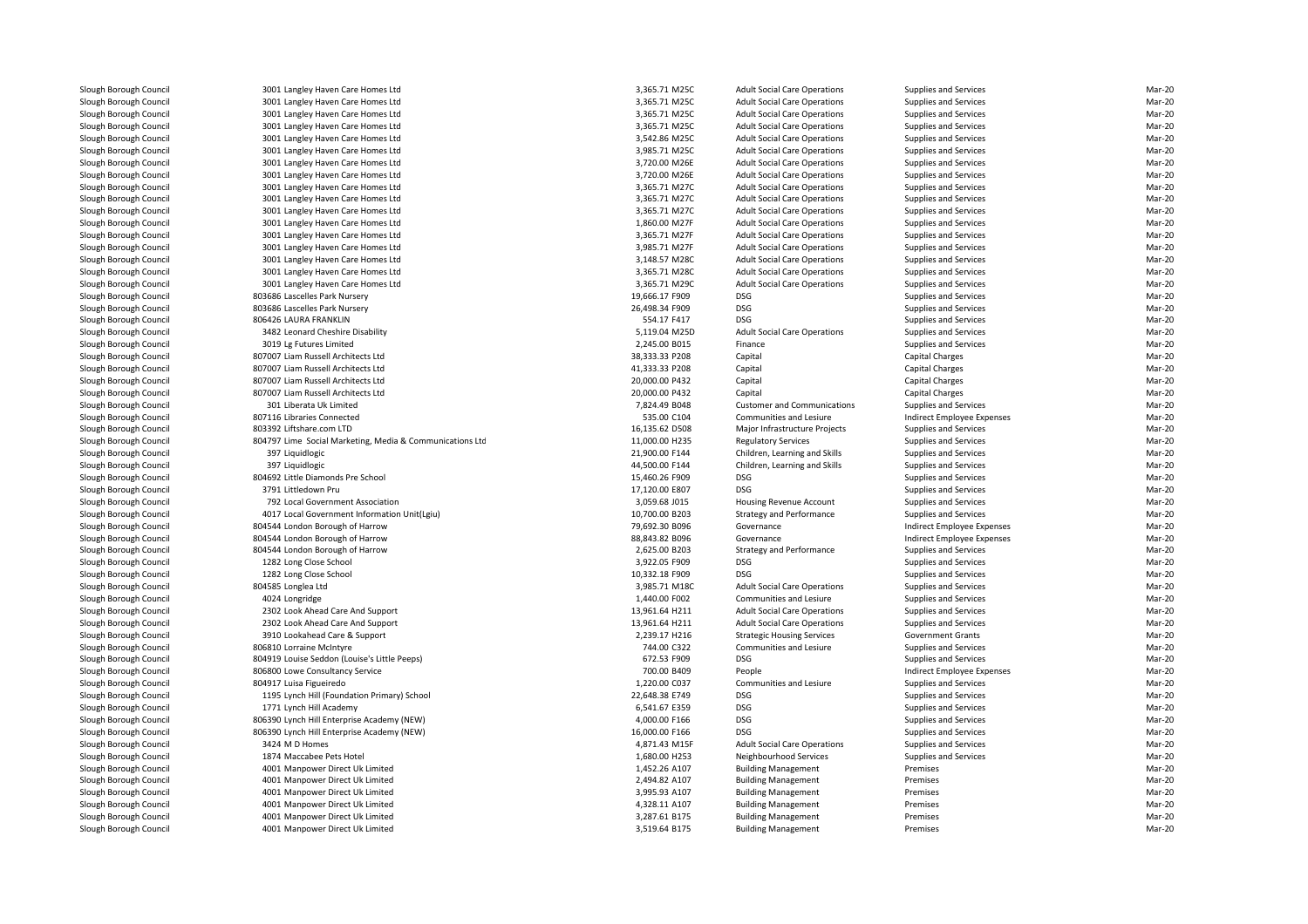| | | | | | | |
|---|---|---|---|---|---|---|
| Slough Borough Council | 3001 Langley Haven Care Homes Ltd | 3,365.71 M25C | Adult Social Care Operations | Supplies and Services | Mar-20 |
| Slough Borough Council | 3001 Langley Haven Care Homes Ltd | 3,365.71 M25C | Adult Social Care Operations | Supplies and Services | Mar-20 |
| Slough Borough Council | 3001 Langley Haven Care Homes Ltd | 3,365.71 M25C | Adult Social Care Operations | Supplies and Services | Mar-20 |
| Slough Borough Council | 3001 Langley Haven Care Homes Ltd | 3,365.71 M25C | Adult Social Care Operations | Supplies and Services | Mar-20 |
| Slough Borough Council | 3001 Langley Haven Care Homes Ltd | 3,542.86 M25C | Adult Social Care Operations | Supplies and Services | Mar-20 |
| Slough Borough Council | 3001 Langley Haven Care Homes Ltd | 3,985.71 M25C | Adult Social Care Operations | Supplies and Services | Mar-20 |
| Slough Borough Council | 3001 Langley Haven Care Homes Ltd | 3,720.00 M26E | Adult Social Care Operations | Supplies and Services | Mar-20 |
| Slough Borough Council | 3001 Langley Haven Care Homes Ltd | 3,720.00 M26E | Adult Social Care Operations | Supplies and Services | Mar-20 |
| Slough Borough Council | 3001 Langley Haven Care Homes Ltd | 3,365.71 M27C | Adult Social Care Operations | Supplies and Services | Mar-20 |
| Slough Borough Council | 3001 Langley Haven Care Homes Ltd | 3,365.71 M27C | Adult Social Care Operations | Supplies and Services | Mar-20 |
| Slough Borough Council | 3001 Langley Haven Care Homes Ltd | 3,365.71 M27C | Adult Social Care Operations | Supplies and Services | Mar-20 |
| Slough Borough Council | 3001 Langley Haven Care Homes Ltd | 1,860.00 M27F | Adult Social Care Operations | Supplies and Services | Mar-20 |
| Slough Borough Council | 3001 Langley Haven Care Homes Ltd | 3,365.71 M27F | Adult Social Care Operations | Supplies and Services | Mar-20 |
| Slough Borough Council | 3001 Langley Haven Care Homes Ltd | 3,985.71 M27F | Adult Social Care Operations | Supplies and Services | Mar-20 |
| Slough Borough Council | 3001 Langley Haven Care Homes Ltd | 3,148.57 M28C | Adult Social Care Operations | Supplies and Services | Mar-20 |
| Slough Borough Council | 3001 Langley Haven Care Homes Ltd | 3,365.71 M28C | Adult Social Care Operations | Supplies and Services | Mar-20 |
| Slough Borough Council | 3001 Langley Haven Care Homes Ltd | 3,365.71 M29C | Adult Social Care Operations | Supplies and Services | Mar-20 |
| Slough Borough Council | 803686 Lascelles Park Nursery | 19,666.17 F909 | DSG | Supplies and Services | Mar-20 |
| Slough Borough Council | 803686 Lascelles Park Nursery | 26,498.34 F909 | DSG | Supplies and Services | Mar-20 |
| Slough Borough Council | 806426 LAURA FRANKLIN | 554.17 F417 | DSG | Supplies and Services | Mar-20 |
| Slough Borough Council | 3482 Leonard Cheshire Disability | 5,119.04 M25D | Adult Social Care Operations | Supplies and Services | Mar-20 |
| Slough Borough Council | 3019 Lg Futures Limited | 2,245.00 B015 | Finance | Supplies and Services | Mar-20 |
| Slough Borough Council | 807007 Liam Russell Architects Ltd | 38,333.33 P208 | Capital | Capital Charges | Mar-20 |
| Slough Borough Council | 807007 Liam Russell Architects Ltd | 41,333.33 P208 | Capital | Capital Charges | Mar-20 |
| Slough Borough Council | 807007 Liam Russell Architects Ltd | 20,000.00 P432 | Capital | Capital Charges | Mar-20 |
| Slough Borough Council | 807007 Liam Russell Architects Ltd | 20,000.00 P432 | Capital | Capital Charges | Mar-20 |
| Slough Borough Council | 301 Liberata Uk Limited | 7,824.49 B048 | Customer and Communications | Supplies and Services | Mar-20 |
| Slough Borough Council | 807116 Libraries Connected | 535.00 C104 | Communities and Lesiure | Indirect Employee Expenses | Mar-20 |
| Slough Borough Council | 803392 Liftshare.com LTD | 16,135.62 D508 | Major Infrastructure Projects | Supplies and Services | Mar-20 |
| Slough Borough Council | 804797 Lime Social Marketing, Media & Communications Ltd | 11,000.00 H235 | Regulatory Services | Supplies and Services | Mar-20 |
| Slough Borough Council | 397 Liquidlogic | 21,900.00 F144 | Children, Learning and Skills | Supplies and Services | Mar-20 |
| Slough Borough Council | 397 Liquidlogic | 44,500.00 F144 | Children, Learning and Skills | Supplies and Services | Mar-20 |
| Slough Borough Council | 804692 Little Diamonds Pre School | 15,460.26 F909 | DSG | Supplies and Services | Mar-20 |
| Slough Borough Council | 3791 Littledown Pru | 17,120.00 E807 | DSG | Supplies and Services | Mar-20 |
| Slough Borough Council | 792 Local Government Association | 3,059.68 J015 | Housing Revenue Account | Supplies and Services | Mar-20 |
| Slough Borough Council | 4017 Local Government Information Unit(Lgiu) | 10,700.00 B203 | Strategy and Performance | Supplies and Services | Mar-20 |
| Slough Borough Council | 804544 London Borough of Harrow | 79,692.30 B096 | Governance | Indirect Employee Expenses | Mar-20 |
| Slough Borough Council | 804544 London Borough of Harrow | 88,843.82 B096 | Governance | Indirect Employee Expenses | Mar-20 |
| Slough Borough Council | 804544 London Borough of Harrow | 2,625.00 B203 | Strategy and Performance | Supplies and Services | Mar-20 |
| Slough Borough Council | 1282 Long Close School | 3,922.05 F909 | DSG | Supplies and Services | Mar-20 |
| Slough Borough Council | 1282 Long Close School | 10,332.18 F909 | DSG | Supplies and Services | Mar-20 |
| Slough Borough Council | 804585 Longlea Ltd | 3,985.71 M18C | Adult Social Care Operations | Supplies and Services | Mar-20 |
| Slough Borough Council | 4024 Longridge | 1,440.00 F002 | Communities and Lesiure | Supplies and Services | Mar-20 |
| Slough Borough Council | 2302 Look Ahead Care And Support | 13,961.64 H211 | Adult Social Care Operations | Supplies and Services | Mar-20 |
| Slough Borough Council | 2302 Look Ahead Care And Support | 13,961.64 H211 | Adult Social Care Operations | Supplies and Services | Mar-20 |
| Slough Borough Council | 3910 Lookahead Care & Support | 2,239.17 H216 | Strategic Housing Services | Government Grants | Mar-20 |
| Slough Borough Council | 806810 Lorraine McIntyre | 744.00 C322 | Communities and Lesiure | Supplies and Services | Mar-20 |
| Slough Borough Council | 804919 Louise Seddon (Louise's Little Peeps) | 672.53 F909 | DSG | Supplies and Services | Mar-20 |
| Slough Borough Council | 806800 Lowe Consultancy Service | 700.00 B409 | People | Indirect Employee Expenses | Mar-20 |
| Slough Borough Council | 804917 Luisa Figueiredo | 1,220.00 C037 | Communities and Lesiure | Supplies and Services | Mar-20 |
| Slough Borough Council | 1195 Lynch Hill (Foundation Primary) School | 22,648.38 E749 | DSG | Supplies and Services | Mar-20 |
| Slough Borough Council | 1771 Lynch Hill Academy | 6,541.67 E359 | DSG | Supplies and Services | Mar-20 |
| Slough Borough Council | 806390 Lynch Hill Enterprise Academy (NEW) | 4,000.00 F166 | DSG | Supplies and Services | Mar-20 |
| Slough Borough Council | 806390 Lynch Hill Enterprise Academy (NEW) | 16,000.00 F166 | DSG | Supplies and Services | Mar-20 |
| Slough Borough Council | 3424 M D Homes | 4,871.43 M15F | Adult Social Care Operations | Supplies and Services | Mar-20 |
| Slough Borough Council | 1874 Maccabee Pets Hotel | 1,680.00 H253 | Neighbourhood Services | Supplies and Services | Mar-20 |
| Slough Borough Council | 4001 Manpower Direct Uk Limited | 1,452.26 A107 | Building Management | Premises | Mar-20 |
| Slough Borough Council | 4001 Manpower Direct Uk Limited | 2,494.82 A107 | Building Management | Premises | Mar-20 |
| Slough Borough Council | 4001 Manpower Direct Uk Limited | 3,995.93 A107 | Building Management | Premises | Mar-20 |
| Slough Borough Council | 4001 Manpower Direct Uk Limited | 4,328.11 A107 | Building Management | Premises | Mar-20 |
| Slough Borough Council | 4001 Manpower Direct Uk Limited | 3,287.61 B175 | Building Management | Premises | Mar-20 |
| Slough Borough Council | 4001 Manpower Direct Uk Limited | 3,519.64 B175 | Building Management | Premises | Mar-20 |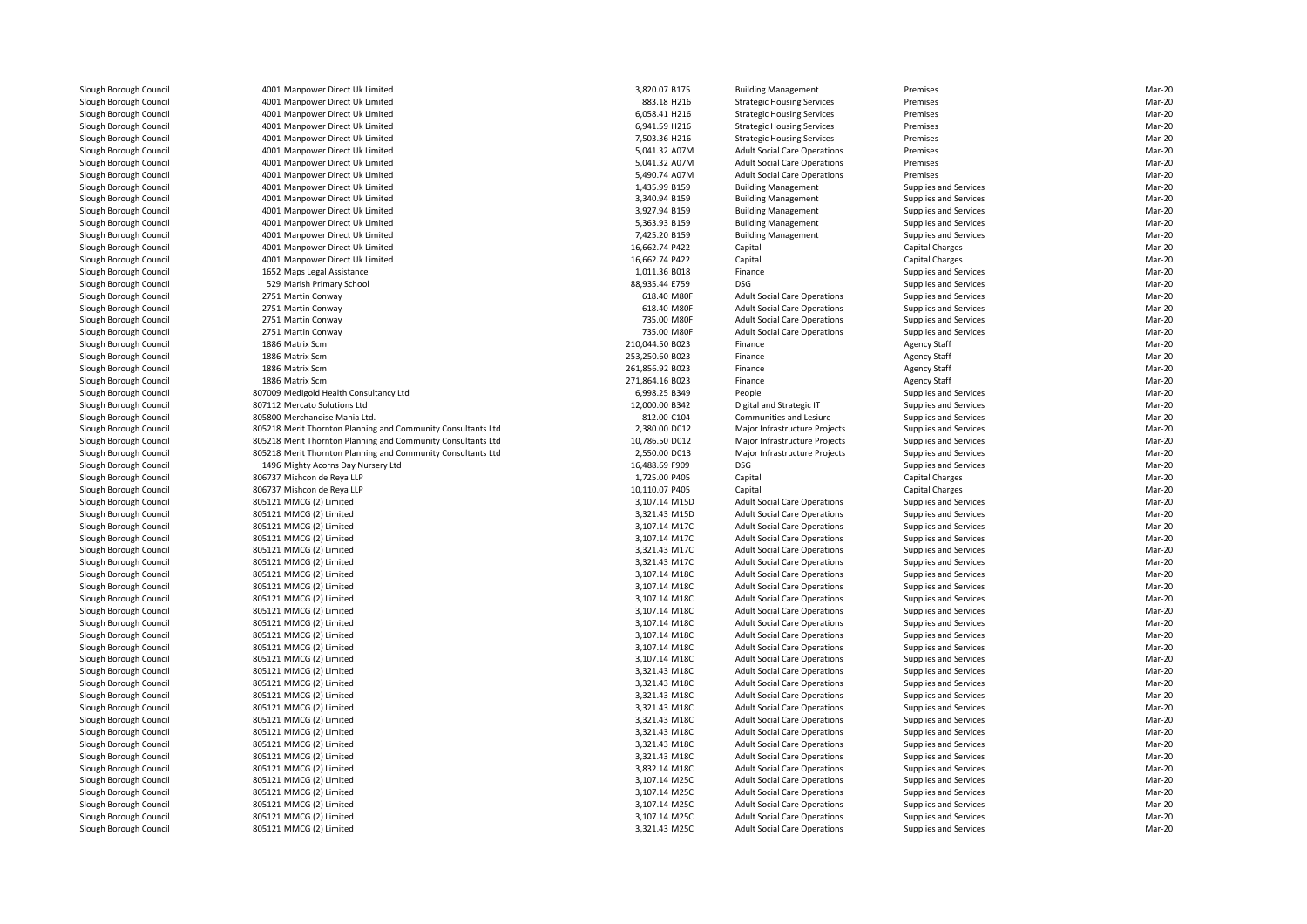| | | | | | | |
|---|---|---|---|---|---|---|
| Slough Borough Council | 4001 Manpower Direct Uk Limited | 3,820.07 | B175 | Building Management | Premises | Mar-20 |
| Slough Borough Council | 4001 Manpower Direct Uk Limited | 883.18 | H216 | Strategic Housing Services | Premises | Mar-20 |
| Slough Borough Council | 4001 Manpower Direct Uk Limited | 6,058.41 | H216 | Strategic Housing Services | Premises | Mar-20 |
| Slough Borough Council | 4001 Manpower Direct Uk Limited | 6,941.59 | H216 | Strategic Housing Services | Premises | Mar-20 |
| Slough Borough Council | 4001 Manpower Direct Uk Limited | 7,503.36 | H216 | Strategic Housing Services | Premises | Mar-20 |
| Slough Borough Council | 4001 Manpower Direct Uk Limited | 5,041.32 | A07M | Adult Social Care Operations | Premises | Mar-20 |
| Slough Borough Council | 4001 Manpower Direct Uk Limited | 5,041.32 | A07M | Adult Social Care Operations | Premises | Mar-20 |
| Slough Borough Council | 4001 Manpower Direct Uk Limited | 5,490.74 | A07M | Adult Social Care Operations | Premises | Mar-20 |
| Slough Borough Council | 4001 Manpower Direct Uk Limited | 1,435.99 | B159 | Building Management | Supplies and Services | Mar-20 |
| Slough Borough Council | 4001 Manpower Direct Uk Limited | 3,340.94 | B159 | Building Management | Supplies and Services | Mar-20 |
| Slough Borough Council | 4001 Manpower Direct Uk Limited | 3,927.94 | B159 | Building Management | Supplies and Services | Mar-20 |
| Slough Borough Council | 4001 Manpower Direct Uk Limited | 5,363.93 | B159 | Building Management | Supplies and Services | Mar-20 |
| Slough Borough Council | 4001 Manpower Direct Uk Limited | 7,425.20 | B159 | Building Management | Supplies and Services | Mar-20 |
| Slough Borough Council | 4001 Manpower Direct Uk Limited | 16,662.74 | P422 | Capital | Capital Charges | Mar-20 |
| Slough Borough Council | 4001 Manpower Direct Uk Limited | 16,662.74 | P422 | Capital | Capital Charges | Mar-20 |
| Slough Borough Council | 1652 Maps Legal Assistance | 1,011.36 | B018 | Finance | Supplies and Services | Mar-20 |
| Slough Borough Council | 529 Marish Primary School | 88,935.44 | E759 | DSG | Supplies and Services | Mar-20 |
| Slough Borough Council | 2751 Martin Conway | 618.40 | M80F | Adult Social Care Operations | Supplies and Services | Mar-20 |
| Slough Borough Council | 2751 Martin Conway | 618.40 | M80F | Adult Social Care Operations | Supplies and Services | Mar-20 |
| Slough Borough Council | 2751 Martin Conway | 735.00 | M80F | Adult Social Care Operations | Supplies and Services | Mar-20 |
| Slough Borough Council | 2751 Martin Conway | 735.00 | M80F | Adult Social Care Operations | Supplies and Services | Mar-20 |
| Slough Borough Council | 1886 Matrix Scm | 210,044.50 | B023 | Finance | Agency Staff | Mar-20 |
| Slough Borough Council | 1886 Matrix Scm | 253,250.60 | B023 | Finance | Agency Staff | Mar-20 |
| Slough Borough Council | 1886 Matrix Scm | 261,856.92 | B023 | Finance | Agency Staff | Mar-20 |
| Slough Borough Council | 1886 Matrix Scm | 271,864.16 | B023 | Finance | Agency Staff | Mar-20 |
| Slough Borough Council | 807009 Medigold Health Consultancy Ltd | 6,998.25 | B349 | People | Supplies and Services | Mar-20 |
| Slough Borough Council | 807112 Mercato Solutions Ltd | 12,000.00 | B342 | Digital and Strategic IT | Supplies and Services | Mar-20 |
| Slough Borough Council | 805800 Merchandise Mania Ltd. | 812.00 | C104 | Communities and Lesiure | Supplies and Services | Mar-20 |
| Slough Borough Council | 805218 Merit Thornton Planning and Community Consultants Ltd | 2,380.00 | D012 | Major Infrastructure Projects | Supplies and Services | Mar-20 |
| Slough Borough Council | 805218 Merit Thornton Planning and Community Consultants Ltd | 10,786.50 | D012 | Major Infrastructure Projects | Supplies and Services | Mar-20 |
| Slough Borough Council | 805218 Merit Thornton Planning and Community Consultants Ltd | 2,550.00 | D013 | Major Infrastructure Projects | Supplies and Services | Mar-20 |
| Slough Borough Council | 1496 Mighty Acorns Day Nursery Ltd | 16,488.69 | F909 | DSG | Supplies and Services | Mar-20 |
| Slough Borough Council | 806737 Mishcon de Reya LLP | 1,725.00 | P405 | Capital | Capital Charges | Mar-20 |
| Slough Borough Council | 806737 Mishcon de Reya LLP | 10,110.07 | P405 | Capital | Capital Charges | Mar-20 |
| Slough Borough Council | 805121 MMCG (2) Limited | 3,107.14 | M15D | Adult Social Care Operations | Supplies and Services | Mar-20 |
| Slough Borough Council | 805121 MMCG (2) Limited | 3,321.43 | M15D | Adult Social Care Operations | Supplies and Services | Mar-20 |
| Slough Borough Council | 805121 MMCG (2) Limited | 3,107.14 | M17C | Adult Social Care Operations | Supplies and Services | Mar-20 |
| Slough Borough Council | 805121 MMCG (2) Limited | 3,107.14 | M17C | Adult Social Care Operations | Supplies and Services | Mar-20 |
| Slough Borough Council | 805121 MMCG (2) Limited | 3,321.43 | M17C | Adult Social Care Operations | Supplies and Services | Mar-20 |
| Slough Borough Council | 805121 MMCG (2) Limited | 3,321.43 | M17C | Adult Social Care Operations | Supplies and Services | Mar-20 |
| Slough Borough Council | 805121 MMCG (2) Limited | 3,107.14 | M18C | Adult Social Care Operations | Supplies and Services | Mar-20 |
| Slough Borough Council | 805121 MMCG (2) Limited | 3,107.14 | M18C | Adult Social Care Operations | Supplies and Services | Mar-20 |
| Slough Borough Council | 805121 MMCG (2) Limited | 3,107.14 | M18C | Adult Social Care Operations | Supplies and Services | Mar-20 |
| Slough Borough Council | 805121 MMCG (2) Limited | 3,107.14 | M18C | Adult Social Care Operations | Supplies and Services | Mar-20 |
| Slough Borough Council | 805121 MMCG (2) Limited | 3,107.14 | M18C | Adult Social Care Operations | Supplies and Services | Mar-20 |
| Slough Borough Council | 805121 MMCG (2) Limited | 3,107.14 | M18C | Adult Social Care Operations | Supplies and Services | Mar-20 |
| Slough Borough Council | 805121 MMCG (2) Limited | 3,107.14 | M18C | Adult Social Care Operations | Supplies and Services | Mar-20 |
| Slough Borough Council | 805121 MMCG (2) Limited | 3,107.14 | M18C | Adult Social Care Operations | Supplies and Services | Mar-20 |
| Slough Borough Council | 805121 MMCG (2) Limited | 3,321.43 | M18C | Adult Social Care Operations | Supplies and Services | Mar-20 |
| Slough Borough Council | 805121 MMCG (2) Limited | 3,321.43 | M18C | Adult Social Care Operations | Supplies and Services | Mar-20 |
| Slough Borough Council | 805121 MMCG (2) Limited | 3,321.43 | M18C | Adult Social Care Operations | Supplies and Services | Mar-20 |
| Slough Borough Council | 805121 MMCG (2) Limited | 3,321.43 | M18C | Adult Social Care Operations | Supplies and Services | Mar-20 |
| Slough Borough Council | 805121 MMCG (2) Limited | 3,321.43 | M18C | Adult Social Care Operations | Supplies and Services | Mar-20 |
| Slough Borough Council | 805121 MMCG (2) Limited | 3,321.43 | M18C | Adult Social Care Operations | Supplies and Services | Mar-20 |
| Slough Borough Council | 805121 MMCG (2) Limited | 3,321.43 | M18C | Adult Social Care Operations | Supplies and Services | Mar-20 |
| Slough Borough Council | 805121 MMCG (2) Limited | 3,321.43 | M18C | Adult Social Care Operations | Supplies and Services | Mar-20 |
| Slough Borough Council | 805121 MMCG (2) Limited | 3,832.14 | M18C | Adult Social Care Operations | Supplies and Services | Mar-20 |
| Slough Borough Council | 805121 MMCG (2) Limited | 3,107.14 | M25C | Adult Social Care Operations | Supplies and Services | Mar-20 |
| Slough Borough Council | 805121 MMCG (2) Limited | 3,107.14 | M25C | Adult Social Care Operations | Supplies and Services | Mar-20 |
| Slough Borough Council | 805121 MMCG (2) Limited | 3,107.14 | M25C | Adult Social Care Operations | Supplies and Services | Mar-20 |
| Slough Borough Council | 805121 MMCG (2) Limited | 3,107.14 | M25C | Adult Social Care Operations | Supplies and Services | Mar-20 |
| Slough Borough Council | 805121 MMCG (2) Limited | 3,321.43 | M25C | Adult Social Care Operations | Supplies and Services | Mar-20 |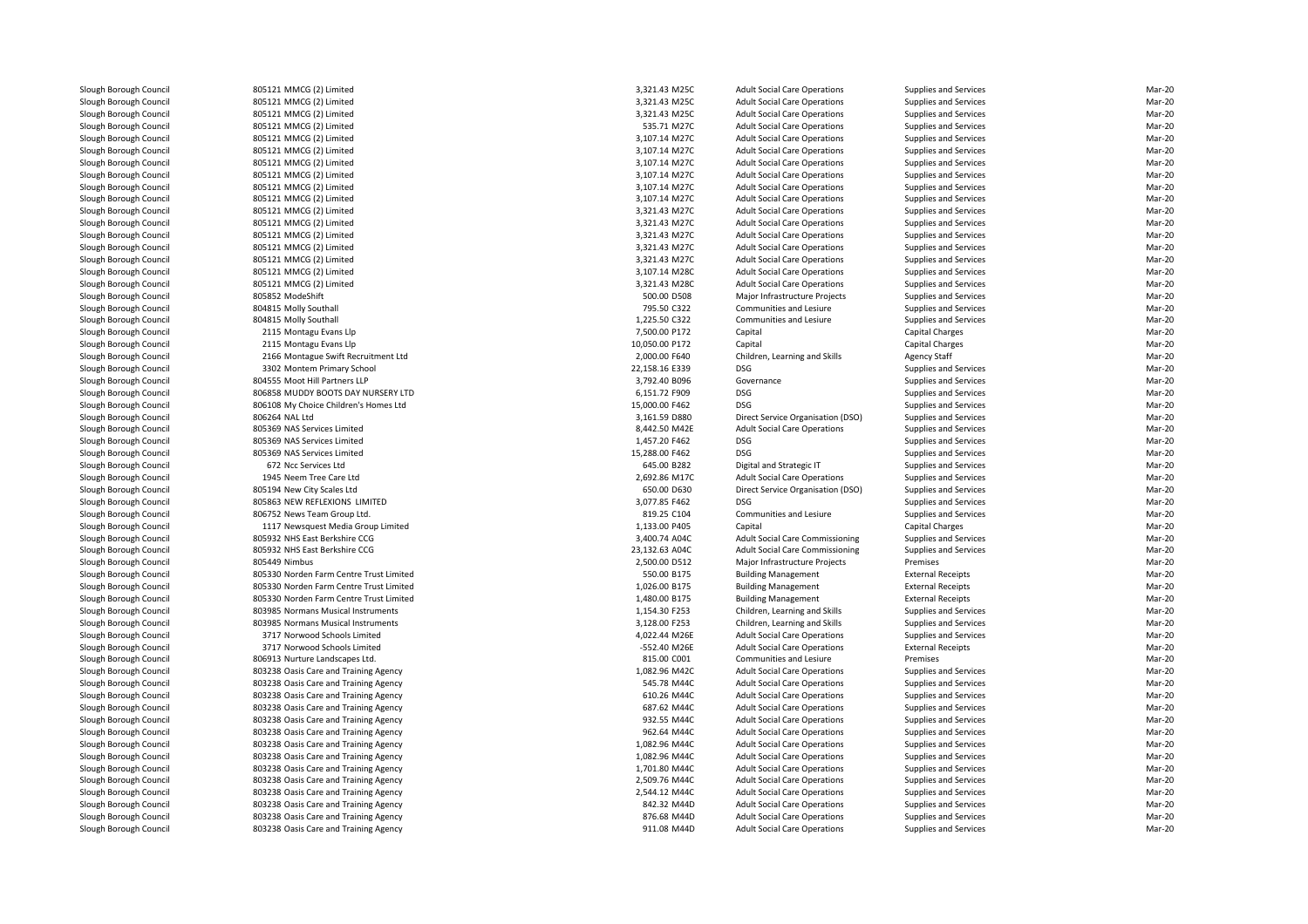| | | | | | | |
|---|---|---|---|---|---|---|
| Slough Borough Council | 805121 MMCG (2) Limited | 3,321.43 M25C | Adult Social Care Operations | Supplies and Services | Mar-20 |
| Slough Borough Council | 805121 MMCG (2) Limited | 3,321.43 M25C | Adult Social Care Operations | Supplies and Services | Mar-20 |
| Slough Borough Council | 805121 MMCG (2) Limited | 3,321.43 M25C | Adult Social Care Operations | Supplies and Services | Mar-20 |
| Slough Borough Council | 805121 MMCG (2) Limited | 535.71 M27C | Adult Social Care Operations | Supplies and Services | Mar-20 |
| Slough Borough Council | 805121 MMCG (2) Limited | 3,107.14 M27C | Adult Social Care Operations | Supplies and Services | Mar-20 |
| Slough Borough Council | 805121 MMCG (2) Limited | 3,107.14 M27C | Adult Social Care Operations | Supplies and Services | Mar-20 |
| Slough Borough Council | 805121 MMCG (2) Limited | 3,107.14 M27C | Adult Social Care Operations | Supplies and Services | Mar-20 |
| Slough Borough Council | 805121 MMCG (2) Limited | 3,107.14 M27C | Adult Social Care Operations | Supplies and Services | Mar-20 |
| Slough Borough Council | 805121 MMCG (2) Limited | 3,107.14 M27C | Adult Social Care Operations | Supplies and Services | Mar-20 |
| Slough Borough Council | 805121 MMCG (2) Limited | 3,107.14 M27C | Adult Social Care Operations | Supplies and Services | Mar-20 |
| Slough Borough Council | 805121 MMCG (2) Limited | 3,321.43 M27C | Adult Social Care Operations | Supplies and Services | Mar-20 |
| Slough Borough Council | 805121 MMCG (2) Limited | 3,321.43 M27C | Adult Social Care Operations | Supplies and Services | Mar-20 |
| Slough Borough Council | 805121 MMCG (2) Limited | 3,321.43 M27C | Adult Social Care Operations | Supplies and Services | Mar-20 |
| Slough Borough Council | 805121 MMCG (2) Limited | 3,321.43 M27C | Adult Social Care Operations | Supplies and Services | Mar-20 |
| Slough Borough Council | 805121 MMCG (2) Limited | 3,321.43 M27C | Adult Social Care Operations | Supplies and Services | Mar-20 |
| Slough Borough Council | 805121 MMCG (2) Limited | 3,107.14 M28C | Adult Social Care Operations | Supplies and Services | Mar-20 |
| Slough Borough Council | 805121 MMCG (2) Limited | 3,321.43 M28C | Adult Social Care Operations | Supplies and Services | Mar-20 |
| Slough Borough Council | 805852 ModeShift | 500.00 D508 | Major Infrastructure Projects | Supplies and Services | Mar-20 |
| Slough Borough Council | 804815 Molly Southall | 795.50 C322 | Communities and Lesiure | Supplies and Services | Mar-20 |
| Slough Borough Council | 804815 Molly Southall | 1,225.50 C322 | Communities and Lesiure | Supplies and Services | Mar-20 |
| Slough Borough Council | 2115 Montagu Evans Llp | 7,500.00 P172 | Capital | Capital Charges | Mar-20 |
| Slough Borough Council | 2115 Montagu Evans Llp | 10,050.00 P172 | Capital | Capital Charges | Mar-20 |
| Slough Borough Council | 2166 Montague Swift Recruitment Ltd | 2,000.00 F640 | Children, Learning and Skills | Agency Staff | Mar-20 |
| Slough Borough Council | 3302 Montem Primary School | 22,158.16 E339 | DSG | Supplies and Services | Mar-20 |
| Slough Borough Council | 804555 Moot Hill Partners LLP | 3,792.40 B096 | Governance | Supplies and Services | Mar-20 |
| Slough Borough Council | 806858 MUDDY BOOTS DAY NURSERY LTD | 6,151.72 F909 | DSG | Supplies and Services | Mar-20 |
| Slough Borough Council | 806108 My Choice Children's Homes Ltd | 15,000.00 F462 | DSG | Supplies and Services | Mar-20 |
| Slough Borough Council | 806264 NAL Ltd | 3,161.59 D880 | Direct Service Organisation (DSO) | Supplies and Services | Mar-20 |
| Slough Borough Council | 805369 NAS Services Limited | 8,442.50 M42E | Adult Social Care Operations | Supplies and Services | Mar-20 |
| Slough Borough Council | 805369 NAS Services Limited | 1,457.20 F462 | DSG | Supplies and Services | Mar-20 |
| Slough Borough Council | 805369 NAS Services Limited | 15,288.00 F462 | DSG | Supplies and Services | Mar-20 |
| Slough Borough Council | 672 Ncc Services Ltd | 645.00 B282 | Digital and Strategic IT | Supplies and Services | Mar-20 |
| Slough Borough Council | 1945 Neem Tree Care Ltd | 2,692.86 M17C | Adult Social Care Operations | Supplies and Services | Mar-20 |
| Slough Borough Council | 805194 New City Scales Ltd | 650.00 D630 | Direct Service Organisation (DSO) | Supplies and Services | Mar-20 |
| Slough Borough Council | 805863 NEW REFLEXIONS LIMITED | 3,077.85 F462 | DSG | Supplies and Services | Mar-20 |
| Slough Borough Council | 806752 News Team Group Ltd. | 819.25 C104 | Communities and Lesiure | Supplies and Services | Mar-20 |
| Slough Borough Council | 1117 Newsquest Media Group Limited | 1,133.00 P405 | Capital | Capital Charges | Mar-20 |
| Slough Borough Council | 805932 NHS East Berkshire CCG | 3,400.74 A04C | Adult Social Care Commissioning | Supplies and Services | Mar-20 |
| Slough Borough Council | 805932 NHS East Berkshire CCG | 23,132.63 A04C | Adult Social Care Commissioning | Supplies and Services | Mar-20 |
| Slough Borough Council | 805449 Nimbus | 2,500.00 D512 | Major Infrastructure Projects | Premises | Mar-20 |
| Slough Borough Council | 805330 Norden Farm Centre Trust Limited | 550.00 B175 | Building Management | External Receipts | Mar-20 |
| Slough Borough Council | 805330 Norden Farm Centre Trust Limited | 1,026.00 B175 | Building Management | External Receipts | Mar-20 |
| Slough Borough Council | 805330 Norden Farm Centre Trust Limited | 1,480.00 B175 | Building Management | External Receipts | Mar-20 |
| Slough Borough Council | 803985 Normans Musical Instruments | 1,154.30 F253 | Children, Learning and Skills | Supplies and Services | Mar-20 |
| Slough Borough Council | 803985 Normans Musical Instruments | 3,128.00 F253 | Children, Learning and Skills | Supplies and Services | Mar-20 |
| Slough Borough Council | 3717 Norwood Schools Limited | 4,022.44 M26E | Adult Social Care Operations | Supplies and Services | Mar-20 |
| Slough Borough Council | 3717 Norwood Schools Limited | -552.40 M26E | Adult Social Care Operations | External Receipts | Mar-20 |
| Slough Borough Council | 806913 Nurture Landscapes Ltd. | 815.00 C001 | Communities and Lesiure | Premises | Mar-20 |
| Slough Borough Council | 803238 Oasis Care and Training Agency | 1,082.96 M42C | Adult Social Care Operations | Supplies and Services | Mar-20 |
| Slough Borough Council | 803238 Oasis Care and Training Agency | 545.78 M44C | Adult Social Care Operations | Supplies and Services | Mar-20 |
| Slough Borough Council | 803238 Oasis Care and Training Agency | 610.26 M44C | Adult Social Care Operations | Supplies and Services | Mar-20 |
| Slough Borough Council | 803238 Oasis Care and Training Agency | 687.62 M44C | Adult Social Care Operations | Supplies and Services | Mar-20 |
| Slough Borough Council | 803238 Oasis Care and Training Agency | 932.55 M44C | Adult Social Care Operations | Supplies and Services | Mar-20 |
| Slough Borough Council | 803238 Oasis Care and Training Agency | 962.64 M44C | Adult Social Care Operations | Supplies and Services | Mar-20 |
| Slough Borough Council | 803238 Oasis Care and Training Agency | 1,082.96 M44C | Adult Social Care Operations | Supplies and Services | Mar-20 |
| Slough Borough Council | 803238 Oasis Care and Training Agency | 1,082.96 M44C | Adult Social Care Operations | Supplies and Services | Mar-20 |
| Slough Borough Council | 803238 Oasis Care and Training Agency | 1,701.80 M44C | Adult Social Care Operations | Supplies and Services | Mar-20 |
| Slough Borough Council | 803238 Oasis Care and Training Agency | 2,509.76 M44C | Adult Social Care Operations | Supplies and Services | Mar-20 |
| Slough Borough Council | 803238 Oasis Care and Training Agency | 2,544.12 M44C | Adult Social Care Operations | Supplies and Services | Mar-20 |
| Slough Borough Council | 803238 Oasis Care and Training Agency | 842.32 M44D | Adult Social Care Operations | Supplies and Services | Mar-20 |
| Slough Borough Council | 803238 Oasis Care and Training Agency | 876.68 M44D | Adult Social Care Operations | Supplies and Services | Mar-20 |
| Slough Borough Council | 803238 Oasis Care and Training Agency | 911.08 M44D | Adult Social Care Operations | Supplies and Services | Mar-20 |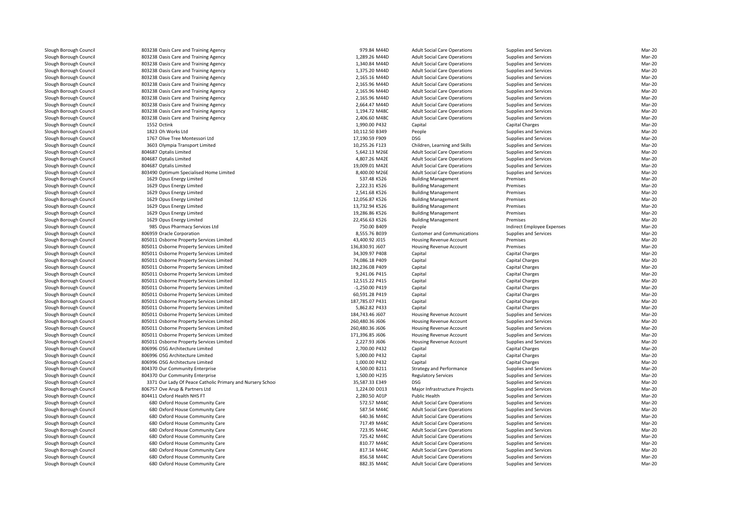| | | | | | | |
|---|---|---|---|---|---|---|
| Slough Borough Council | 803238 Oasis Care and Training Agency | 979.84 M44D | Adult Social Care Operations | Supplies and Services | Mar-20 |
| Slough Borough Council | 803238 Oasis Care and Training Agency | 1,289.26 M44D | Adult Social Care Operations | Supplies and Services | Mar-20 |
| Slough Borough Council | 803238 Oasis Care and Training Agency | 1,340.84 M44D | Adult Social Care Operations | Supplies and Services | Mar-20 |
| Slough Borough Council | 803238 Oasis Care and Training Agency | 1,375.20 M44D | Adult Social Care Operations | Supplies and Services | Mar-20 |
| Slough Borough Council | 803238 Oasis Care and Training Agency | 2,165.16 M44D | Adult Social Care Operations | Supplies and Services | Mar-20 |
| Slough Borough Council | 803238 Oasis Care and Training Agency | 2,165.96 M44D | Adult Social Care Operations | Supplies and Services | Mar-20 |
| Slough Borough Council | 803238 Oasis Care and Training Agency | 2,165.96 M44D | Adult Social Care Operations | Supplies and Services | Mar-20 |
| Slough Borough Council | 803238 Oasis Care and Training Agency | 2,165.96 M44D | Adult Social Care Operations | Supplies and Services | Mar-20 |
| Slough Borough Council | 803238 Oasis Care and Training Agency | 2,664.47 M44D | Adult Social Care Operations | Supplies and Services | Mar-20 |
| Slough Borough Council | 803238 Oasis Care and Training Agency | 1,194.72 M48C | Adult Social Care Operations | Supplies and Services | Mar-20 |
| Slough Borough Council | 803238 Oasis Care and Training Agency | 2,406.60 M48C | Adult Social Care Operations | Supplies and Services | Mar-20 |
| Slough Borough Council | 1552 Octink | 1,990.00 P432 | Capital | Capital Charges | Mar-20 |
| Slough Borough Council | 1823 Oh Works Ltd | 10,112.50 B349 | People | Supplies and Services | Mar-20 |
| Slough Borough Council | 1767 Olive Tree Montessori Ltd | 17,190.59 F909 | DSG | Supplies and Services | Mar-20 |
| Slough Borough Council | 3603 Olympia Transport Limited | 10,255.26 F123 | Children, Learning and Skills | Supplies and Services | Mar-20 |
| Slough Borough Council | 804687 Optalis Limited | 5,642.13 M26E | Adult Social Care Operations | Supplies and Services | Mar-20 |
| Slough Borough Council | 804687 Optalis Limited | 4,807.26 M42E | Adult Social Care Operations | Supplies and Services | Mar-20 |
| Slough Borough Council | 804687 Optalis Limited | 19,009.01 M42E | Adult Social Care Operations | Supplies and Services | Mar-20 |
| Slough Borough Council | 803490 Optimum Specialised Home Limited | 8,400.00 M26E | Adult Social Care Operations | Supplies and Services | Mar-20 |
| Slough Borough Council | 1629 Opus Energy Limited | 537.48 K526 | Building Management | Premises | Mar-20 |
| Slough Borough Council | 1629 Opus Energy Limited | 2,222.31 K526 | Building Management | Premises | Mar-20 |
| Slough Borough Council | 1629 Opus Energy Limited | 2,541.68 K526 | Building Management | Premises | Mar-20 |
| Slough Borough Council | 1629 Opus Energy Limited | 12,056.87 K526 | Building Management | Premises | Mar-20 |
| Slough Borough Council | 1629 Opus Energy Limited | 13,732.94 K526 | Building Management | Premises | Mar-20 |
| Slough Borough Council | 1629 Opus Energy Limited | 19,286.86 K526 | Building Management | Premises | Mar-20 |
| Slough Borough Council | 1629 Opus Energy Limited | 22,456.63 K526 | Building Management | Premises | Mar-20 |
| Slough Borough Council | 985 Opus Pharmacy Services Ltd | 750.00 B409 | People | Indirect Employee Expenses | Mar-20 |
| Slough Borough Council | 806959 Oracle Corporation | 8,555.76 B039 | Customer and Communications | Supplies and Services | Mar-20 |
| Slough Borough Council | 805011 Osborne Property Services Limited | 43,400.92 J015 | Housing Revenue Account | Premises | Mar-20 |
| Slough Borough Council | 805011 Osborne Property Services Limited | 136,830.91 J607 | Housing Revenue Account | Premises | Mar-20 |
| Slough Borough Council | 805011 Osborne Property Services Limited | 34,309.97 P408 | Capital | Capital Charges | Mar-20 |
| Slough Borough Council | 805011 Osborne Property Services Limited | 74,086.18 P409 | Capital | Capital Charges | Mar-20 |
| Slough Borough Council | 805011 Osborne Property Services Limited | 182,236.08 P409 | Capital | Capital Charges | Mar-20 |
| Slough Borough Council | 805011 Osborne Property Services Limited | 9,241.06 P415 | Capital | Capital Charges | Mar-20 |
| Slough Borough Council | 805011 Osborne Property Services Limited | 12,515.22 P415 | Capital | Capital Charges | Mar-20 |
| Slough Borough Council | 805011 Osborne Property Services Limited | -1,250.00 P419 | Capital | Capital Charges | Mar-20 |
| Slough Borough Council | 805011 Osborne Property Services Limited | 60,591.28 P419 | Capital | Capital Charges | Mar-20 |
| Slough Borough Council | 805011 Osborne Property Services Limited | 187,785.07 P431 | Capital | Capital Charges | Mar-20 |
| Slough Borough Council | 805011 Osborne Property Services Limited | 5,862.82 P433 | Capital | Capital Charges | Mar-20 |
| Slough Borough Council | 805011 Osborne Property Services Limited | 184,743.46 J607 | Housing Revenue Account | Supplies and Services | Mar-20 |
| Slough Borough Council | 805011 Osborne Property Services Limited | 260,480.36 J606 | Housing Revenue Account | Supplies and Services | Mar-20 |
| Slough Borough Council | 805011 Osborne Property Services Limited | 260,480.36 J606 | Housing Revenue Account | Supplies and Services | Mar-20 |
| Slough Borough Council | 805011 Osborne Property Services Limited | 171,396.85 J606 | Housing Revenue Account | Supplies and Services | Mar-20 |
| Slough Borough Council | 805011 Osborne Property Services Limited | 2,227.93 J606 | Housing Revenue Account | Supplies and Services | Mar-20 |
| Slough Borough Council | 806996 OSG Architecture Limited | 2,700.00 P432 | Capital | Capital Charges | Mar-20 |
| Slough Borough Council | 806996 OSG Architecture Limited | 5,000.00 P432 | Capital | Capital Charges | Mar-20 |
| Slough Borough Council | 806996 OSG Architecture Limited | 1,000.00 P432 | Capital | Capital Charges | Mar-20 |
| Slough Borough Council | 804370 Our Community Enterprise | 4,500.00 B211 | Strategy and Performance | Supplies and Services | Mar-20 |
| Slough Borough Council | 804370 Our Community Enterprise | 1,500.00 H235 | Regulatory Services | Supplies and Services | Mar-20 |
| Slough Borough Council | 3371 Our Lady Of Peace Catholic Primary and Nursery School | 35,587.33 E349 | DSG | Supplies and Services | Mar-20 |
| Slough Borough Council | 806757 Ove Arup & Partners Ltd | 1,224.00 D013 | Major Infrastructure Projects | Supplies and Services | Mar-20 |
| Slough Borough Council | 804411 Oxford Health NHS FT | 2,280.50 A01P | Public Health | Supplies and Services | Mar-20 |
| Slough Borough Council | 680 Oxford House Community Care | 572.57 M44C | Adult Social Care Operations | Supplies and Services | Mar-20 |
| Slough Borough Council | 680 Oxford House Community Care | 587.54 M44C | Adult Social Care Operations | Supplies and Services | Mar-20 |
| Slough Borough Council | 680 Oxford House Community Care | 640.36 M44C | Adult Social Care Operations | Supplies and Services | Mar-20 |
| Slough Borough Council | 680 Oxford House Community Care | 717.49 M44C | Adult Social Care Operations | Supplies and Services | Mar-20 |
| Slough Borough Council | 680 Oxford House Community Care | 723.95 M44C | Adult Social Care Operations | Supplies and Services | Mar-20 |
| Slough Borough Council | 680 Oxford House Community Care | 725.42 M44C | Adult Social Care Operations | Supplies and Services | Mar-20 |
| Slough Borough Council | 680 Oxford House Community Care | 810.77 M44C | Adult Social Care Operations | Supplies and Services | Mar-20 |
| Slough Borough Council | 680 Oxford House Community Care | 817.14 M44C | Adult Social Care Operations | Supplies and Services | Mar-20 |
| Slough Borough Council | 680 Oxford House Community Care | 856.58 M44C | Adult Social Care Operations | Supplies and Services | Mar-20 |
| Slough Borough Council | 680 Oxford House Community Care | 882.35 M44C | Adult Social Care Operations | Supplies and Services | Mar-20 |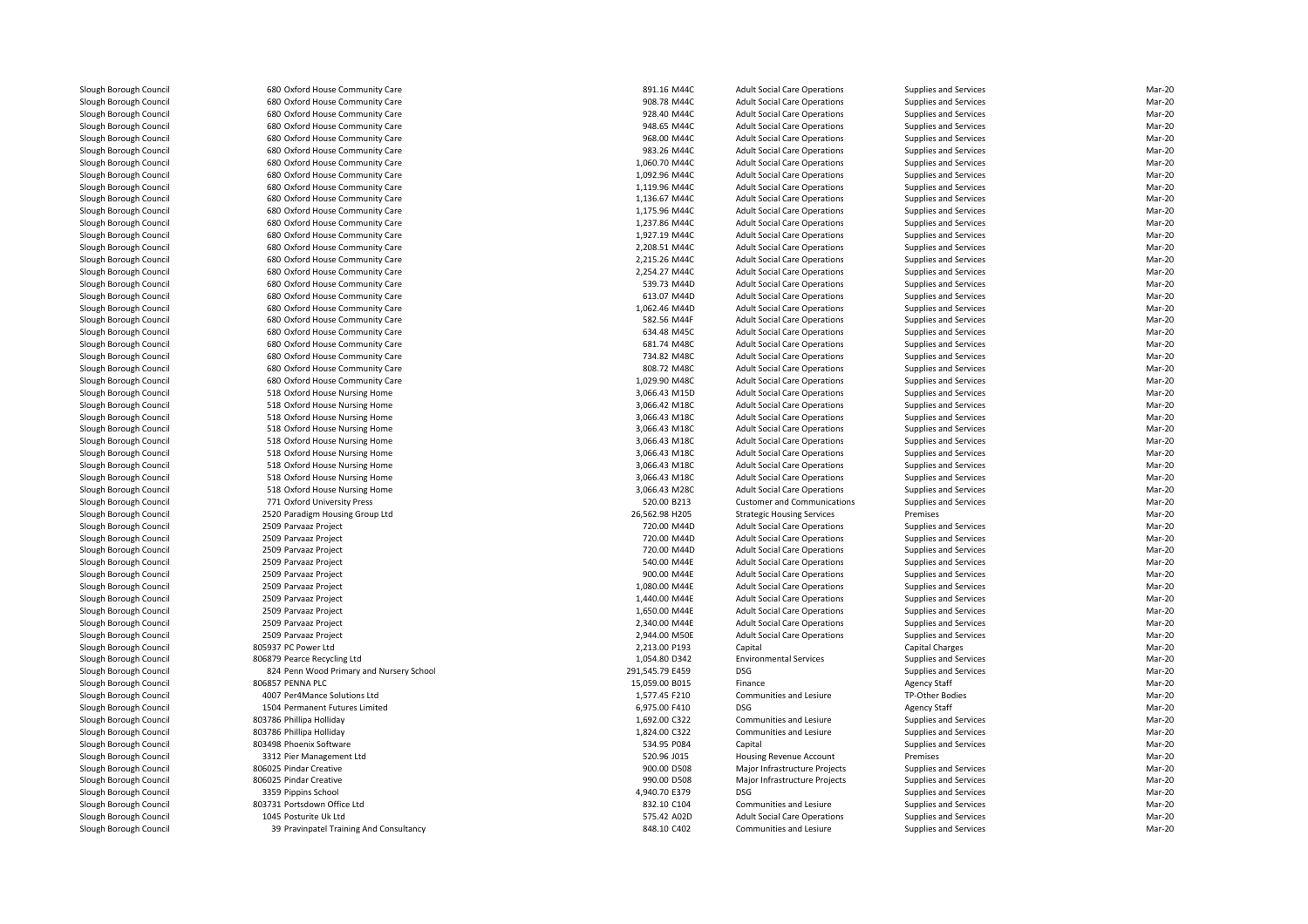| | | | | | | | |
|---|---|---|---|---|---|---|---|
| Slough Borough Council | 680 Oxford House Community Care | 891.16 | M44C | Adult Social Care Operations | Supplies and Services | Mar-20 |
| Slough Borough Council | 680 Oxford House Community Care | 908.78 | M44C | Adult Social Care Operations | Supplies and Services | Mar-20 |
| Slough Borough Council | 680 Oxford House Community Care | 928.40 | M44C | Adult Social Care Operations | Supplies and Services | Mar-20 |
| Slough Borough Council | 680 Oxford House Community Care | 948.65 | M44C | Adult Social Care Operations | Supplies and Services | Mar-20 |
| Slough Borough Council | 680 Oxford House Community Care | 968.00 | M44C | Adult Social Care Operations | Supplies and Services | Mar-20 |
| Slough Borough Council | 680 Oxford House Community Care | 983.26 | M44C | Adult Social Care Operations | Supplies and Services | Mar-20 |
| Slough Borough Council | 680 Oxford House Community Care | 1,060.70 | M44C | Adult Social Care Operations | Supplies and Services | Mar-20 |
| Slough Borough Council | 680 Oxford House Community Care | 1,092.96 | M44C | Adult Social Care Operations | Supplies and Services | Mar-20 |
| Slough Borough Council | 680 Oxford House Community Care | 1,119.96 | M44C | Adult Social Care Operations | Supplies and Services | Mar-20 |
| Slough Borough Council | 680 Oxford House Community Care | 1,136.67 | M44C | Adult Social Care Operations | Supplies and Services | Mar-20 |
| Slough Borough Council | 680 Oxford House Community Care | 1,175.96 | M44C | Adult Social Care Operations | Supplies and Services | Mar-20 |
| Slough Borough Council | 680 Oxford House Community Care | 1,237.86 | M44C | Adult Social Care Operations | Supplies and Services | Mar-20 |
| Slough Borough Council | 680 Oxford House Community Care | 1,927.19 | M44C | Adult Social Care Operations | Supplies and Services | Mar-20 |
| Slough Borough Council | 680 Oxford House Community Care | 2,208.51 | M44C | Adult Social Care Operations | Supplies and Services | Mar-20 |
| Slough Borough Council | 680 Oxford House Community Care | 2,215.26 | M44C | Adult Social Care Operations | Supplies and Services | Mar-20 |
| Slough Borough Council | 680 Oxford House Community Care | 2,254.27 | M44C | Adult Social Care Operations | Supplies and Services | Mar-20 |
| Slough Borough Council | 680 Oxford House Community Care | 539.73 | M44D | Adult Social Care Operations | Supplies and Services | Mar-20 |
| Slough Borough Council | 680 Oxford House Community Care | 613.07 | M44D | Adult Social Care Operations | Supplies and Services | Mar-20 |
| Slough Borough Council | 680 Oxford House Community Care | 1,062.46 | M44D | Adult Social Care Operations | Supplies and Services | Mar-20 |
| Slough Borough Council | 680 Oxford House Community Care | 582.56 | M44F | Adult Social Care Operations | Supplies and Services | Mar-20 |
| Slough Borough Council | 680 Oxford House Community Care | 634.48 | M45C | Adult Social Care Operations | Supplies and Services | Mar-20 |
| Slough Borough Council | 680 Oxford House Community Care | 681.74 | M48C | Adult Social Care Operations | Supplies and Services | Mar-20 |
| Slough Borough Council | 680 Oxford House Community Care | 734.82 | M48C | Adult Social Care Operations | Supplies and Services | Mar-20 |
| Slough Borough Council | 680 Oxford House Community Care | 808.72 | M48C | Adult Social Care Operations | Supplies and Services | Mar-20 |
| Slough Borough Council | 680 Oxford House Community Care | 1,029.90 | M48C | Adult Social Care Operations | Supplies and Services | Mar-20 |
| Slough Borough Council | 518 Oxford House Nursing Home | 3,066.43 | M15D | Adult Social Care Operations | Supplies and Services | Mar-20 |
| Slough Borough Council | 518 Oxford House Nursing Home | 3,066.42 | M18C | Adult Social Care Operations | Supplies and Services | Mar-20 |
| Slough Borough Council | 518 Oxford House Nursing Home | 3,066.43 | M18C | Adult Social Care Operations | Supplies and Services | Mar-20 |
| Slough Borough Council | 518 Oxford House Nursing Home | 3,066.43 | M18C | Adult Social Care Operations | Supplies and Services | Mar-20 |
| Slough Borough Council | 518 Oxford House Nursing Home | 3,066.43 | M18C | Adult Social Care Operations | Supplies and Services | Mar-20 |
| Slough Borough Council | 518 Oxford House Nursing Home | 3,066.43 | M18C | Adult Social Care Operations | Supplies and Services | Mar-20 |
| Slough Borough Council | 518 Oxford House Nursing Home | 3,066.43 | M18C | Adult Social Care Operations | Supplies and Services | Mar-20 |
| Slough Borough Council | 518 Oxford House Nursing Home | 3,066.43 | M18C | Adult Social Care Operations | Supplies and Services | Mar-20 |
| Slough Borough Council | 518 Oxford House Nursing Home | 3,066.43 | M28C | Adult Social Care Operations | Supplies and Services | Mar-20 |
| Slough Borough Council | 771 Oxford University Press | 520.00 | B213 | Customer and Communications | Supplies and Services | Mar-20 |
| Slough Borough Council | 2520 Paradigm Housing Group Ltd | 26,562.98 | H205 | Strategic Housing Services | Premises | Mar-20 |
| Slough Borough Council | 2509 Parvaaz Project | 720.00 | M44D | Adult Social Care Operations | Supplies and Services | Mar-20 |
| Slough Borough Council | 2509 Parvaaz Project | 720.00 | M44D | Adult Social Care Operations | Supplies and Services | Mar-20 |
| Slough Borough Council | 2509 Parvaaz Project | 720.00 | M44D | Adult Social Care Operations | Supplies and Services | Mar-20 |
| Slough Borough Council | 2509 Parvaaz Project | 540.00 | M44E | Adult Social Care Operations | Supplies and Services | Mar-20 |
| Slough Borough Council | 2509 Parvaaz Project | 900.00 | M44E | Adult Social Care Operations | Supplies and Services | Mar-20 |
| Slough Borough Council | 2509 Parvaaz Project | 1,080.00 | M44E | Adult Social Care Operations | Supplies and Services | Mar-20 |
| Slough Borough Council | 2509 Parvaaz Project | 1,440.00 | M44E | Adult Social Care Operations | Supplies and Services | Mar-20 |
| Slough Borough Council | 2509 Parvaaz Project | 1,650.00 | M44E | Adult Social Care Operations | Supplies and Services | Mar-20 |
| Slough Borough Council | 2509 Parvaaz Project | 2,340.00 | M44E | Adult Social Care Operations | Supplies and Services | Mar-20 |
| Slough Borough Council | 2509 Parvaaz Project | 2,944.00 | M50E | Adult Social Care Operations | Supplies and Services | Mar-20 |
| Slough Borough Council | 805937 PC Power Ltd | 2,213.00 | P193 | Capital | Capital Charges | Mar-20 |
| Slough Borough Council | 806879 Pearce Recycling Ltd | 1,054.80 | D342 | Environmental Services | Supplies and Services | Mar-20 |
| Slough Borough Council | 824 Penn Wood Primary and Nursery School | 291,545.79 | E459 | DSG | Supplies and Services | Mar-20 |
| Slough Borough Council | 806857 PENNA PLC | 15,059.00 | B015 | Finance | Agency Staff | Mar-20 |
| Slough Borough Council | 4007 Per4Mance Solutions Ltd | 1,577.45 | F210 | Communities and Lesiure | TP-Other Bodies | Mar-20 |
| Slough Borough Council | 1504 Permanent Futures Limited | 6,975.00 | F410 | DSG | Agency Staff | Mar-20 |
| Slough Borough Council | 803786 Phillipa Holliday | 1,692.00 | C322 | Communities and Lesiure | Supplies and Services | Mar-20 |
| Slough Borough Council | 803786 Phillipa Holliday | 1,824.00 | C322 | Communities and Lesiure | Supplies and Services | Mar-20 |
| Slough Borough Council | 803498 Phoenix Software | 534.95 | P084 | Capital | Supplies and Services | Mar-20 |
| Slough Borough Council | 3312 Pier Management Ltd | 520.96 | J015 | Housing Revenue Account | Premises | Mar-20 |
| Slough Borough Council | 806025 Pindar Creative | 900.00 | D508 | Major Infrastructure Projects | Supplies and Services | Mar-20 |
| Slough Borough Council | 806025 Pindar Creative | 990.00 | D508 | Major Infrastructure Projects | Supplies and Services | Mar-20 |
| Slough Borough Council | 3359 Pippins School | 4,940.70 | E379 | DSG | Supplies and Services | Mar-20 |
| Slough Borough Council | 803731 Portsdown Office Ltd | 832.10 | C104 | Communities and Lesiure | Supplies and Services | Mar-20 |
| Slough Borough Council | 1045 Posturite Uk Ltd | 575.42 | A02D | Adult Social Care Operations | Supplies and Services | Mar-20 |
| Slough Borough Council | 39 Pravinpatel Training And Consultancy | 848.10 | C402 | Communities and Lesiure | Supplies and Services | Mar-20 |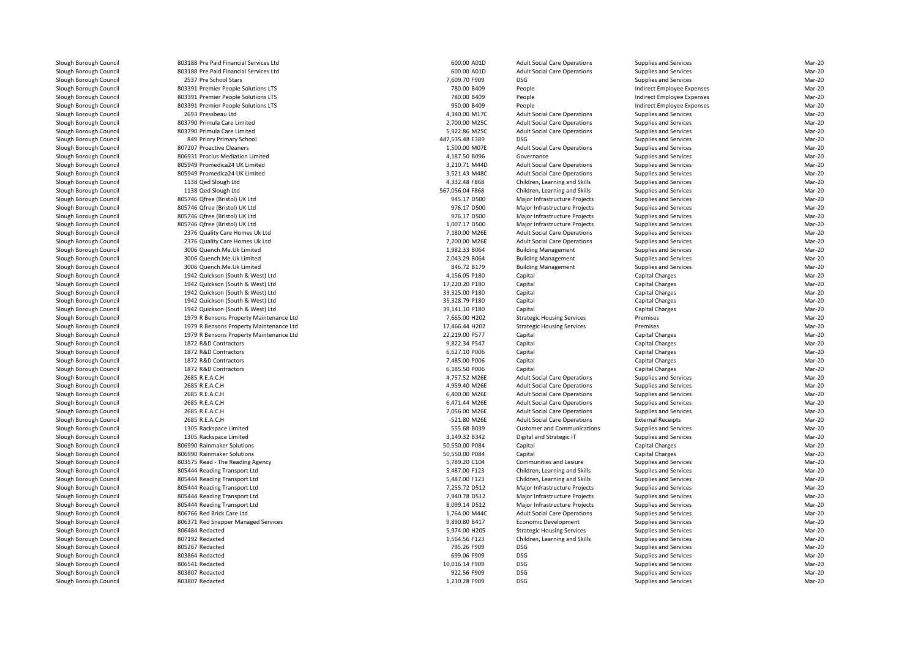| | | | | | | |
|---|---|---|---|---|---|---|
| Slough Borough Council | 803188 Pre Paid Financial Services Ltd | 600.00 A01D | Adult Social Care Operations | Supplies and Services | Mar-20 |
| Slough Borough Council | 803188 Pre Paid Financial Services Ltd | 600.00 A01D | Adult Social Care Operations | Supplies and Services | Mar-20 |
| Slough Borough Council | 2537 Pre School Stars | 7,609.70 F909 | DSG | Supplies and Services | Mar-20 |
| Slough Borough Council | 803391 Premier People Solutions LTS | 780.00 B409 | People | Indirect Employee Expenses | Mar-20 |
| Slough Borough Council | 803391 Premier People Solutions LTS | 780.00 B409 | People | Indirect Employee Expenses | Mar-20 |
| Slough Borough Council | 803391 Premier People Solutions LTS | 950.00 B409 | People | Indirect Employee Expenses | Mar-20 |
| Slough Borough Council | 2693 Pressbeau Ltd | 4,340.00 M17C | Adult Social Care Operations | Supplies and Services | Mar-20 |
| Slough Borough Council | 803790 Primula Care Limited | 2,700.00 M25C | Adult Social Care Operations | Supplies and Services | Mar-20 |
| Slough Borough Council | 803790 Primula Care Limited | 5,922.86 M25C | Adult Social Care Operations | Supplies and Services | Mar-20 |
| Slough Borough Council | 849 Priory Primary School | 447,535.48 E389 | DSG | Supplies and Services | Mar-20 |
| Slough Borough Council | 807207 Proactive Cleaners | 1,500.00 M07E | Adult Social Care Operations | Supplies and Services | Mar-20 |
| Slough Borough Council | 806931 Proclus Mediation Limited | 4,187.50 B096 | Governance | Supplies and Services | Mar-20 |
| Slough Borough Council | 805949 Promedica24 UK Limited | 3,210.71 M44D | Adult Social Care Operations | Supplies and Services | Mar-20 |
| Slough Borough Council | 805949 Promedica24 UK Limited | 3,521.43 M48C | Adult Social Care Operations | Supplies and Services | Mar-20 |
| Slough Borough Council | 1138 Qed Slough Ltd | 4,332.48 F868 | Children, Learning and Skills | Supplies and Services | Mar-20 |
| Slough Borough Council | 1138 Qed Slough Ltd | 567,056.04 F868 | Children, Learning and Skills | Supplies and Services | Mar-20 |
| Slough Borough Council | 805746 Qfree (Bristol) UK Ltd | 945.17 D500 | Major Infrastructure Projects | Supplies and Services | Mar-20 |
| Slough Borough Council | 805746 Qfree (Bristol) UK Ltd | 976.17 D500 | Major Infrastructure Projects | Supplies and Services | Mar-20 |
| Slough Borough Council | 805746 Qfree (Bristol) UK Ltd | 976.17 D500 | Major Infrastructure Projects | Supplies and Services | Mar-20 |
| Slough Borough Council | 805746 Qfree (Bristol) UK Ltd | 1,007.17 D500 | Major Infrastructure Projects | Supplies and Services | Mar-20 |
| Slough Borough Council | 2376 Quality Care Homes Uk Ltd | 7,180.00 M26E | Adult Social Care Operations | Supplies and Services | Mar-20 |
| Slough Borough Council | 2376 Quality Care Homes Uk Ltd | 7,200.00 M26E | Adult Social Care Operations | Supplies and Services | Mar-20 |
| Slough Borough Council | 3006 Quench.Me.Uk Limited | 1,982.33 B064 | Building Management | Supplies and Services | Mar-20 |
| Slough Borough Council | 3006 Quench.Me.Uk Limited | 2,043.29 B064 | Building Management | Supplies and Services | Mar-20 |
| Slough Borough Council | 3006 Quench.Me.Uk Limited | 846.72 B179 | Building Management | Supplies and Services | Mar-20 |
| Slough Borough Council | 1942 Quickson (South & West) Ltd | 4,156.05 P180 | Capital | Capital Charges | Mar-20 |
| Slough Borough Council | 1942 Quickson (South & West) Ltd | 17,220.20 P180 | Capital | Capital Charges | Mar-20 |
| Slough Borough Council | 1942 Quickson (South & West) Ltd | 33,325.00 P180 | Capital | Capital Charges | Mar-20 |
| Slough Borough Council | 1942 Quickson (South & West) Ltd | 35,328.79 P180 | Capital | Capital Charges | Mar-20 |
| Slough Borough Council | 1942 Quickson (South & West) Ltd | 39,141.10 P180 | Capital | Capital Charges | Mar-20 |
| Slough Borough Council | 1979 R Bensons Property Maintenance Ltd | 7,665.00 H202 | Strategic Housing Services | Premises | Mar-20 |
| Slough Borough Council | 1979 R Bensons Property Maintenance Ltd | 17,466.44 H202 | Strategic Housing Services | Premises | Mar-20 |
| Slough Borough Council | 1979 R Bensons Property Maintenance Ltd | 22,219.00 P577 | Capital | Capital Charges | Mar-20 |
| Slough Borough Council | 1872 R&D Contractors | 9,822.34 P547 | Capital | Capital Charges | Mar-20 |
| Slough Borough Council | 1872 R&D Contractors | 6,627.10 P006 | Capital | Capital Charges | Mar-20 |
| Slough Borough Council | 1872 R&D Contractors | 7,485.00 P006 | Capital | Capital Charges | Mar-20 |
| Slough Borough Council | 1872 R&D Contractors | 6,185.50 P006 | Capital | Capital Charges | Mar-20 |
| Slough Borough Council | 2685 R.E.A.C.H | 4,757.52 M26E | Adult Social Care Operations | Supplies and Services | Mar-20 |
| Slough Borough Council | 2685 R.E.A.C.H | 4,959.40 M26E | Adult Social Care Operations | Supplies and Services | Mar-20 |
| Slough Borough Council | 2685 R.E.A.C.H | 6,400.00 M26E | Adult Social Care Operations | Supplies and Services | Mar-20 |
| Slough Borough Council | 2685 R.E.A.C.H | 6,471.44 M26E | Adult Social Care Operations | Supplies and Services | Mar-20 |
| Slough Borough Council | 2685 R.E.A.C.H | 7,056.00 M26E | Adult Social Care Operations | Supplies and Services | Mar-20 |
| Slough Borough Council | 2685 R.E.A.C.H | -521.80 M26E | Adult Social Care Operations | External Receipts | Mar-20 |
| Slough Borough Council | 1305 Rackspace Limited | 555.68 B039 | Customer and Communications | Supplies and Services | Mar-20 |
| Slough Borough Council | 1305 Rackspace Limited | 3,149.32 B342 | Digital and Strategic IT | Supplies and Services | Mar-20 |
| Slough Borough Council | 806990 Rainmaker Solutions | 50,550.00 P084 | Capital | Capital Charges | Mar-20 |
| Slough Borough Council | 806990 Rainmaker Solutions | 50,550.00 P084 | Capital | Capital Charges | Mar-20 |
| Slough Borough Council | 803575 Read - The Reading Agency | 5,789.20 C104 | Communities and Lesiure | Supplies and Services | Mar-20 |
| Slough Borough Council | 805444 Reading Transport Ltd | 5,487.00 F123 | Children, Learning and Skills | Supplies and Services | Mar-20 |
| Slough Borough Council | 805444 Reading Transport Ltd | 5,487.00 F123 | Children, Learning and Skills | Supplies and Services | Mar-20 |
| Slough Borough Council | 805444 Reading Transport Ltd | 7,255.72 D512 | Major Infrastructure Projects | Supplies and Services | Mar-20 |
| Slough Borough Council | 805444 Reading Transport Ltd | 7,940.78 D512 | Major Infrastructure Projects | Supplies and Services | Mar-20 |
| Slough Borough Council | 805444 Reading Transport Ltd | 8,099.14 D512 | Major Infrastructure Projects | Supplies and Services | Mar-20 |
| Slough Borough Council | 806766 Red Brick Care Ltd | 1,764.00 M44C | Adult Social Care Operations | Supplies and Services | Mar-20 |
| Slough Borough Council | 806371 Red Snapper Managed Services | 9,890.80 B417 | Economic Development | Supplies and Services | Mar-20 |
| Slough Borough Council | 806484 Redacted | 5,974.00 H205 | Strategic Housing Services | Supplies and Services | Mar-20 |
| Slough Borough Council | 807192 Redacted | 1,564.56 F123 | Children, Learning and Skills | Supplies and Services | Mar-20 |
| Slough Borough Council | 805267 Redacted | 795.26 F909 | DSG | Supplies and Services | Mar-20 |
| Slough Borough Council | 803864 Redacted | 699.06 F909 | DSG | Supplies and Services | Mar-20 |
| Slough Borough Council | 806541 Redacted | 10,016.14 F909 | DSG | Supplies and Services | Mar-20 |
| Slough Borough Council | 803807 Redacted | 922.56 F909 | DSG | Supplies and Services | Mar-20 |
| Slough Borough Council | 803807 Redacted | 1,210.28 F909 | DSG | Supplies and Services | Mar-20 |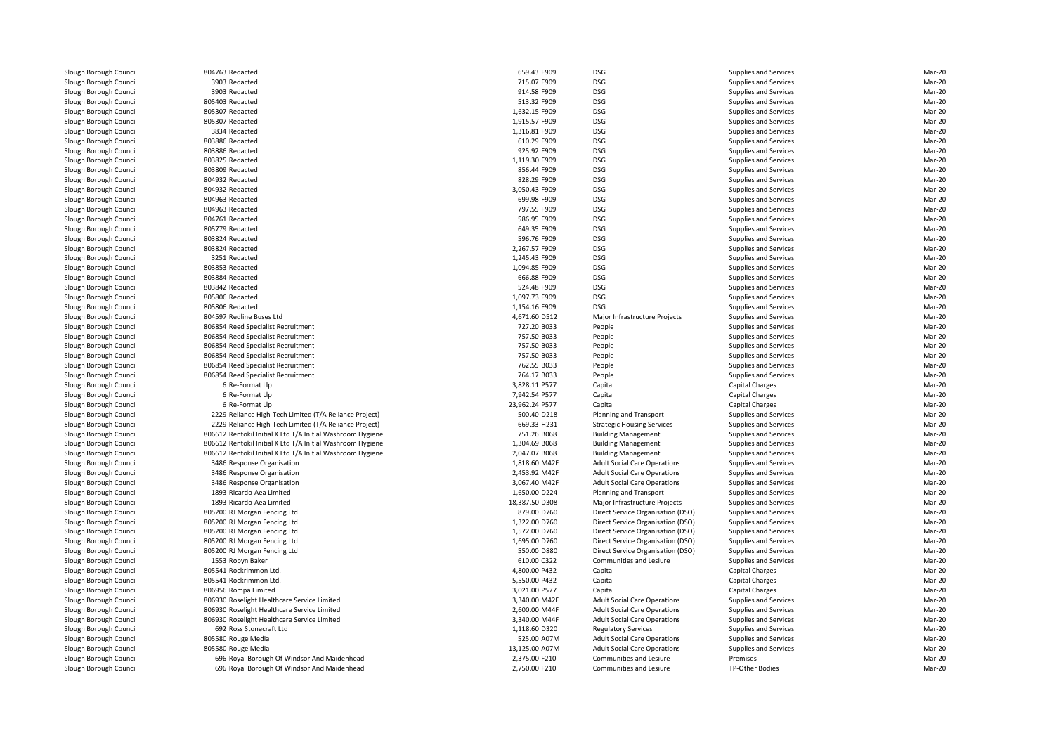| | | | | | | |
|---|---|---|---|---|---|---|
| Slough Borough Council | 804763 Redacted | 659.43 F909 | DSG | Supplies and Services | Mar-20 |
| Slough Borough Council | 3903 Redacted | 715.07 F909 | DSG | Supplies and Services | Mar-20 |
| Slough Borough Council | 3903 Redacted | 914.58 F909 | DSG | Supplies and Services | Mar-20 |
| Slough Borough Council | 805403 Redacted | 513.32 F909 | DSG | Supplies and Services | Mar-20 |
| Slough Borough Council | 805307 Redacted | 1,632.15 F909 | DSG | Supplies and Services | Mar-20 |
| Slough Borough Council | 805307 Redacted | 1,915.57 F909 | DSG | Supplies and Services | Mar-20 |
| Slough Borough Council | 3834 Redacted | 1,316.81 F909 | DSG | Supplies and Services | Mar-20 |
| Slough Borough Council | 803886 Redacted | 610.29 F909 | DSG | Supplies and Services | Mar-20 |
| Slough Borough Council | 803886 Redacted | 925.92 F909 | DSG | Supplies and Services | Mar-20 |
| Slough Borough Council | 803825 Redacted | 1,119.30 F909 | DSG | Supplies and Services | Mar-20 |
| Slough Borough Council | 803809 Redacted | 856.44 F909 | DSG | Supplies and Services | Mar-20 |
| Slough Borough Council | 804932 Redacted | 828.29 F909 | DSG | Supplies and Services | Mar-20 |
| Slough Borough Council | 804932 Redacted | 3,050.43 F909 | DSG | Supplies and Services | Mar-20 |
| Slough Borough Council | 804963 Redacted | 699.98 F909 | DSG | Supplies and Services | Mar-20 |
| Slough Borough Council | 804963 Redacted | 797.55 F909 | DSG | Supplies and Services | Mar-20 |
| Slough Borough Council | 804761 Redacted | 586.95 F909 | DSG | Supplies and Services | Mar-20 |
| Slough Borough Council | 805779 Redacted | 649.35 F909 | DSG | Supplies and Services | Mar-20 |
| Slough Borough Council | 803824 Redacted | 596.76 F909 | DSG | Supplies and Services | Mar-20 |
| Slough Borough Council | 803824 Redacted | 2,267.57 F909 | DSG | Supplies and Services | Mar-20 |
| Slough Borough Council | 3251 Redacted | 1,245.43 F909 | DSG | Supplies and Services | Mar-20 |
| Slough Borough Council | 803853 Redacted | 1,094.85 F909 | DSG | Supplies and Services | Mar-20 |
| Slough Borough Council | 803884 Redacted | 666.88 F909 | DSG | Supplies and Services | Mar-20 |
| Slough Borough Council | 803842 Redacted | 524.48 F909 | DSG | Supplies and Services | Mar-20 |
| Slough Borough Council | 805806 Redacted | 1,097.73 F909 | DSG | Supplies and Services | Mar-20 |
| Slough Borough Council | 805806 Redacted | 1,154.16 F909 | DSG | Supplies and Services | Mar-20 |
| Slough Borough Council | 804597 Redline Buses Ltd | 4,671.60 D512 | Major Infrastructure Projects | Supplies and Services | Mar-20 |
| Slough Borough Council | 806854 Reed Specialist Recruitment | 727.20 B033 | People | Supplies and Services | Mar-20 |
| Slough Borough Council | 806854 Reed Specialist Recruitment | 757.50 B033 | People | Supplies and Services | Mar-20 |
| Slough Borough Council | 806854 Reed Specialist Recruitment | 757.50 B033 | People | Supplies and Services | Mar-20 |
| Slough Borough Council | 806854 Reed Specialist Recruitment | 757.50 B033 | People | Supplies and Services | Mar-20 |
| Slough Borough Council | 806854 Reed Specialist Recruitment | 762.55 B033 | People | Supplies and Services | Mar-20 |
| Slough Borough Council | 806854 Reed Specialist Recruitment | 764.17 B033 | People | Supplies and Services | Mar-20 |
| Slough Borough Council | 6 Re-Format Llp | 3,828.11 P577 | Capital | Capital Charges | Mar-20 |
| Slough Borough Council | 6 Re-Format Llp | 7,942.54 P577 | Capital | Capital Charges | Mar-20 |
| Slough Borough Council | 6 Re-Format Llp | 23,962.24 P577 | Capital | Capital Charges | Mar-20 |
| Slough Borough Council | 2229 Reliance High-Tech Limited (T/A Reliance Project\| | 500.40 D218 | Planning and Transport | Supplies and Services | Mar-20 |
| Slough Borough Council | 2229 Reliance High-Tech Limited (T/A Reliance Project\| | 669.33 H231 | Strategic Housing Services | Supplies and Services | Mar-20 |
| Slough Borough Council | 806612 Rentokil Initial K Ltd T/A Initial Washroom Hygiene | 751.26 B068 | Building Management | Supplies and Services | Mar-20 |
| Slough Borough Council | 806612 Rentokil Initial K Ltd T/A Initial Washroom Hygiene | 1,304.69 B068 | Building Management | Supplies and Services | Mar-20 |
| Slough Borough Council | 806612 Rentokil Initial K Ltd T/A Initial Washroom Hygiene | 2,047.07 B068 | Building Management | Supplies and Services | Mar-20 |
| Slough Borough Council | 3486 Response Organisation | 1,818.60 M42F | Adult Social Care Operations | Supplies and Services | Mar-20 |
| Slough Borough Council | 3486 Response Organisation | 2,453.92 M42F | Adult Social Care Operations | Supplies and Services | Mar-20 |
| Slough Borough Council | 3486 Response Organisation | 3,067.40 M42F | Adult Social Care Operations | Supplies and Services | Mar-20 |
| Slough Borough Council | 1893 Ricardo-Aea Limited | 1,650.00 D224 | Planning and Transport | Supplies and Services | Mar-20 |
| Slough Borough Council | 1893 Ricardo-Aea Limited | 18,387.50 D308 | Major Infrastructure Projects | Supplies and Services | Mar-20 |
| Slough Borough Council | 805200 RJ Morgan Fencing Ltd | 879.00 D760 | Direct Service Organisation (DSO) | Supplies and Services | Mar-20 |
| Slough Borough Council | 805200 RJ Morgan Fencing Ltd | 1,322.00 D760 | Direct Service Organisation (DSO) | Supplies and Services | Mar-20 |
| Slough Borough Council | 805200 RJ Morgan Fencing Ltd | 1,572.00 D760 | Direct Service Organisation (DSO) | Supplies and Services | Mar-20 |
| Slough Borough Council | 805200 RJ Morgan Fencing Ltd | 1,695.00 D760 | Direct Service Organisation (DSO) | Supplies and Services | Mar-20 |
| Slough Borough Council | 805200 RJ Morgan Fencing Ltd | 550.00 D880 | Direct Service Organisation (DSO) | Supplies and Services | Mar-20 |
| Slough Borough Council | 1553 Robyn Baker | 610.00 C322 | Communities and Lesiure | Supplies and Services | Mar-20 |
| Slough Borough Council | 805541 Rockrimmon Ltd. | 4,800.00 P432 | Capital | Capital Charges | Mar-20 |
| Slough Borough Council | 805541 Rockrimmon Ltd. | 5,550.00 P432 | Capital | Capital Charges | Mar-20 |
| Slough Borough Council | 806956 Rompa Limited | 3,021.00 P577 | Capital | Capital Charges | Mar-20 |
| Slough Borough Council | 806930 Roselight Healthcare Service Limited | 3,340.00 M42F | Adult Social Care Operations | Supplies and Services | Mar-20 |
| Slough Borough Council | 806930 Roselight Healthcare Service Limited | 2,600.00 M44F | Adult Social Care Operations | Supplies and Services | Mar-20 |
| Slough Borough Council | 806930 Roselight Healthcare Service Limited | 3,340.00 M44F | Adult Social Care Operations | Supplies and Services | Mar-20 |
| Slough Borough Council | 692 Ross Stonecraft Ltd | 1,118.60 D320 | Regulatory Services | Supplies and Services | Mar-20 |
| Slough Borough Council | 805580 Rouge Media | 525.00 A07M | Adult Social Care Operations | Supplies and Services | Mar-20 |
| Slough Borough Council | 805580 Rouge Media | 13,125.00 A07M | Adult Social Care Operations | Supplies and Services | Mar-20 |
| Slough Borough Council | 696 Royal Borough Of Windsor And Maidenhead | 2,375.00 F210 | Communities and Lesiure | Premises | Mar-20 |
| Slough Borough Council | 696 Royal Borough Of Windsor And Maidenhead | 2,750.00 F210 | Communities and Lesiure | TP-Other Bodies | Mar-20 |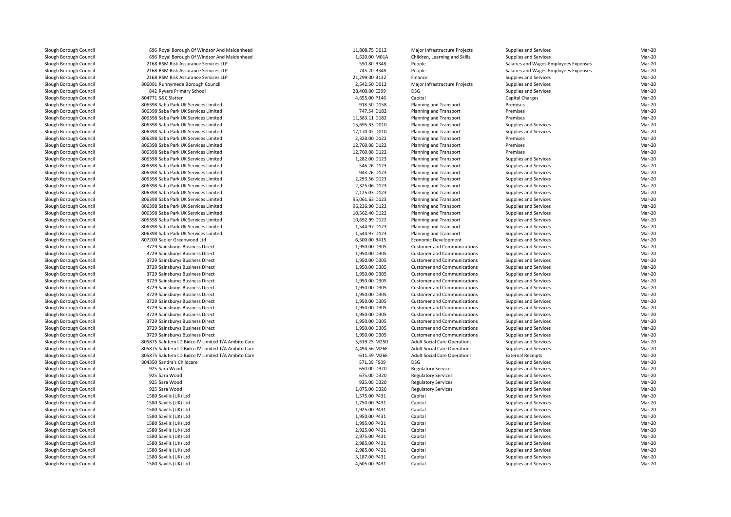| | | | | | | |
|---|---|---|---|---|---|---|
| Slough Borough Council | 696 Royal Borough Of Windsor And Maidenhead | 11,808.75 D012 | Major Infrastructure Projects | Supplies and Services | Mar-20 |
| Slough Borough Council | 696 Royal Borough Of Windsor And Maidenhead | 1,620.00 M01A | Children, Learning and Skills | Supplies and Services | Mar-20 |
| Slough Borough Council | 2168 RSM Risk Assurance Services LLP | 550.80 B348 | People | Salaries and Wages-Employees Expenses | Mar-20 |
| Slough Borough Council | 2168 RSM Risk Assurance Services LLP | 745.20 B348 | People | Salaries and Wages-Employees Expenses | Mar-20 |
| Slough Borough Council | 2168 RSM Risk Assurance Services LLP | 21,299.00 B132 | Finance | Supplies and Services | Mar-20 |
| Slough Borough Council | 806091 Runnymede Borough Council | 2,542.50 D012 | Major Infrastructure Projects | Supplies and Services | Mar-20 |
| Slough Borough Council | 842 Ryvers Primary School | 28,400.00 E399 | DSG | Supplies and Services | Mar-20 |
| Slough Borough Council | 804771 S&C Slatter | 4,655.00 P146 | Capital | Capital Charges | Mar-20 |
| Slough Borough Council | 806398 Saba Park UK Services Limited | 918.50 D158 | Planning and Transport | Premises | Mar-20 |
| Slough Borough Council | 806398 Saba Park UK Services Limited | 747.54 D182 | Planning and Transport | Premises | Mar-20 |
| Slough Borough Council | 806398 Saba Park UK Services Limited | 11,383.11 D182 | Planning and Transport | Premises | Mar-20 |
| Slough Borough Council | 806398 Saba Park UK Services Limited | 15,695.33 D010 | Planning and Transport | Supplies and Services | Mar-20 |
| Slough Borough Council | 806398 Saba Park UK Services Limited | 17,170.02 D010 | Planning and Transport | Supplies and Services | Mar-20 |
| Slough Borough Council | 806398 Saba Park UK Services Limited | 2,328.00 D122 | Planning and Transport | Premises | Mar-20 |
| Slough Borough Council | 806398 Saba Park UK Services Limited | 12,760.08 D122 | Planning and Transport | Premises | Mar-20 |
| Slough Borough Council | 806398 Saba Park UK Services Limited | 12,760.08 D122 | Planning and Transport | Premises | Mar-20 |
| Slough Borough Council | 806398 Saba Park UK Services Limited | 1,282.00 D123 | Planning and Transport | Supplies and Services | Mar-20 |
| Slough Borough Council | 806398 Saba Park UK Services Limited | 546.26 D123 | Planning and Transport | Supplies and Services | Mar-20 |
| Slough Borough Council | 806398 Saba Park UK Services Limited | 943.76 D123 | Planning and Transport | Supplies and Services | Mar-20 |
| Slough Borough Council | 806398 Saba Park UK Services Limited | 2,293.56 D123 | Planning and Transport | Supplies and Services | Mar-20 |
| Slough Borough Council | 806398 Saba Park UK Services Limited | 2,325.06 D123 | Planning and Transport | Supplies and Services | Mar-20 |
| Slough Borough Council | 806398 Saba Park UK Services Limited | 2,125.03 D123 | Planning and Transport | Supplies and Services | Mar-20 |
| Slough Borough Council | 806398 Saba Park UK Services Limited | 95,061.63 D123 | Planning and Transport | Supplies and Services | Mar-20 |
| Slough Borough Council | 806398 Saba Park UK Services Limited | 96,236.90 D123 | Planning and Transport | Supplies and Services | Mar-20 |
| Slough Borough Council | 806398 Saba Park UK Services Limited | 10,562.40 D122 | Planning and Transport | Supplies and Services | Mar-20 |
| Slough Borough Council | 806398 Saba Park UK Services Limited | 10,692.99 D122 | Planning and Transport | Supplies and Services | Mar-20 |
| Slough Borough Council | 806398 Saba Park UK Services Limited | 1,544.97 D123 | Planning and Transport | Supplies and Services | Mar-20 |
| Slough Borough Council | 806398 Saba Park UK Services Limited | 1,544.97 D123 | Planning and Transport | Supplies and Services | Mar-20 |
| Slough Borough Council | 807200 Sadler Greenwood Ltd | 6,500.00 B415 | Economic Development | Supplies and Services | Mar-20 |
| Slough Borough Council | 3729 Sainsburys Business Direct | 1,950.00 D305 | Customer and Communications | Supplies and Services | Mar-20 |
| Slough Borough Council | 3729 Sainsburys Business Direct | 1,950.00 D305 | Customer and Communications | Supplies and Services | Mar-20 |
| Slough Borough Council | 3729 Sainsburys Business Direct | 1,950.00 D305 | Customer and Communications | Supplies and Services | Mar-20 |
| Slough Borough Council | 3729 Sainsburys Business Direct | 1,950.00 D305 | Customer and Communications | Supplies and Services | Mar-20 |
| Slough Borough Council | 3729 Sainsburys Business Direct | 1,950.00 D305 | Customer and Communications | Supplies and Services | Mar-20 |
| Slough Borough Council | 3729 Sainsburys Business Direct | 1,950.00 D305 | Customer and Communications | Supplies and Services | Mar-20 |
| Slough Borough Council | 3729 Sainsburys Business Direct | 1,950.00 D305 | Customer and Communications | Supplies and Services | Mar-20 |
| Slough Borough Council | 3729 Sainsburys Business Direct | 1,950.00 D305 | Customer and Communications | Supplies and Services | Mar-20 |
| Slough Borough Council | 3729 Sainsburys Business Direct | 1,950.00 D305 | Customer and Communications | Supplies and Services | Mar-20 |
| Slough Borough Council | 3729 Sainsburys Business Direct | 1,950.00 D305 | Customer and Communications | Supplies and Services | Mar-20 |
| Slough Borough Council | 3729 Sainsburys Business Direct | 1,950.00 D305 | Customer and Communications | Supplies and Services | Mar-20 |
| Slough Borough Council | 3729 Sainsburys Business Direct | 1,950.00 D305 | Customer and Communications | Supplies and Services | Mar-20 |
| Slough Borough Council | 3729 Sainsburys Business Direct | 1,950.00 D305 | Customer and Communications | Supplies and Services | Mar-20 |
| Slough Borough Council | 3729 Sainsburys Business Direct | 1,950.00 D305 | Customer and Communications | Supplies and Services | Mar-20 |
| Slough Borough Council | 805875 Salutem LD Bidco IV Limited T/A Ambito Care | 3,619.25 M25D | Adult Social Care Operations | Supplies and Services | Mar-20 |
| Slough Borough Council | 805875 Salutem LD Bidco IV Limited T/A Ambito Care | 4,494.56 M26E | Adult Social Care Operations | Supplies and Services | Mar-20 |
| Slough Borough Council | 805875 Salutem LD Bidco IV Limited T/A Ambito Care | -611.59 M26E | Adult Social Care Operations | External Receipts | Mar-20 |
| Slough Borough Council | 804350 Sandra's Childcare | 571.39 F909 | DSG | Supplies and Services | Mar-20 |
| Slough Borough Council | 925 Sara Wood | 650.00 D320 | Regulatory Services | Supplies and Services | Mar-20 |
| Slough Borough Council | 925 Sara Wood | 675.00 D320 | Regulatory Services | Supplies and Services | Mar-20 |
| Slough Borough Council | 925 Sara Wood | 925.00 D320 | Regulatory Services | Supplies and Services | Mar-20 |
| Slough Borough Council | 925 Sara Wood | 1,075.00 D320 | Regulatory Services | Supplies and Services | Mar-20 |
| Slough Borough Council | 1580 Savills (UK) Ltd | 1,575.00 P431 | Capital | Supplies and Services | Mar-20 |
| Slough Borough Council | 1580 Savills (UK) Ltd | 1,750.00 P431 | Capital | Supplies and Services | Mar-20 |
| Slough Borough Council | 1580 Savills (UK) Ltd | 1,925.00 P431 | Capital | Supplies and Services | Mar-20 |
| Slough Borough Council | 1580 Savills (UK) Ltd | 1,950.00 P431 | Capital | Supplies and Services | Mar-20 |
| Slough Borough Council | 1580 Savills (UK) Ltd | 1,995.00 P431 | Capital | Supplies and Services | Mar-20 |
| Slough Borough Council | 1580 Savills (UK) Ltd | 2,925.00 P431 | Capital | Supplies and Services | Mar-20 |
| Slough Borough Council | 1580 Savills (UK) Ltd | 2,975.00 P431 | Capital | Supplies and Services | Mar-20 |
| Slough Borough Council | 1580 Savills (UK) Ltd | 2,985.00 P431 | Capital | Supplies and Services | Mar-20 |
| Slough Borough Council | 1580 Savills (UK) Ltd | 2,985.00 P431 | Capital | Supplies and Services | Mar-20 |
| Slough Borough Council | 1580 Savills (UK) Ltd | 3,187.00 P431 | Capital | Supplies and Services | Mar-20 |
| Slough Borough Council | 1580 Savills (UK) Ltd | 4,605.00 P431 | Capital | Supplies and Services | Mar-20 |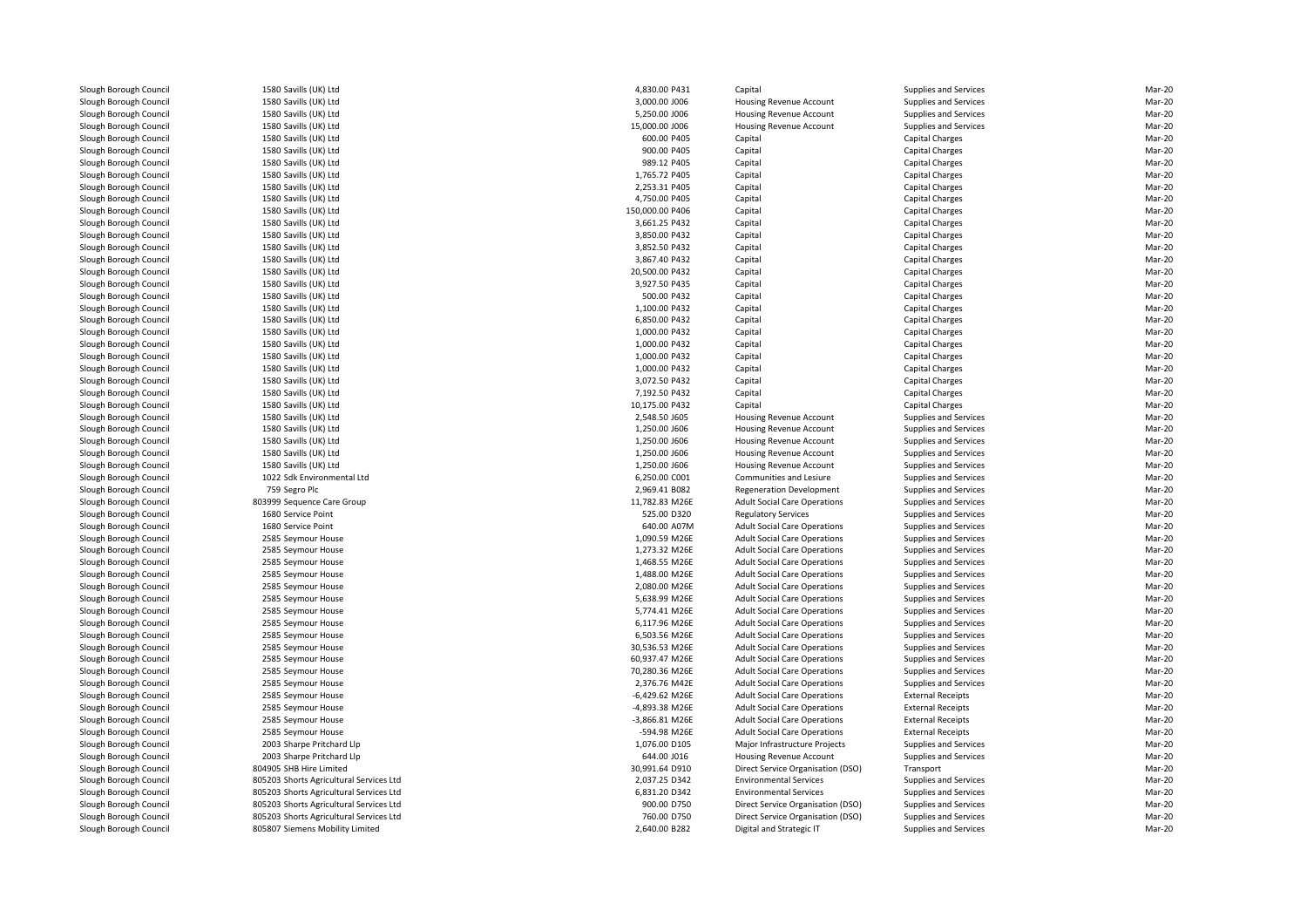| | | | | | | | |
|---|---|---|---|---|---|---|---|
| Slough Borough Council | 1580 | Savills (UK) Ltd | 4,830.00 | P431 | Capital | Supplies and Services | Mar-20 |
| Slough Borough Council | 1580 | Savills (UK) Ltd | 3,000.00 | J006 | Housing Revenue Account | Supplies and Services | Mar-20 |
| Slough Borough Council | 1580 | Savills (UK) Ltd | 5,250.00 | J006 | Housing Revenue Account | Supplies and Services | Mar-20 |
| Slough Borough Council | 1580 | Savills (UK) Ltd | 15,000.00 | J006 | Housing Revenue Account | Supplies and Services | Mar-20 |
| Slough Borough Council | 1580 | Savills (UK) Ltd | 600.00 | P405 | Capital | Capital Charges | Mar-20 |
| Slough Borough Council | 1580 | Savills (UK) Ltd | 900.00 | P405 | Capital | Capital Charges | Mar-20 |
| Slough Borough Council | 1580 | Savills (UK) Ltd | 989.12 | P405 | Capital | Capital Charges | Mar-20 |
| Slough Borough Council | 1580 | Savills (UK) Ltd | 1,765.72 | P405 | Capital | Capital Charges | Mar-20 |
| Slough Borough Council | 1580 | Savills (UK) Ltd | 2,253.31 | P405 | Capital | Capital Charges | Mar-20 |
| Slough Borough Council | 1580 | Savills (UK) Ltd | 4,750.00 | P405 | Capital | Capital Charges | Mar-20 |
| Slough Borough Council | 1580 | Savills (UK) Ltd | 150,000.00 | P406 | Capital | Capital Charges | Mar-20 |
| Slough Borough Council | 1580 | Savills (UK) Ltd | 3,661.25 | P432 | Capital | Capital Charges | Mar-20 |
| Slough Borough Council | 1580 | Savills (UK) Ltd | 3,850.00 | P432 | Capital | Capital Charges | Mar-20 |
| Slough Borough Council | 1580 | Savills (UK) Ltd | 3,852.50 | P432 | Capital | Capital Charges | Mar-20 |
| Slough Borough Council | 1580 | Savills (UK) Ltd | 3,867.40 | P432 | Capital | Capital Charges | Mar-20 |
| Slough Borough Council | 1580 | Savills (UK) Ltd | 20,500.00 | P432 | Capital | Capital Charges | Mar-20 |
| Slough Borough Council | 1580 | Savills (UK) Ltd | 3,927.50 | P435 | Capital | Capital Charges | Mar-20 |
| Slough Borough Council | 1580 | Savills (UK) Ltd | 500.00 | P432 | Capital | Capital Charges | Mar-20 |
| Slough Borough Council | 1580 | Savills (UK) Ltd | 1,100.00 | P432 | Capital | Capital Charges | Mar-20 |
| Slough Borough Council | 1580 | Savills (UK) Ltd | 6,850.00 | P432 | Capital | Capital Charges | Mar-20 |
| Slough Borough Council | 1580 | Savills (UK) Ltd | 1,000.00 | P432 | Capital | Capital Charges | Mar-20 |
| Slough Borough Council | 1580 | Savills (UK) Ltd | 1,000.00 | P432 | Capital | Capital Charges | Mar-20 |
| Slough Borough Council | 1580 | Savills (UK) Ltd | 1,000.00 | P432 | Capital | Capital Charges | Mar-20 |
| Slough Borough Council | 1580 | Savills (UK) Ltd | 1,000.00 | P432 | Capital | Capital Charges | Mar-20 |
| Slough Borough Council | 1580 | Savills (UK) Ltd | 3,072.50 | P432 | Capital | Capital Charges | Mar-20 |
| Slough Borough Council | 1580 | Savills (UK) Ltd | 7,192.50 | P432 | Capital | Capital Charges | Mar-20 |
| Slough Borough Council | 1580 | Savills (UK) Ltd | 10,175.00 | P432 | Capital | Capital Charges | Mar-20 |
| Slough Borough Council | 1580 | Savills (UK) Ltd | 2,548.50 | J605 | Housing Revenue Account | Supplies and Services | Mar-20 |
| Slough Borough Council | 1580 | Savills (UK) Ltd | 1,250.00 | J606 | Housing Revenue Account | Supplies and Services | Mar-20 |
| Slough Borough Council | 1580 | Savills (UK) Ltd | 1,250.00 | J606 | Housing Revenue Account | Supplies and Services | Mar-20 |
| Slough Borough Council | 1580 | Savills (UK) Ltd | 1,250.00 | J606 | Housing Revenue Account | Supplies and Services | Mar-20 |
| Slough Borough Council | 1580 | Savills (UK) Ltd | 1,250.00 | J606 | Housing Revenue Account | Supplies and Services | Mar-20 |
| Slough Borough Council | 1022 | Sdk Environmental Ltd | 6,250.00 | C001 | Communities and Lesiure | Supplies and Services | Mar-20 |
| Slough Borough Council | 759 | Segro Plc | 2,969.41 | B082 | Regeneration Development | Supplies and Services | Mar-20 |
| Slough Borough Council | 803999 | Sequence Care Group | 11,782.83 | M26E | Adult Social Care Operations | Supplies and Services | Mar-20 |
| Slough Borough Council | 1680 | Service Point | 525.00 | D320 | Regulatory Services | Supplies and Services | Mar-20 |
| Slough Borough Council | 1680 | Service Point | 640.00 | A07M | Adult Social Care Operations | Supplies and Services | Mar-20 |
| Slough Borough Council | 2585 | Seymour House | 1,090.59 | M26E | Adult Social Care Operations | Supplies and Services | Mar-20 |
| Slough Borough Council | 2585 | Seymour House | 1,273.32 | M26E | Adult Social Care Operations | Supplies and Services | Mar-20 |
| Slough Borough Council | 2585 | Seymour House | 1,468.55 | M26E | Adult Social Care Operations | Supplies and Services | Mar-20 |
| Slough Borough Council | 2585 | Seymour House | 1,488.00 | M26E | Adult Social Care Operations | Supplies and Services | Mar-20 |
| Slough Borough Council | 2585 | Seymour House | 2,080.00 | M26E | Adult Social Care Operations | Supplies and Services | Mar-20 |
| Slough Borough Council | 2585 | Seymour House | 5,638.99 | M26E | Adult Social Care Operations | Supplies and Services | Mar-20 |
| Slough Borough Council | 2585 | Seymour House | 5,774.41 | M26E | Adult Social Care Operations | Supplies and Services | Mar-20 |
| Slough Borough Council | 2585 | Seymour House | 6,117.96 | M26E | Adult Social Care Operations | Supplies and Services | Mar-20 |
| Slough Borough Council | 2585 | Seymour House | 6,503.56 | M26E | Adult Social Care Operations | Supplies and Services | Mar-20 |
| Slough Borough Council | 2585 | Seymour House | 30,536.53 | M26E | Adult Social Care Operations | Supplies and Services | Mar-20 |
| Slough Borough Council | 2585 | Seymour House | 60,937.47 | M26E | Adult Social Care Operations | Supplies and Services | Mar-20 |
| Slough Borough Council | 2585 | Seymour House | 70,280.36 | M26E | Adult Social Care Operations | Supplies and Services | Mar-20 |
| Slough Borough Council | 2585 | Seymour House | 2,376.76 | M42E | Adult Social Care Operations | Supplies and Services | Mar-20 |
| Slough Borough Council | 2585 | Seymour House | -6,429.62 | M26E | Adult Social Care Operations | External Receipts | Mar-20 |
| Slough Borough Council | 2585 | Seymour House | -4,893.38 | M26E | Adult Social Care Operations | External Receipts | Mar-20 |
| Slough Borough Council | 2585 | Seymour House | -3,866.81 | M26E | Adult Social Care Operations | External Receipts | Mar-20 |
| Slough Borough Council | 2585 | Seymour House | -594.98 | M26E | Adult Social Care Operations | External Receipts | Mar-20 |
| Slough Borough Council | 2003 | Sharpe Pritchard Llp | 1,076.00 | D105 | Major Infrastructure Projects | Supplies and Services | Mar-20 |
| Slough Borough Council | 2003 | Sharpe Pritchard Llp | 644.00 | J016 | Housing Revenue Account | Supplies and Services | Mar-20 |
| Slough Borough Council | 804905 | SHB Hire Limited | 30,991.64 | D910 | Direct Service Organisation (DSO) | Transport | Mar-20 |
| Slough Borough Council | 805203 | Shorts Agricultural Services Ltd | 2,037.25 | D342 | Environmental Services | Supplies and Services | Mar-20 |
| Slough Borough Council | 805203 | Shorts Agricultural Services Ltd | 6,831.20 | D342 | Environmental Services | Supplies and Services | Mar-20 |
| Slough Borough Council | 805203 | Shorts Agricultural Services Ltd | 900.00 | D750 | Direct Service Organisation (DSO) | Supplies and Services | Mar-20 |
| Slough Borough Council | 805203 | Shorts Agricultural Services Ltd | 760.00 | D750 | Direct Service Organisation (DSO) | Supplies and Services | Mar-20 |
| Slough Borough Council | 805807 | Siemens Mobility Limited | 2,640.00 | B282 | Digital and Strategic IT | Supplies and Services | Mar-20 |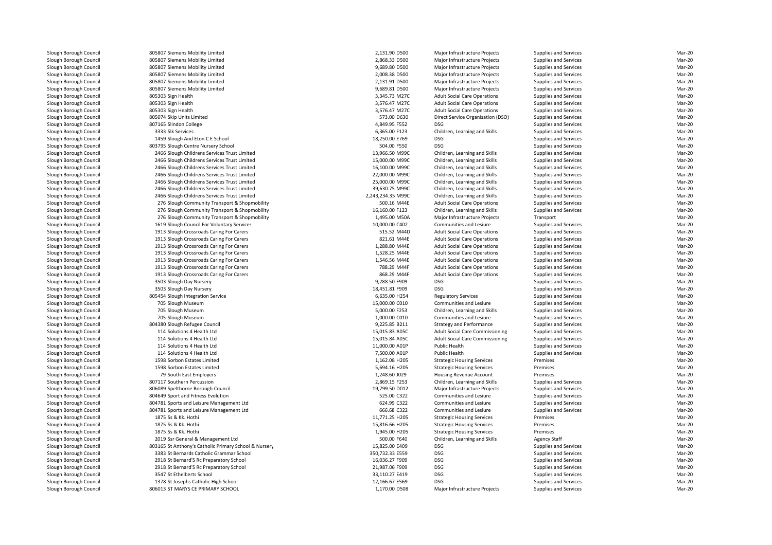| | | | | | | |
|---|---|---|---|---|---|---|
| Slough Borough Council | 805807 Siemens Mobility Limited | 2,131.90 D500 | Major Infrastructure Projects | Supplies and Services | Mar-20 |
| Slough Borough Council | 805807 Siemens Mobility Limited | 2,868.33 D500 | Major Infrastructure Projects | Supplies and Services | Mar-20 |
| Slough Borough Council | 805807 Siemens Mobility Limited | 9,689.80 D500 | Major Infrastructure Projects | Supplies and Services | Mar-20 |
| Slough Borough Council | 805807 Siemens Mobility Limited | 2,008.38 D500 | Major Infrastructure Projects | Supplies and Services | Mar-20 |
| Slough Borough Council | 805807 Siemens Mobility Limited | 2,131.91 D500 | Major Infrastructure Projects | Supplies and Services | Mar-20 |
| Slough Borough Council | 805807 Siemens Mobility Limited | 9,689.81 D500 | Major Infrastructure Projects | Supplies and Services | Mar-20 |
| Slough Borough Council | 805303 Sign Health | 3,345.73 M27C | Adult Social Care Operations | Supplies and Services | Mar-20 |
| Slough Borough Council | 805303 Sign Health | 3,576.47 M27C | Adult Social Care Operations | Supplies and Services | Mar-20 |
| Slough Borough Council | 805303 Sign Health | 3,576.47 M27C | Adult Social Care Operations | Supplies and Services | Mar-20 |
| Slough Borough Council | 805074 Skip Units Limited | 573.00 D630 | Direct Service Organisation (DSO) | Supplies and Services | Mar-20 |
| Slough Borough Council | 807165 Slindon College | 4,849.95 F552 | DSG | Supplies and Services | Mar-20 |
| Slough Borough Council | 3333 Slk Services | 6,365.00 F123 | Children, Learning and Skills | Supplies and Services | Mar-20 |
| Slough Borough Council | 1459 Slough And Eton C E School | 18,250.00 E769 | DSG | Supplies and Services | Mar-20 |
| Slough Borough Council | 803795 Slough Centre Nursery School | 504.00 F550 | DSG | Supplies and Services | Mar-20 |
| Slough Borough Council | 2466 Slough Childrens Services Trust Limited | 13,966.50 M99C | Children, Learning and Skills | Supplies and Services | Mar-20 |
| Slough Borough Council | 2466 Slough Childrens Services Trust Limited | 15,000.00 M99C | Children, Learning and Skills | Supplies and Services | Mar-20 |
| Slough Borough Council | 2466 Slough Childrens Services Trust Limited | 16,100.00 M99C | Children, Learning and Skills | Supplies and Services | Mar-20 |
| Slough Borough Council | 2466 Slough Childrens Services Trust Limited | 22,000.00 M99C | Children, Learning and Skills | Supplies and Services | Mar-20 |
| Slough Borough Council | 2466 Slough Childrens Services Trust Limited | 25,000.00 M99C | Children, Learning and Skills | Supplies and Services | Mar-20 |
| Slough Borough Council | 2466 Slough Childrens Services Trust Limited | 39,630.75 M99C | Children, Learning and Skills | Supplies and Services | Mar-20 |
| Slough Borough Council | 2466 Slough Childrens Services Trust Limited | 2,243,234.35 M99C | Children, Learning and Skills | Supplies and Services | Mar-20 |
| Slough Borough Council | 276 Slough Community Transport & Shopmobility | 500.16 M44E | Adult Social Care Operations | Supplies and Services | Mar-20 |
| Slough Borough Council | 276 Slough Community Transport & Shopmobility | 16,160.00 F123 | Children, Learning and Skills | Supplies and Services | Mar-20 |
| Slough Borough Council | 276 Slough Community Transport & Shopmobility | 1,495.00 M50A | Major Infrastructure Projects | Transport | Mar-20 |
| Slough Borough Council | 1619 Slough Council For Voluntary Services | 10,000.00 C402 | Communities and Lesiure | Supplies and Services | Mar-20 |
| Slough Borough Council | 1913 Slough Crossroads Caring For Carers | 515.52 M44D | Adult Social Care Operations | Supplies and Services | Mar-20 |
| Slough Borough Council | 1913 Slough Crossroads Caring For Carers | 821.61 M44E | Adult Social Care Operations | Supplies and Services | Mar-20 |
| Slough Borough Council | 1913 Slough Crossroads Caring For Carers | 1,288.80 M44E | Adult Social Care Operations | Supplies and Services | Mar-20 |
| Slough Borough Council | 1913 Slough Crossroads Caring For Carers | 1,528.25 M44E | Adult Social Care Operations | Supplies and Services | Mar-20 |
| Slough Borough Council | 1913 Slough Crossroads Caring For Carers | 1,546.56 M44E | Adult Social Care Operations | Supplies and Services | Mar-20 |
| Slough Borough Council | 1913 Slough Crossroads Caring For Carers | 788.29 M44F | Adult Social Care Operations | Supplies and Services | Mar-20 |
| Slough Borough Council | 1913 Slough Crossroads Caring For Carers | 868.29 M44F | Adult Social Care Operations | Supplies and Services | Mar-20 |
| Slough Borough Council | 3503 Slough Day Nursery | 9,288.50 F909 | DSG | Supplies and Services | Mar-20 |
| Slough Borough Council | 3503 Slough Day Nursery | 18,451.81 F909 | DSG | Supplies and Services | Mar-20 |
| Slough Borough Council | 805454 Slough Integration Service | 6,635.00 H254 | Regulatory Services | Supplies and Services | Mar-20 |
| Slough Borough Council | 705 Slough Museum | 15,000.00 C010 | Communities and Lesiure | Supplies and Services | Mar-20 |
| Slough Borough Council | 705 Slough Museum | 5,000.00 F253 | Children, Learning and Skills | Supplies and Services | Mar-20 |
| Slough Borough Council | 705 Slough Museum | 1,000.00 C010 | Communities and Lesiure | Supplies and Services | Mar-20 |
| Slough Borough Council | 804380 Slough Refugee Council | 9,225.85 B211 | Strategy and Performance | Supplies and Services | Mar-20 |
| Slough Borough Council | 114 Solutions 4 Health Ltd | 15,015.83 A05C | Adult Social Care Commissioning | Supplies and Services | Mar-20 |
| Slough Borough Council | 114 Solutions 4 Health Ltd | 15,015.84 A05C | Adult Social Care Commissioning | Supplies and Services | Mar-20 |
| Slough Borough Council | 114 Solutions 4 Health Ltd | 11,000.00 A01P | Public Health | Supplies and Services | Mar-20 |
| Slough Borough Council | 114 Solutions 4 Health Ltd | 7,500.00 A01P | Public Health | Supplies and Services | Mar-20 |
| Slough Borough Council | 1598 Sorbon Estates Limited | 1,162.08 H205 | Strategic Housing Services | Premises | Mar-20 |
| Slough Borough Council | 1598 Sorbon Estates Limited | 5,694.16 H205 | Strategic Housing Services | Premises | Mar-20 |
| Slough Borough Council | 79 South East Employers | 1,248.60 J029 | Housing Revenue Account | Premises | Mar-20 |
| Slough Borough Council | 807117 Southern Percussion | 2,869.15 F253 | Children, Learning and Skills | Supplies and Services | Mar-20 |
| Slough Borough Council | 806089 Spelthorne Borough Council | 19,799.50 D012 | Major Infrastructure Projects | Supplies and Services | Mar-20 |
| Slough Borough Council | 804649 Sport and Fitness Evolution | 525.00 C322 | Communities and Lesiure | Supplies and Services | Mar-20 |
| Slough Borough Council | 804781 Sports and Leisure Management Ltd | 624.99 C322 | Communities and Lesiure | Supplies and Services | Mar-20 |
| Slough Borough Council | 804781 Sports and Leisure Management Ltd | 666.68 C322 | Communities and Lesiure | Supplies and Services | Mar-20 |
| Slough Borough Council | 1875 Ss & Kk. Hothi | 11,771.25 H205 | Strategic Housing Services | Premises | Mar-20 |
| Slough Borough Council | 1875 Ss & Kk. Hothi | 15,816.66 H205 | Strategic Housing Services | Premises | Mar-20 |
| Slough Borough Council | 1875 Ss & Kk. Hothi | 1,945.00 H205 | Strategic Housing Services | Premises | Mar-20 |
| Slough Borough Council | 2019 Ssr General & Management Ltd | 500.00 F640 | Children, Learning and Skills | Agency Staff | Mar-20 |
| Slough Borough Council | 803165 St Anthony's Catholic Primary School & Nursery | 15,825.00 E409 | DSG | Supplies and Services | Mar-20 |
| Slough Borough Council | 3383 St Bernards Catholic Grammar School | 350,732.33 E559 | DSG | Supplies and Services | Mar-20 |
| Slough Borough Council | 2918 St Bernard'S Rc Preparatory School | 16,036.27 F909 | DSG | Supplies and Services | Mar-20 |
| Slough Borough Council | 2918 St Bernard'S Rc Preparatory School | 21,987.06 F909 | DSG | Supplies and Services | Mar-20 |
| Slough Borough Council | 3547 St Ethelberts School | 33,110.27 E419 | DSG | Supplies and Services | Mar-20 |
| Slough Borough Council | 1378 St Josephs Catholic High School | 12,166.67 E569 | DSG | Supplies and Services | Mar-20 |
| Slough Borough Council | 806013 ST MARYS CE PRIMARY SCHOOL | 1,170.00 D508 | Major Infrastructure Projects | Supplies and Services | Mar-20 |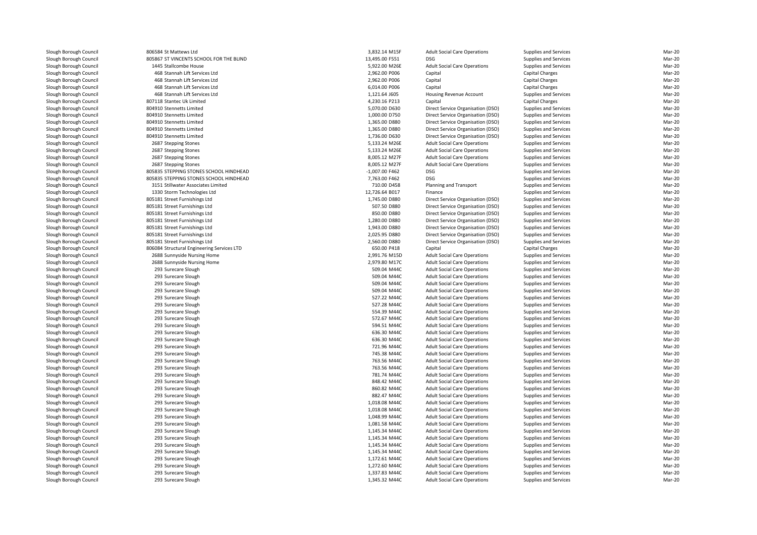| | | | | | | |
|---|---|---|---|---|---|---|
| Slough Borough Council | 806584 St Mattews Ltd | 3,832.14 M15F | Adult Social Care Operations | Supplies and Services | Mar-20 |
| Slough Borough Council | 805867 ST VINCENTS SCHOOL FOR THE BLIND | 13,495.00 F551 | DSG | Supplies and Services | Mar-20 |
| Slough Borough Council | 1445 Stallcombe House | 5,922.00 M26E | Adult Social Care Operations | Supplies and Services | Mar-20 |
| Slough Borough Council | 468 Stannah Lift Services Ltd | 2,962.00 P006 | Capital | Capital Charges | Mar-20 |
| Slough Borough Council | 468 Stannah Lift Services Ltd | 2,962.00 P006 | Capital | Capital Charges | Mar-20 |
| Slough Borough Council | 468 Stannah Lift Services Ltd | 6,014.00 P006 | Capital | Capital Charges | Mar-20 |
| Slough Borough Council | 468 Stannah Lift Services Ltd | 1,121.64 J605 | Housing Revenue Account | Supplies and Services | Mar-20 |
| Slough Borough Council | 807118 Stantec Uk Limited | 4,230.16 P213 | Capital | Capital Charges | Mar-20 |
| Slough Borough Council | 804910 Stennetts Limited | 5,070.00 D630 | Direct Service Organisation (DSO) | Supplies and Services | Mar-20 |
| Slough Borough Council | 804910 Stennetts Limited | 1,000.00 D750 | Direct Service Organisation (DSO) | Supplies and Services | Mar-20 |
| Slough Borough Council | 804910 Stennetts Limited | 1,365.00 D880 | Direct Service Organisation (DSO) | Supplies and Services | Mar-20 |
| Slough Borough Council | 804910 Stennetts Limited | 1,365.00 D880 | Direct Service Organisation (DSO) | Supplies and Services | Mar-20 |
| Slough Borough Council | 804910 Stennetts Limited | 1,736.00 D630 | Direct Service Organisation (DSO) | Supplies and Services | Mar-20 |
| Slough Borough Council | 2687 Stepping Stones | 5,133.24 M26E | Adult Social Care Operations | Supplies and Services | Mar-20 |
| Slough Borough Council | 2687 Stepping Stones | 5,133.24 M26E | Adult Social Care Operations | Supplies and Services | Mar-20 |
| Slough Borough Council | 2687 Stepping Stones | 8,005.12 M27F | Adult Social Care Operations | Supplies and Services | Mar-20 |
| Slough Borough Council | 2687 Stepping Stones | 8,005.12 M27F | Adult Social Care Operations | Supplies and Services | Mar-20 |
| Slough Borough Council | 805835 STEPPING STONES SCHOOL HINDHEAD | -1,007.00 F462 | DSG | Supplies and Services | Mar-20 |
| Slough Borough Council | 805835 STEPPING STONES SCHOOL HINDHEAD | 7,763.00 F462 | DSG | Supplies and Services | Mar-20 |
| Slough Borough Council | 3151 Stillwater Associates Limited | 710.00 D458 | Planning and Transport | Supplies and Services | Mar-20 |
| Slough Borough Council | 1330 Storm Technologies Ltd | 12,726.64 B017 | Finance | Supplies and Services | Mar-20 |
| Slough Borough Council | 805181 Street Furnishings Ltd | 1,745.00 D880 | Direct Service Organisation (DSO) | Supplies and Services | Mar-20 |
| Slough Borough Council | 805181 Street Furnishings Ltd | 507.50 D880 | Direct Service Organisation (DSO) | Supplies and Services | Mar-20 |
| Slough Borough Council | 805181 Street Furnishings Ltd | 850.00 D880 | Direct Service Organisation (DSO) | Supplies and Services | Mar-20 |
| Slough Borough Council | 805181 Street Furnishings Ltd | 1,280.00 D880 | Direct Service Organisation (DSO) | Supplies and Services | Mar-20 |
| Slough Borough Council | 805181 Street Furnishings Ltd | 1,943.00 D880 | Direct Service Organisation (DSO) | Supplies and Services | Mar-20 |
| Slough Borough Council | 805181 Street Furnishings Ltd | 2,025.95 D880 | Direct Service Organisation (DSO) | Supplies and Services | Mar-20 |
| Slough Borough Council | 805181 Street Furnishings Ltd | 2,560.00 D880 | Direct Service Organisation (DSO) | Supplies and Services | Mar-20 |
| Slough Borough Council | 806084 Structural Engineering Services LTD | 650.00 P418 | Capital | Capital Charges | Mar-20 |
| Slough Borough Council | 2688 Sunnyside Nursing Home | 2,991.76 M15D | Adult Social Care Operations | Supplies and Services | Mar-20 |
| Slough Borough Council | 2688 Sunnyside Nursing Home | 2,979.80 M17C | Adult Social Care Operations | Supplies and Services | Mar-20 |
| Slough Borough Council | 293 Surecare Slough | 509.04 M44C | Adult Social Care Operations | Supplies and Services | Mar-20 |
| Slough Borough Council | 293 Surecare Slough | 509.04 M44C | Adult Social Care Operations | Supplies and Services | Mar-20 |
| Slough Borough Council | 293 Surecare Slough | 509.04 M44C | Adult Social Care Operations | Supplies and Services | Mar-20 |
| Slough Borough Council | 293 Surecare Slough | 509.04 M44C | Adult Social Care Operations | Supplies and Services | Mar-20 |
| Slough Borough Council | 293 Surecare Slough | 527.22 M44C | Adult Social Care Operations | Supplies and Services | Mar-20 |
| Slough Borough Council | 293 Surecare Slough | 527.28 M44C | Adult Social Care Operations | Supplies and Services | Mar-20 |
| Slough Borough Council | 293 Surecare Slough | 554.39 M44C | Adult Social Care Operations | Supplies and Services | Mar-20 |
| Slough Borough Council | 293 Surecare Slough | 572.67 M44C | Adult Social Care Operations | Supplies and Services | Mar-20 |
| Slough Borough Council | 293 Surecare Slough | 594.51 M44C | Adult Social Care Operations | Supplies and Services | Mar-20 |
| Slough Borough Council | 293 Surecare Slough | 636.30 M44C | Adult Social Care Operations | Supplies and Services | Mar-20 |
| Slough Borough Council | 293 Surecare Slough | 636.30 M44C | Adult Social Care Operations | Supplies and Services | Mar-20 |
| Slough Borough Council | 293 Surecare Slough | 721.96 M44C | Adult Social Care Operations | Supplies and Services | Mar-20 |
| Slough Borough Council | 293 Surecare Slough | 745.38 M44C | Adult Social Care Operations | Supplies and Services | Mar-20 |
| Slough Borough Council | 293 Surecare Slough | 763.56 M44C | Adult Social Care Operations | Supplies and Services | Mar-20 |
| Slough Borough Council | 293 Surecare Slough | 763.56 M44C | Adult Social Care Operations | Supplies and Services | Mar-20 |
| Slough Borough Council | 293 Surecare Slough | 781.74 M44C | Adult Social Care Operations | Supplies and Services | Mar-20 |
| Slough Borough Council | 293 Surecare Slough | 848.42 M44C | Adult Social Care Operations | Supplies and Services | Mar-20 |
| Slough Borough Council | 293 Surecare Slough | 860.82 M44C | Adult Social Care Operations | Supplies and Services | Mar-20 |
| Slough Borough Council | 293 Surecare Slough | 882.47 M44C | Adult Social Care Operations | Supplies and Services | Mar-20 |
| Slough Borough Council | 293 Surecare Slough | 1,018.08 M44C | Adult Social Care Operations | Supplies and Services | Mar-20 |
| Slough Borough Council | 293 Surecare Slough | 1,018.08 M44C | Adult Social Care Operations | Supplies and Services | Mar-20 |
| Slough Borough Council | 293 Surecare Slough | 1,048.99 M44C | Adult Social Care Operations | Supplies and Services | Mar-20 |
| Slough Borough Council | 293 Surecare Slough | 1,081.58 M44C | Adult Social Care Operations | Supplies and Services | Mar-20 |
| Slough Borough Council | 293 Surecare Slough | 1,145.34 M44C | Adult Social Care Operations | Supplies and Services | Mar-20 |
| Slough Borough Council | 293 Surecare Slough | 1,145.34 M44C | Adult Social Care Operations | Supplies and Services | Mar-20 |
| Slough Borough Council | 293 Surecare Slough | 1,145.34 M44C | Adult Social Care Operations | Supplies and Services | Mar-20 |
| Slough Borough Council | 293 Surecare Slough | 1,145.34 M44C | Adult Social Care Operations | Supplies and Services | Mar-20 |
| Slough Borough Council | 293 Surecare Slough | 1,172.61 M44C | Adult Social Care Operations | Supplies and Services | Mar-20 |
| Slough Borough Council | 293 Surecare Slough | 1,272.60 M44C | Adult Social Care Operations | Supplies and Services | Mar-20 |
| Slough Borough Council | 293 Surecare Slough | 1,337.83 M44C | Adult Social Care Operations | Supplies and Services | Mar-20 |
| Slough Borough Council | 293 Surecare Slough | 1,345.32 M44C | Adult Social Care Operations | Supplies and Services | Mar-20 |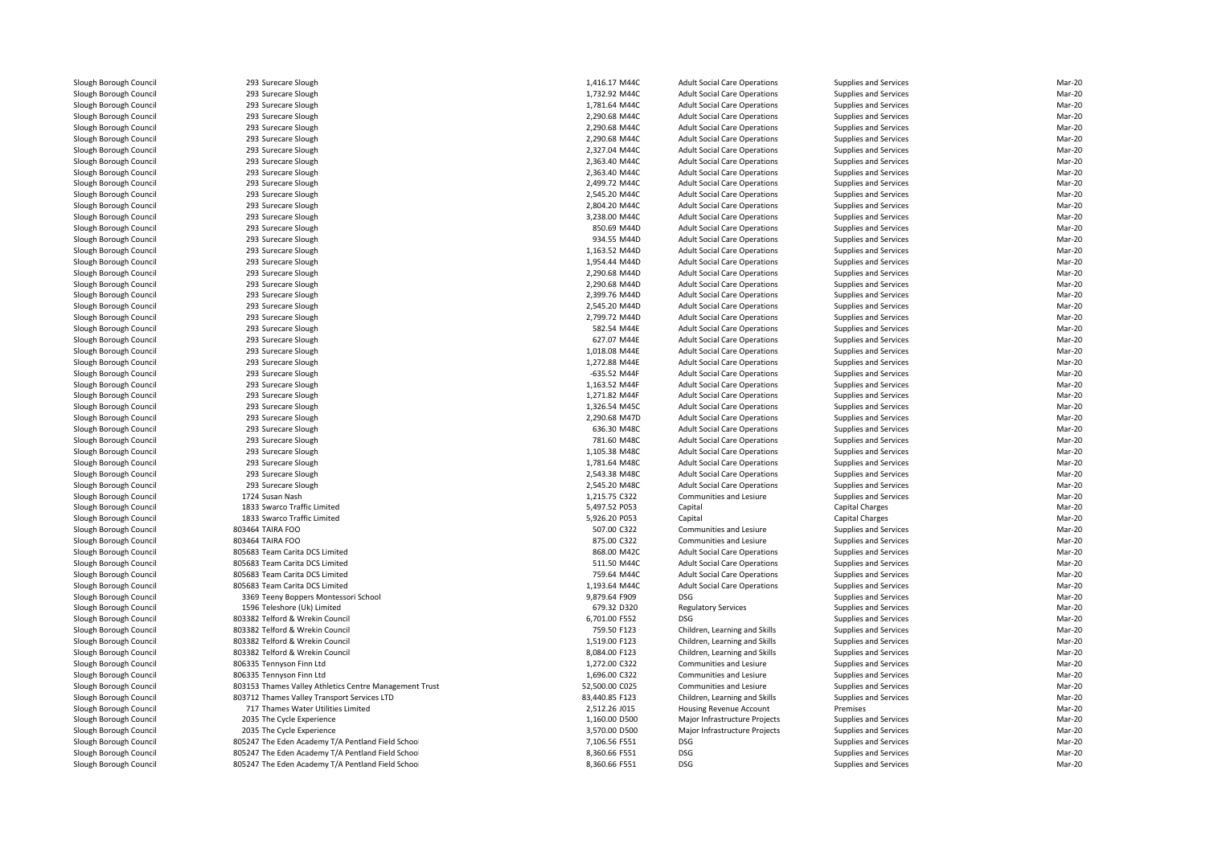| | | | | | | |
|---|---|---|---|---|---|---|
| Slough Borough Council | 293 Surecare Slough | 1,416.17 M44C | Adult Social Care Operations | Supplies and Services | Mar-20 |
| Slough Borough Council | 293 Surecare Slough | 1,732.92 M44C | Adult Social Care Operations | Supplies and Services | Mar-20 |
| Slough Borough Council | 293 Surecare Slough | 1,781.64 M44C | Adult Social Care Operations | Supplies and Services | Mar-20 |
| Slough Borough Council | 293 Surecare Slough | 2,290.68 M44C | Adult Social Care Operations | Supplies and Services | Mar-20 |
| Slough Borough Council | 293 Surecare Slough | 2,290.68 M44C | Adult Social Care Operations | Supplies and Services | Mar-20 |
| Slough Borough Council | 293 Surecare Slough | 2,290.68 M44C | Adult Social Care Operations | Supplies and Services | Mar-20 |
| Slough Borough Council | 293 Surecare Slough | 2,327.04 M44C | Adult Social Care Operations | Supplies and Services | Mar-20 |
| Slough Borough Council | 293 Surecare Slough | 2,363.40 M44C | Adult Social Care Operations | Supplies and Services | Mar-20 |
| Slough Borough Council | 293 Surecare Slough | 2,363.40 M44C | Adult Social Care Operations | Supplies and Services | Mar-20 |
| Slough Borough Council | 293 Surecare Slough | 2,499.72 M44C | Adult Social Care Operations | Supplies and Services | Mar-20 |
| Slough Borough Council | 293 Surecare Slough | 2,545.20 M44C | Adult Social Care Operations | Supplies and Services | Mar-20 |
| Slough Borough Council | 293 Surecare Slough | 2,804.20 M44C | Adult Social Care Operations | Supplies and Services | Mar-20 |
| Slough Borough Council | 293 Surecare Slough | 3,238.00 M44C | Adult Social Care Operations | Supplies and Services | Mar-20 |
| Slough Borough Council | 293 Surecare Slough | 850.69 M44D | Adult Social Care Operations | Supplies and Services | Mar-20 |
| Slough Borough Council | 293 Surecare Slough | 934.55 M44D | Adult Social Care Operations | Supplies and Services | Mar-20 |
| Slough Borough Council | 293 Surecare Slough | 1,163.52 M44D | Adult Social Care Operations | Supplies and Services | Mar-20 |
| Slough Borough Council | 293 Surecare Slough | 1,954.44 M44D | Adult Social Care Operations | Supplies and Services | Mar-20 |
| Slough Borough Council | 293 Surecare Slough | 2,290.68 M44D | Adult Social Care Operations | Supplies and Services | Mar-20 |
| Slough Borough Council | 293 Surecare Slough | 2,290.68 M44D | Adult Social Care Operations | Supplies and Services | Mar-20 |
| Slough Borough Council | 293 Surecare Slough | 2,399.76 M44D | Adult Social Care Operations | Supplies and Services | Mar-20 |
| Slough Borough Council | 293 Surecare Slough | 2,545.20 M44D | Adult Social Care Operations | Supplies and Services | Mar-20 |
| Slough Borough Council | 293 Surecare Slough | 2,799.72 M44D | Adult Social Care Operations | Supplies and Services | Mar-20 |
| Slough Borough Council | 293 Surecare Slough | 582.54 M44E | Adult Social Care Operations | Supplies and Services | Mar-20 |
| Slough Borough Council | 293 Surecare Slough | 627.07 M44E | Adult Social Care Operations | Supplies and Services | Mar-20 |
| Slough Borough Council | 293 Surecare Slough | 1,018.08 M44E | Adult Social Care Operations | Supplies and Services | Mar-20 |
| Slough Borough Council | 293 Surecare Slough | 1,272.88 M44E | Adult Social Care Operations | Supplies and Services | Mar-20 |
| Slough Borough Council | 293 Surecare Slough | -635.52 M44F | Adult Social Care Operations | Supplies and Services | Mar-20 |
| Slough Borough Council | 293 Surecare Slough | 1,163.52 M44F | Adult Social Care Operations | Supplies and Services | Mar-20 |
| Slough Borough Council | 293 Surecare Slough | 1,271.82 M44F | Adult Social Care Operations | Supplies and Services | Mar-20 |
| Slough Borough Council | 293 Surecare Slough | 1,326.54 M45C | Adult Social Care Operations | Supplies and Services | Mar-20 |
| Slough Borough Council | 293 Surecare Slough | 2,290.68 M47D | Adult Social Care Operations | Supplies and Services | Mar-20 |
| Slough Borough Council | 293 Surecare Slough | 636.30 M48C | Adult Social Care Operations | Supplies and Services | Mar-20 |
| Slough Borough Council | 293 Surecare Slough | 781.60 M48C | Adult Social Care Operations | Supplies and Services | Mar-20 |
| Slough Borough Council | 293 Surecare Slough | 1,105.38 M48C | Adult Social Care Operations | Supplies and Services | Mar-20 |
| Slough Borough Council | 293 Surecare Slough | 1,781.64 M48C | Adult Social Care Operations | Supplies and Services | Mar-20 |
| Slough Borough Council | 293 Surecare Slough | 2,543.38 M48C | Adult Social Care Operations | Supplies and Services | Mar-20 |
| Slough Borough Council | 293 Surecare Slough | 2,545.20 M48C | Adult Social Care Operations | Supplies and Services | Mar-20 |
| Slough Borough Council | 1724 Susan Nash | 1,215.75 C322 | Communities and Lesiure | Supplies and Services | Mar-20 |
| Slough Borough Council | 1833 Swarco Traffic Limited | 5,497.52 P053 | Capital | Capital Charges | Mar-20 |
| Slough Borough Council | 1833 Swarco Traffic Limited | 5,926.20 P053 | Capital | Capital Charges | Mar-20 |
| Slough Borough Council | 803464 TAIRA FOO | 507.00 C322 | Communities and Lesiure | Supplies and Services | Mar-20 |
| Slough Borough Council | 803464 TAIRA FOO | 875.00 C322 | Communities and Lesiure | Supplies and Services | Mar-20 |
| Slough Borough Council | 805683 Team Carita DCS Limited | 868.00 M42C | Adult Social Care Operations | Supplies and Services | Mar-20 |
| Slough Borough Council | 805683 Team Carita DCS Limited | 511.50 M44C | Adult Social Care Operations | Supplies and Services | Mar-20 |
| Slough Borough Council | 805683 Team Carita DCS Limited | 759.64 M44C | Adult Social Care Operations | Supplies and Services | Mar-20 |
| Slough Borough Council | 805683 Team Carita DCS Limited | 1,193.64 M44C | Adult Social Care Operations | Supplies and Services | Mar-20 |
| Slough Borough Council | 3369 Teeny Boppers Montessori School | 9,879.64 F909 | DSG | Supplies and Services | Mar-20 |
| Slough Borough Council | 1596 Teleshore (Uk) Limited | 679.32 D320 | Regulatory Services | Supplies and Services | Mar-20 |
| Slough Borough Council | 803382 Telford & Wrekin Council | 6,701.00 F552 | DSG | Supplies and Services | Mar-20 |
| Slough Borough Council | 803382 Telford & Wrekin Council | 759.50 F123 | Children, Learning and Skills | Supplies and Services | Mar-20 |
| Slough Borough Council | 803382 Telford & Wrekin Council | 1,519.00 F123 | Children, Learning and Skills | Supplies and Services | Mar-20 |
| Slough Borough Council | 803382 Telford & Wrekin Council | 8,084.00 F123 | Children, Learning and Skills | Supplies and Services | Mar-20 |
| Slough Borough Council | 806335 Tennyson Finn Ltd | 1,272.00 C322 | Communities and Lesiure | Supplies and Services | Mar-20 |
| Slough Borough Council | 806335 Tennyson Finn Ltd | 1,696.00 C322 | Communities and Lesiure | Supplies and Services | Mar-20 |
| Slough Borough Council | 803153 Thames Valley Athletics Centre Management Trust | 52,500.00 C025 | Communities and Lesiure | Supplies and Services | Mar-20 |
| Slough Borough Council | 803712 Thames Valley Transport Services LTD | 83,440.85 F123 | Children, Learning and Skills | Supplies and Services | Mar-20 |
| Slough Borough Council | 717 Thames Water Utilities Limited | 2,512.26 J015 | Housing Revenue Account | Premises | Mar-20 |
| Slough Borough Council | 2035 The Cycle Experience | 1,160.00 D500 | Major Infrastructure Projects | Supplies and Services | Mar-20 |
| Slough Borough Council | 2035 The Cycle Experience | 3,570.00 D500 | Major Infrastructure Projects | Supplies and Services | Mar-20 |
| Slough Borough Council | 805247 The Eden Academy T/A Pentland Field School | 7,106.56 F551 | DSG | Supplies and Services | Mar-20 |
| Slough Borough Council | 805247 The Eden Academy T/A Pentland Field School | 8,360.66 F551 | DSG | Supplies and Services | Mar-20 |
| Slough Borough Council | 805247 The Eden Academy T/A Pentland Field School | 8,360.66 F551 | DSG | Supplies and Services | Mar-20 |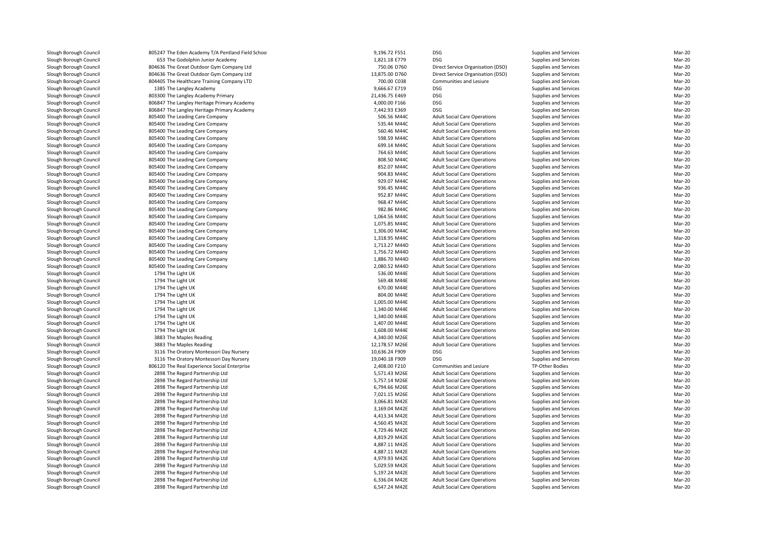| | | | | | | |
|---|---|---|---|---|---|---|
| Slough Borough Council | 805247 The Eden Academy T/A Pentland Field School | 9,196.72 F551 | DSG | Supplies and Services | Mar-20 |
| Slough Borough Council | 653 The Godolphin Junior Academy | 1,821.18 E779 | DSG | Supplies and Services | Mar-20 |
| Slough Borough Council | 804636 The Great Outdoor Gym Company Ltd | 750.06 D760 | Direct Service Organisation (DSO) | Supplies and Services | Mar-20 |
| Slough Borough Council | 804636 The Great Outdoor Gym Company Ltd | 13,875.00 D760 | Direct Service Organisation (DSO) | Supplies and Services | Mar-20 |
| Slough Borough Council | 804405 The Healthcare Training Company LTD | 700.00 C038 | Communities and Lesiure | Supplies and Services | Mar-20 |
| Slough Borough Council | 1385 The Langley Academy | 9,666.67 E719 | DSG | Supplies and Services | Mar-20 |
| Slough Borough Council | 803300 The Langley Academy Primary | 21,436.75 E469 | DSG | Supplies and Services | Mar-20 |
| Slough Borough Council | 806847 The Langley Heritage Primary Academy | 4,000.00 F166 | DSG | Supplies and Services | Mar-20 |
| Slough Borough Council | 806847 The Langley Heritage Primary Academy | 7,442.93 E369 | DSG | Supplies and Services | Mar-20 |
| Slough Borough Council | 805400 The Leading Care Company | 506.56 M44C | Adult Social Care Operations | Supplies and Services | Mar-20 |
| Slough Borough Council | 805400 The Leading Care Company | 535.44 M44C | Adult Social Care Operations | Supplies and Services | Mar-20 |
| Slough Borough Council | 805400 The Leading Care Company | 560.46 M44C | Adult Social Care Operations | Supplies and Services | Mar-20 |
| Slough Borough Council | 805400 The Leading Care Company | 598.59 M44C | Adult Social Care Operations | Supplies and Services | Mar-20 |
| Slough Borough Council | 805400 The Leading Care Company | 699.14 M44C | Adult Social Care Operations | Supplies and Services | Mar-20 |
| Slough Borough Council | 805400 The Leading Care Company | 764.63 M44C | Adult Social Care Operations | Supplies and Services | Mar-20 |
| Slough Borough Council | 805400 The Leading Care Company | 808.50 M44C | Adult Social Care Operations | Supplies and Services | Mar-20 |
| Slough Borough Council | 805400 The Leading Care Company | 852.07 M44C | Adult Social Care Operations | Supplies and Services | Mar-20 |
| Slough Borough Council | 805400 The Leading Care Company | 904.83 M44C | Adult Social Care Operations | Supplies and Services | Mar-20 |
| Slough Borough Council | 805400 The Leading Care Company | 929.07 M44C | Adult Social Care Operations | Supplies and Services | Mar-20 |
| Slough Borough Council | 805400 The Leading Care Company | 936.45 M44C | Adult Social Care Operations | Supplies and Services | Mar-20 |
| Slough Borough Council | 805400 The Leading Care Company | 952.87 M44C | Adult Social Care Operations | Supplies and Services | Mar-20 |
| Slough Borough Council | 805400 The Leading Care Company | 968.47 M44C | Adult Social Care Operations | Supplies and Services | Mar-20 |
| Slough Borough Council | 805400 The Leading Care Company | 982.86 M44C | Adult Social Care Operations | Supplies and Services | Mar-20 |
| Slough Borough Council | 805400 The Leading Care Company | 1,064.56 M44C | Adult Social Care Operations | Supplies and Services | Mar-20 |
| Slough Borough Council | 805400 The Leading Care Company | 1,075.85 M44C | Adult Social Care Operations | Supplies and Services | Mar-20 |
| Slough Borough Council | 805400 The Leading Care Company | 1,306.00 M44C | Adult Social Care Operations | Supplies and Services | Mar-20 |
| Slough Borough Council | 805400 The Leading Care Company | 1,318.95 M44C | Adult Social Care Operations | Supplies and Services | Mar-20 |
| Slough Borough Council | 805400 The Leading Care Company | 1,713.27 M44D | Adult Social Care Operations | Supplies and Services | Mar-20 |
| Slough Borough Council | 805400 The Leading Care Company | 1,756.72 M44D | Adult Social Care Operations | Supplies and Services | Mar-20 |
| Slough Borough Council | 805400 The Leading Care Company | 1,886.70 M44D | Adult Social Care Operations | Supplies and Services | Mar-20 |
| Slough Borough Council | 805400 The Leading Care Company | 2,080.52 M44D | Adult Social Care Operations | Supplies and Services | Mar-20 |
| Slough Borough Council | 1794 The Light UK | 536.00 M44E | Adult Social Care Operations | Supplies and Services | Mar-20 |
| Slough Borough Council | 1794 The Light UK | 569.48 M44E | Adult Social Care Operations | Supplies and Services | Mar-20 |
| Slough Borough Council | 1794 The Light UK | 670.00 M44E | Adult Social Care Operations | Supplies and Services | Mar-20 |
| Slough Borough Council | 1794 The Light UK | 804.00 M44E | Adult Social Care Operations | Supplies and Services | Mar-20 |
| Slough Borough Council | 1794 The Light UK | 1,005.00 M44E | Adult Social Care Operations | Supplies and Services | Mar-20 |
| Slough Borough Council | 1794 The Light UK | 1,340.00 M44E | Adult Social Care Operations | Supplies and Services | Mar-20 |
| Slough Borough Council | 1794 The Light UK | 1,340.00 M44E | Adult Social Care Operations | Supplies and Services | Mar-20 |
| Slough Borough Council | 1794 The Light UK | 1,407.00 M44E | Adult Social Care Operations | Supplies and Services | Mar-20 |
| Slough Borough Council | 1794 The Light UK | 1,608.00 M44E | Adult Social Care Operations | Supplies and Services | Mar-20 |
| Slough Borough Council | 3883 The Maples Reading | 4,340.00 M26E | Adult Social Care Operations | Supplies and Services | Mar-20 |
| Slough Borough Council | 3883 The Maples Reading | 12,178.57 M26E | Adult Social Care Operations | Supplies and Services | Mar-20 |
| Slough Borough Council | 3116 The Oratory Montessori Day Nursery | 10,636.24 F909 | DSG | Supplies and Services | Mar-20 |
| Slough Borough Council | 3116 The Oratory Montessori Day Nursery | 19,040.18 F909 | DSG | Supplies and Services | Mar-20 |
| Slough Borough Council | 806120 The Real Experience Social Enterprise | 2,408.00 F210 | Communities and Lesiure | TP-Other Bodies | Mar-20 |
| Slough Borough Council | 2898 The Regard Partnership Ltd | 5,571.43 M26E | Adult Social Care Operations | Supplies and Services | Mar-20 |
| Slough Borough Council | 2898 The Regard Partnership Ltd | 5,757.14 M26E | Adult Social Care Operations | Supplies and Services | Mar-20 |
| Slough Borough Council | 2898 The Regard Partnership Ltd | 6,794.66 M26E | Adult Social Care Operations | Supplies and Services | Mar-20 |
| Slough Borough Council | 2898 The Regard Partnership Ltd | 7,021.15 M26E | Adult Social Care Operations | Supplies and Services | Mar-20 |
| Slough Borough Council | 2898 The Regard Partnership Ltd | 3,066.81 M42E | Adult Social Care Operations | Supplies and Services | Mar-20 |
| Slough Borough Council | 2898 The Regard Partnership Ltd | 3,169.04 M42E | Adult Social Care Operations | Supplies and Services | Mar-20 |
| Slough Borough Council | 2898 The Regard Partnership Ltd | 4,413.34 M42E | Adult Social Care Operations | Supplies and Services | Mar-20 |
| Slough Borough Council | 2898 The Regard Partnership Ltd | 4,560.45 M42E | Adult Social Care Operations | Supplies and Services | Mar-20 |
| Slough Borough Council | 2898 The Regard Partnership Ltd | 4,729.46 M42E | Adult Social Care Operations | Supplies and Services | Mar-20 |
| Slough Borough Council | 2898 The Regard Partnership Ltd | 4,819.29 M42E | Adult Social Care Operations | Supplies and Services | Mar-20 |
| Slough Borough Council | 2898 The Regard Partnership Ltd | 4,887.11 M42E | Adult Social Care Operations | Supplies and Services | Mar-20 |
| Slough Borough Council | 2898 The Regard Partnership Ltd | 4,887.11 M42E | Adult Social Care Operations | Supplies and Services | Mar-20 |
| Slough Borough Council | 2898 The Regard Partnership Ltd | 4,979.93 M42E | Adult Social Care Operations | Supplies and Services | Mar-20 |
| Slough Borough Council | 2898 The Regard Partnership Ltd | 5,029.59 M42E | Adult Social Care Operations | Supplies and Services | Mar-20 |
| Slough Borough Council | 2898 The Regard Partnership Ltd | 5,197.24 M42E | Adult Social Care Operations | Supplies and Services | Mar-20 |
| Slough Borough Council | 2898 The Regard Partnership Ltd | 6,336.04 M42E | Adult Social Care Operations | Supplies and Services | Mar-20 |
| Slough Borough Council | 2898 The Regard Partnership Ltd | 6,547.24 M42E | Adult Social Care Operations | Supplies and Services | Mar-20 |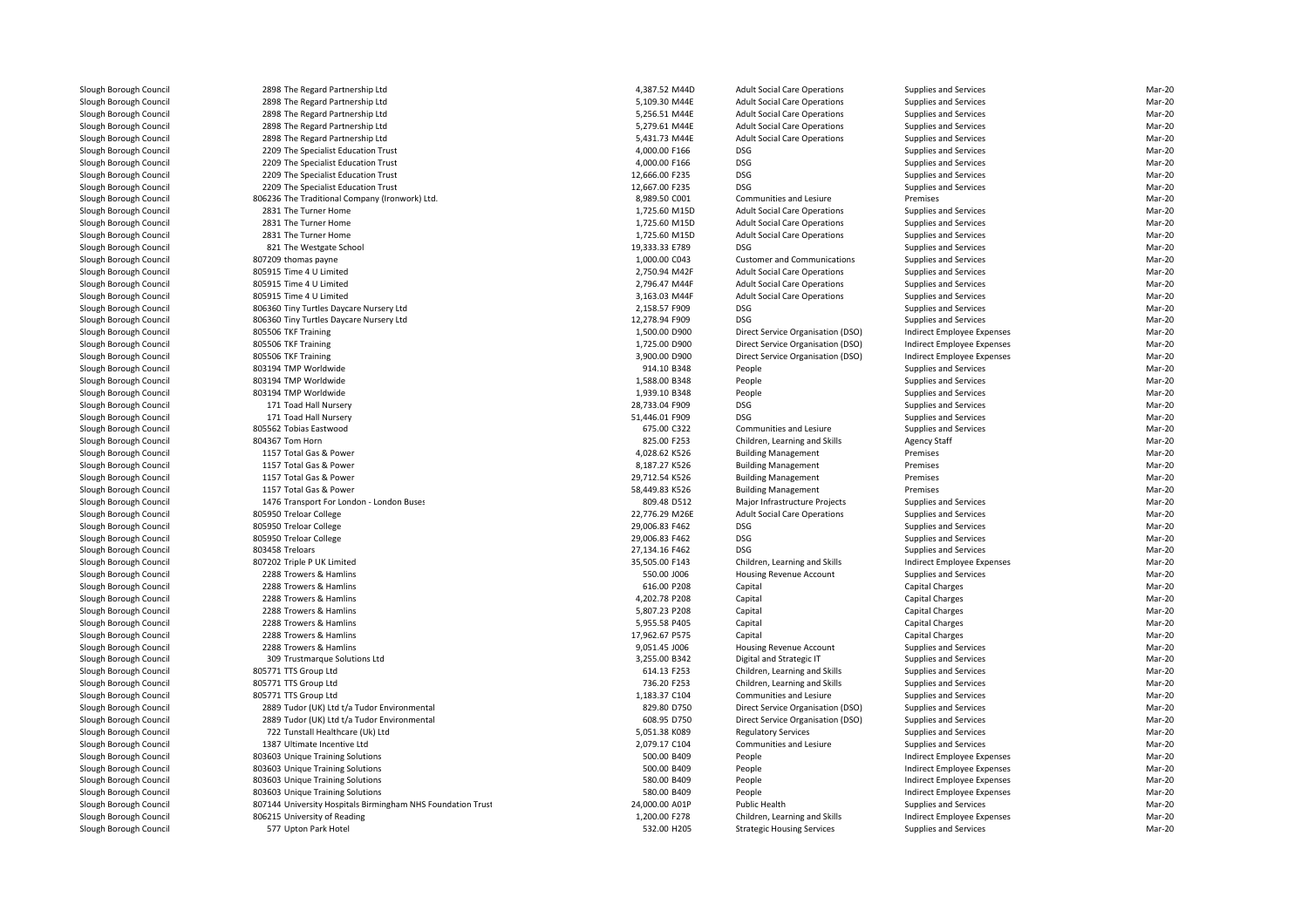| | | | | | | | |
|---|---|---|---|---|---|---|---|
| Slough Borough Council | 2898 The Regard Partnership Ltd | 4,387.52 | M44D | Adult Social Care Operations | Supplies and Services | Mar-20 |
| Slough Borough Council | 2898 The Regard Partnership Ltd | 5,109.30 | M44E | Adult Social Care Operations | Supplies and Services | Mar-20 |
| Slough Borough Council | 2898 The Regard Partnership Ltd | 5,256.51 | M44E | Adult Social Care Operations | Supplies and Services | Mar-20 |
| Slough Borough Council | 2898 The Regard Partnership Ltd | 5,279.61 | M44E | Adult Social Care Operations | Supplies and Services | Mar-20 |
| Slough Borough Council | 2898 The Regard Partnership Ltd | 5,431.73 | M44E | Adult Social Care Operations | Supplies and Services | Mar-20 |
| Slough Borough Council | 2209 The Specialist Education Trust | 4,000.00 | F166 | DSG | Supplies and Services | Mar-20 |
| Slough Borough Council | 2209 The Specialist Education Trust | 4,000.00 | F166 | DSG | Supplies and Services | Mar-20 |
| Slough Borough Council | 2209 The Specialist Education Trust | 12,666.00 | F235 | DSG | Supplies and Services | Mar-20 |
| Slough Borough Council | 2209 The Specialist Education Trust | 12,667.00 | F235 | DSG | Supplies and Services | Mar-20 |
| Slough Borough Council | 806236 The Traditional Company (Ironwork) Ltd. | 8,989.50 | C001 | Communities and Lesiure | Premises | Mar-20 |
| Slough Borough Council | 2831 The Turner Home | 1,725.60 | M15D | Adult Social Care Operations | Supplies and Services | Mar-20 |
| Slough Borough Council | 2831 The Turner Home | 1,725.60 | M15D | Adult Social Care Operations | Supplies and Services | Mar-20 |
| Slough Borough Council | 2831 The Turner Home | 1,725.60 | M15D | Adult Social Care Operations | Supplies and Services | Mar-20 |
| Slough Borough Council | 821 The Westgate School | 19,333.33 | E789 | DSG | Supplies and Services | Mar-20 |
| Slough Borough Council | 807209 thomas payne | 1,000.00 | C043 | Customer and Communications | Supplies and Services | Mar-20 |
| Slough Borough Council | 805915 Time 4 U Limited | 2,750.94 | M42F | Adult Social Care Operations | Supplies and Services | Mar-20 |
| Slough Borough Council | 805915 Time 4 U Limited | 2,796.47 | M44F | Adult Social Care Operations | Supplies and Services | Mar-20 |
| Slough Borough Council | 805915 Time 4 U Limited | 3,163.03 | M44F | Adult Social Care Operations | Supplies and Services | Mar-20 |
| Slough Borough Council | 806360 Tiny Turtles Daycare Nursery Ltd | 2,158.57 | F909 | DSG | Supplies and Services | Mar-20 |
| Slough Borough Council | 806360 Tiny Turtles Daycare Nursery Ltd | 12,278.94 | F909 | DSG | Supplies and Services | Mar-20 |
| Slough Borough Council | 805506 TKF Training | 1,500.00 | D900 | Direct Service Organisation (DSO) | Indirect Employee Expenses | Mar-20 |
| Slough Borough Council | 805506 TKF Training | 1,725.00 | D900 | Direct Service Organisation (DSO) | Indirect Employee Expenses | Mar-20 |
| Slough Borough Council | 805506 TKF Training | 3,900.00 | D900 | Direct Service Organisation (DSO) | Indirect Employee Expenses | Mar-20 |
| Slough Borough Council | 803194 TMP Worldwide | 914.10 | B348 | People | Supplies and Services | Mar-20 |
| Slough Borough Council | 803194 TMP Worldwide | 1,588.00 | B348 | People | Supplies and Services | Mar-20 |
| Slough Borough Council | 803194 TMP Worldwide | 1,939.10 | B348 | People | Supplies and Services | Mar-20 |
| Slough Borough Council | 171 Toad Hall Nursery | 28,733.04 | F909 | DSG | Supplies and Services | Mar-20 |
| Slough Borough Council | 171 Toad Hall Nursery | 51,446.01 | F909 | DSG | Supplies and Services | Mar-20 |
| Slough Borough Council | 805562 Tobias Eastwood | 675.00 | C322 | Communities and Lesiure | Supplies and Services | Mar-20 |
| Slough Borough Council | 804367 Tom Horn | 825.00 | F253 | Children, Learning and Skills | Agency Staff | Mar-20 |
| Slough Borough Council | 1157 Total Gas & Power | 4,028.62 | K526 | Building Management | Premises | Mar-20 |
| Slough Borough Council | 1157 Total Gas & Power | 8,187.27 | K526 | Building Management | Premises | Mar-20 |
| Slough Borough Council | 1157 Total Gas & Power | 29,712.54 | K526 | Building Management | Premises | Mar-20 |
| Slough Borough Council | 1157 Total Gas & Power | 58,449.83 | K526 | Building Management | Premises | Mar-20 |
| Slough Borough Council | 1476 Transport For London - London Buses | 809.48 | D512 | Major Infrastructure Projects | Supplies and Services | Mar-20 |
| Slough Borough Council | 805950 Treloar College | 22,776.29 | M26E | Adult Social Care Operations | Supplies and Services | Mar-20 |
| Slough Borough Council | 805950 Treloar College | 29,006.83 | F462 | DSG | Supplies and Services | Mar-20 |
| Slough Borough Council | 805950 Treloar College | 29,006.83 | F462 | DSG | Supplies and Services | Mar-20 |
| Slough Borough Council | 803458 Treloars | 27,134.16 | F462 | DSG | Supplies and Services | Mar-20 |
| Slough Borough Council | 807202 Triple P UK Limited | 35,505.00 | F143 | Children, Learning and Skills | Indirect Employee Expenses | Mar-20 |
| Slough Borough Council | 2288 Trowers & Hamlins | 550.00 | J006 | Housing Revenue Account | Supplies and Services | Mar-20 |
| Slough Borough Council | 2288 Trowers & Hamlins | 616.00 | P208 | Capital | Capital Charges | Mar-20 |
| Slough Borough Council | 2288 Trowers & Hamlins | 4,202.78 | P208 | Capital | Capital Charges | Mar-20 |
| Slough Borough Council | 2288 Trowers & Hamlins | 5,807.23 | P208 | Capital | Capital Charges | Mar-20 |
| Slough Borough Council | 2288 Trowers & Hamlins | 5,955.58 | P405 | Capital | Capital Charges | Mar-20 |
| Slough Borough Council | 2288 Trowers & Hamlins | 17,962.67 | P575 | Capital | Capital Charges | Mar-20 |
| Slough Borough Council | 2288 Trowers & Hamlins | 9,051.45 | J006 | Housing Revenue Account | Supplies and Services | Mar-20 |
| Slough Borough Council | 309 Trustmarque Solutions Ltd | 3,255.00 | B342 | Digital and Strategic IT | Supplies and Services | Mar-20 |
| Slough Borough Council | 805771 TTS Group Ltd | 614.13 | F253 | Children, Learning and Skills | Supplies and Services | Mar-20 |
| Slough Borough Council | 805771 TTS Group Ltd | 736.20 | F253 | Children, Learning and Skills | Supplies and Services | Mar-20 |
| Slough Borough Council | 805771 TTS Group Ltd | 1,183.37 | C104 | Communities and Lesiure | Supplies and Services | Mar-20 |
| Slough Borough Council | 2889 Tudor (UK) Ltd t/a Tudor Environmental | 829.80 | D750 | Direct Service Organisation (DSO) | Supplies and Services | Mar-20 |
| Slough Borough Council | 2889 Tudor (UK) Ltd t/a Tudor Environmental | 608.95 | D750 | Direct Service Organisation (DSO) | Supplies and Services | Mar-20 |
| Slough Borough Council | 722 Tunstall Healthcare (Uk) Ltd | 5,051.38 | K089 | Regulatory Services | Supplies and Services | Mar-20 |
| Slough Borough Council | 1387 Ultimate Incentive Ltd | 2,079.17 | C104 | Communities and Lesiure | Supplies and Services | Mar-20 |
| Slough Borough Council | 803603 Unique Training Solutions | 500.00 | B409 | People | Indirect Employee Expenses | Mar-20 |
| Slough Borough Council | 803603 Unique Training Solutions | 500.00 | B409 | People | Indirect Employee Expenses | Mar-20 |
| Slough Borough Council | 803603 Unique Training Solutions | 580.00 | B409 | People | Indirect Employee Expenses | Mar-20 |
| Slough Borough Council | 803603 Unique Training Solutions | 580.00 | B409 | People | Indirect Employee Expenses | Mar-20 |
| Slough Borough Council | 807144 University Hospitals Birmingham NHS Foundation Trust | 24,000.00 | A01P | Public Health | Supplies and Services | Mar-20 |
| Slough Borough Council | 806215 University of Reading | 1,200.00 | F278 | Children, Learning and Skills | Indirect Employee Expenses | Mar-20 |
| Slough Borough Council | 577 Upton Park Hotel | 532.00 | H205 | Strategic Housing Services | Supplies and Services | Mar-20 |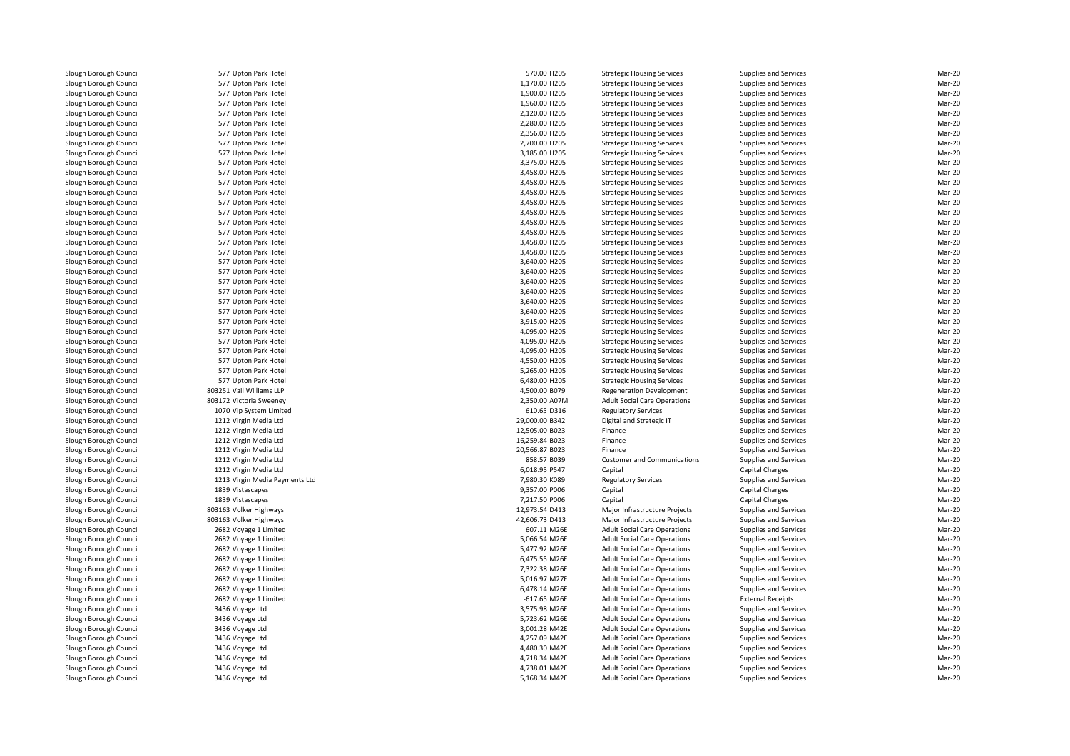| | | | | | | |
|---|---|---|---|---|---|---|
| Slough Borough Council | 577 Upton Park Hotel | 570.00 H205 | Strategic Housing Services | Supplies and Services | Mar-20 |
| Slough Borough Council | 577 Upton Park Hotel | 1,170.00 H205 | Strategic Housing Services | Supplies and Services | Mar-20 |
| Slough Borough Council | 577 Upton Park Hotel | 1,900.00 H205 | Strategic Housing Services | Supplies and Services | Mar-20 |
| Slough Borough Council | 577 Upton Park Hotel | 1,960.00 H205 | Strategic Housing Services | Supplies and Services | Mar-20 |
| Slough Borough Council | 577 Upton Park Hotel | 2,120.00 H205 | Strategic Housing Services | Supplies and Services | Mar-20 |
| Slough Borough Council | 577 Upton Park Hotel | 2,280.00 H205 | Strategic Housing Services | Supplies and Services | Mar-20 |
| Slough Borough Council | 577 Upton Park Hotel | 2,356.00 H205 | Strategic Housing Services | Supplies and Services | Mar-20 |
| Slough Borough Council | 577 Upton Park Hotel | 2,700.00 H205 | Strategic Housing Services | Supplies and Services | Mar-20 |
| Slough Borough Council | 577 Upton Park Hotel | 3,185.00 H205 | Strategic Housing Services | Supplies and Services | Mar-20 |
| Slough Borough Council | 577 Upton Park Hotel | 3,375.00 H205 | Strategic Housing Services | Supplies and Services | Mar-20 |
| Slough Borough Council | 577 Upton Park Hotel | 3,458.00 H205 | Strategic Housing Services | Supplies and Services | Mar-20 |
| Slough Borough Council | 577 Upton Park Hotel | 3,458.00 H205 | Strategic Housing Services | Supplies and Services | Mar-20 |
| Slough Borough Council | 577 Upton Park Hotel | 3,458.00 H205 | Strategic Housing Services | Supplies and Services | Mar-20 |
| Slough Borough Council | 577 Upton Park Hotel | 3,458.00 H205 | Strategic Housing Services | Supplies and Services | Mar-20 |
| Slough Borough Council | 577 Upton Park Hotel | 3,458.00 H205 | Strategic Housing Services | Supplies and Services | Mar-20 |
| Slough Borough Council | 577 Upton Park Hotel | 3,458.00 H205 | Strategic Housing Services | Supplies and Services | Mar-20 |
| Slough Borough Council | 577 Upton Park Hotel | 3,458.00 H205 | Strategic Housing Services | Supplies and Services | Mar-20 |
| Slough Borough Council | 577 Upton Park Hotel | 3,458.00 H205 | Strategic Housing Services | Supplies and Services | Mar-20 |
| Slough Borough Council | 577 Upton Park Hotel | 3,458.00 H205 | Strategic Housing Services | Supplies and Services | Mar-20 |
| Slough Borough Council | 577 Upton Park Hotel | 3,640.00 H205 | Strategic Housing Services | Supplies and Services | Mar-20 |
| Slough Borough Council | 577 Upton Park Hotel | 3,640.00 H205 | Strategic Housing Services | Supplies and Services | Mar-20 |
| Slough Borough Council | 577 Upton Park Hotel | 3,640.00 H205 | Strategic Housing Services | Supplies and Services | Mar-20 |
| Slough Borough Council | 577 Upton Park Hotel | 3,640.00 H205 | Strategic Housing Services | Supplies and Services | Mar-20 |
| Slough Borough Council | 577 Upton Park Hotel | 3,640.00 H205 | Strategic Housing Services | Supplies and Services | Mar-20 |
| Slough Borough Council | 577 Upton Park Hotel | 3,640.00 H205 | Strategic Housing Services | Supplies and Services | Mar-20 |
| Slough Borough Council | 577 Upton Park Hotel | 3,915.00 H205 | Strategic Housing Services | Supplies and Services | Mar-20 |
| Slough Borough Council | 577 Upton Park Hotel | 4,095.00 H205 | Strategic Housing Services | Supplies and Services | Mar-20 |
| Slough Borough Council | 577 Upton Park Hotel | 4,095.00 H205 | Strategic Housing Services | Supplies and Services | Mar-20 |
| Slough Borough Council | 577 Upton Park Hotel | 4,095.00 H205 | Strategic Housing Services | Supplies and Services | Mar-20 |
| Slough Borough Council | 577 Upton Park Hotel | 4,550.00 H205 | Strategic Housing Services | Supplies and Services | Mar-20 |
| Slough Borough Council | 577 Upton Park Hotel | 5,265.00 H205 | Strategic Housing Services | Supplies and Services | Mar-20 |
| Slough Borough Council | 577 Upton Park Hotel | 6,480.00 H205 | Strategic Housing Services | Supplies and Services | Mar-20 |
| Slough Borough Council | 803251 Vail Williams LLP | 4,500.00 B079 | Regeneration Development | Supplies and Services | Mar-20 |
| Slough Borough Council | 803172 Victoria Sweeney | 2,350.00 A07M | Adult Social Care Operations | Supplies and Services | Mar-20 |
| Slough Borough Council | 1070 Vip System Limited | 610.65 D316 | Regulatory Services | Supplies and Services | Mar-20 |
| Slough Borough Council | 1212 Virgin Media Ltd | 29,000.00 B342 | Digital and Strategic IT | Supplies and Services | Mar-20 |
| Slough Borough Council | 1212 Virgin Media Ltd | 12,505.00 B023 | Finance | Supplies and Services | Mar-20 |
| Slough Borough Council | 1212 Virgin Media Ltd | 16,259.84 B023 | Finance | Supplies and Services | Mar-20 |
| Slough Borough Council | 1212 Virgin Media Ltd | 20,566.87 B023 | Finance | Supplies and Services | Mar-20 |
| Slough Borough Council | 1212 Virgin Media Ltd | 858.57 B039 | Customer and Communications | Supplies and Services | Mar-20 |
| Slough Borough Council | 1212 Virgin Media Ltd | 6,018.95 P547 | Capital | Capital Charges | Mar-20 |
| Slough Borough Council | 1213 Virgin Media Payments Ltd | 7,980.30 K089 | Regulatory Services | Supplies and Services | Mar-20 |
| Slough Borough Council | 1839 Vistascapes | 9,357.00 P006 | Capital | Capital Charges | Mar-20 |
| Slough Borough Council | 1839 Vistascapes | 7,217.50 P006 | Capital | Capital Charges | Mar-20 |
| Slough Borough Council | 803163 Volker Highways | 12,973.54 D413 | Major Infrastructure Projects | Supplies and Services | Mar-20 |
| Slough Borough Council | 803163 Volker Highways | 42,606.73 D413 | Major Infrastructure Projects | Supplies and Services | Mar-20 |
| Slough Borough Council | 2682 Voyage 1 Limited | 607.11 M26E | Adult Social Care Operations | Supplies and Services | Mar-20 |
| Slough Borough Council | 2682 Voyage 1 Limited | 5,066.54 M26E | Adult Social Care Operations | Supplies and Services | Mar-20 |
| Slough Borough Council | 2682 Voyage 1 Limited | 5,477.92 M26E | Adult Social Care Operations | Supplies and Services | Mar-20 |
| Slough Borough Council | 2682 Voyage 1 Limited | 6,475.55 M26E | Adult Social Care Operations | Supplies and Services | Mar-20 |
| Slough Borough Council | 2682 Voyage 1 Limited | 7,322.38 M26E | Adult Social Care Operations | Supplies and Services | Mar-20 |
| Slough Borough Council | 2682 Voyage 1 Limited | 5,016.97 M27F | Adult Social Care Operations | Supplies and Services | Mar-20 |
| Slough Borough Council | 2682 Voyage 1 Limited | 6,478.14 M26E | Adult Social Care Operations | Supplies and Services | Mar-20 |
| Slough Borough Council | 2682 Voyage 1 Limited | -617.65 M26E | Adult Social Care Operations | External Receipts | Mar-20 |
| Slough Borough Council | 3436 Voyage Ltd | 3,575.98 M26E | Adult Social Care Operations | Supplies and Services | Mar-20 |
| Slough Borough Council | 3436 Voyage Ltd | 5,723.62 M26E | Adult Social Care Operations | Supplies and Services | Mar-20 |
| Slough Borough Council | 3436 Voyage Ltd | 3,001.28 M42E | Adult Social Care Operations | Supplies and Services | Mar-20 |
| Slough Borough Council | 3436 Voyage Ltd | 4,257.09 M42E | Adult Social Care Operations | Supplies and Services | Mar-20 |
| Slough Borough Council | 3436 Voyage Ltd | 4,480.30 M42E | Adult Social Care Operations | Supplies and Services | Mar-20 |
| Slough Borough Council | 3436 Voyage Ltd | 4,718.34 M42E | Adult Social Care Operations | Supplies and Services | Mar-20 |
| Slough Borough Council | 3436 Voyage Ltd | 4,738.01 M42E | Adult Social Care Operations | Supplies and Services | Mar-20 |
| Slough Borough Council | 3436 Voyage Ltd | 5,168.34 M42E | Adult Social Care Operations | Supplies and Services | Mar-20 |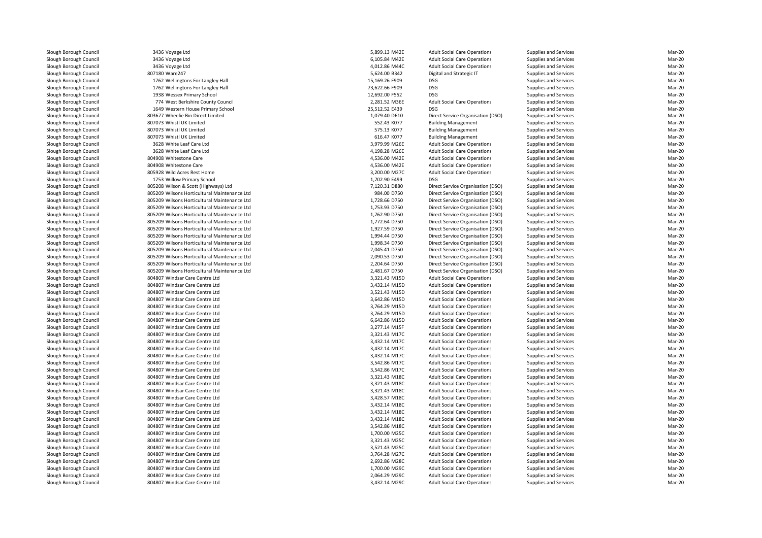| | | | | | | |
|---|---|---|---|---|---|---|
| Slough Borough Council | 3436 Voyage Ltd | 5,899.13 M42E | Adult Social Care Operations | Supplies and Services | Mar-20 |
| Slough Borough Council | 3436 Voyage Ltd | 6,105.84 M42E | Adult Social Care Operations | Supplies and Services | Mar-20 |
| Slough Borough Council | 3436 Voyage Ltd | 4,012.86 M44C | Adult Social Care Operations | Supplies and Services | Mar-20 |
| Slough Borough Council | 807180 Ware247 | 5,624.00 B342 | Digital and Strategic IT | Supplies and Services | Mar-20 |
| Slough Borough Council | 1762 Wellingtons For Langley Hall | 15,169.26 F909 | DSG | Supplies and Services | Mar-20 |
| Slough Borough Council | 1762 Wellingtons For Langley Hall | 73,622.66 F909 | DSG | Supplies and Services | Mar-20 |
| Slough Borough Council | 1938 Wessex Primary School | 12,692.00 F552 | DSG | Supplies and Services | Mar-20 |
| Slough Borough Council | 774 West Berkshire County Council | 2,281.52 M36E | Adult Social Care Operations | Supplies and Services | Mar-20 |
| Slough Borough Council | 1649 Western House Primary School | 25,512.52 E439 | DSG | Supplies and Services | Mar-20 |
| Slough Borough Council | 803677 Wheelie Bin Direct Limited | 1,079.40 D610 | Direct Service Organisation (DSO) | Supplies and Services | Mar-20 |
| Slough Borough Council | 807073 Whistl UK Limited | 552.43 K077 | Building Management | Supplies and Services | Mar-20 |
| Slough Borough Council | 807073 Whistl UK Limited | 575.13 K077 | Building Management | Supplies and Services | Mar-20 |
| Slough Borough Council | 807073 Whistl UK Limited | 616.47 K077 | Building Management | Supplies and Services | Mar-20 |
| Slough Borough Council | 3628 White Leaf Care Ltd | 3,979.99 M26E | Adult Social Care Operations | Supplies and Services | Mar-20 |
| Slough Borough Council | 3628 White Leaf Care Ltd | 4,198.28 M26E | Adult Social Care Operations | Supplies and Services | Mar-20 |
| Slough Borough Council | 804908 Whitestone Care | 4,536.00 M42E | Adult Social Care Operations | Supplies and Services | Mar-20 |
| Slough Borough Council | 804908 Whitestone Care | 4,536.00 M42E | Adult Social Care Operations | Supplies and Services | Mar-20 |
| Slough Borough Council | 805928 Wild Acres Rest Home | 3,200.00 M27C | Adult Social Care Operations | Supplies and Services | Mar-20 |
| Slough Borough Council | 1753 Willow Primary School | 1,702.90 E499 | DSG | Supplies and Services | Mar-20 |
| Slough Borough Council | 805208 Wilson & Scott (Highways) Ltd | 7,120.31 D880 | Direct Service Organisation (DSO) | Supplies and Services | Mar-20 |
| Slough Borough Council | 805209 Wilsons Horticultural Maintenance Ltd | 984.00 D750 | Direct Service Organisation (DSO) | Supplies and Services | Mar-20 |
| Slough Borough Council | 805209 Wilsons Horticultural Maintenance Ltd | 1,728.66 D750 | Direct Service Organisation (DSO) | Supplies and Services | Mar-20 |
| Slough Borough Council | 805209 Wilsons Horticultural Maintenance Ltd | 1,753.93 D750 | Direct Service Organisation (DSO) | Supplies and Services | Mar-20 |
| Slough Borough Council | 805209 Wilsons Horticultural Maintenance Ltd | 1,762.90 D750 | Direct Service Organisation (DSO) | Supplies and Services | Mar-20 |
| Slough Borough Council | 805209 Wilsons Horticultural Maintenance Ltd | 1,772.64 D750 | Direct Service Organisation (DSO) | Supplies and Services | Mar-20 |
| Slough Borough Council | 805209 Wilsons Horticultural Maintenance Ltd | 1,927.59 D750 | Direct Service Organisation (DSO) | Supplies and Services | Mar-20 |
| Slough Borough Council | 805209 Wilsons Horticultural Maintenance Ltd | 1,994.44 D750 | Direct Service Organisation (DSO) | Supplies and Services | Mar-20 |
| Slough Borough Council | 805209 Wilsons Horticultural Maintenance Ltd | 1,998.34 D750 | Direct Service Organisation (DSO) | Supplies and Services | Mar-20 |
| Slough Borough Council | 805209 Wilsons Horticultural Maintenance Ltd | 2,045.41 D750 | Direct Service Organisation (DSO) | Supplies and Services | Mar-20 |
| Slough Borough Council | 805209 Wilsons Horticultural Maintenance Ltd | 2,090.53 D750 | Direct Service Organisation (DSO) | Supplies and Services | Mar-20 |
| Slough Borough Council | 805209 Wilsons Horticultural Maintenance Ltd | 2,204.64 D750 | Direct Service Organisation (DSO) | Supplies and Services | Mar-20 |
| Slough Borough Council | 805209 Wilsons Horticultural Maintenance Ltd | 2,481.67 D750 | Direct Service Organisation (DSO) | Supplies and Services | Mar-20 |
| Slough Borough Council | 804807 Windsar Care Centre Ltd | 3,321.43 M15D | Adult Social Care Operations | Supplies and Services | Mar-20 |
| Slough Borough Council | 804807 Windsar Care Centre Ltd | 3,432.14 M15D | Adult Social Care Operations | Supplies and Services | Mar-20 |
| Slough Borough Council | 804807 Windsar Care Centre Ltd | 3,521.43 M15D | Adult Social Care Operations | Supplies and Services | Mar-20 |
| Slough Borough Council | 804807 Windsar Care Centre Ltd | 3,642.86 M15D | Adult Social Care Operations | Supplies and Services | Mar-20 |
| Slough Borough Council | 804807 Windsar Care Centre Ltd | 3,764.29 M15D | Adult Social Care Operations | Supplies and Services | Mar-20 |
| Slough Borough Council | 804807 Windsar Care Centre Ltd | 3,764.29 M15D | Adult Social Care Operations | Supplies and Services | Mar-20 |
| Slough Borough Council | 804807 Windsar Care Centre Ltd | 6,642.86 M15D | Adult Social Care Operations | Supplies and Services | Mar-20 |
| Slough Borough Council | 804807 Windsar Care Centre Ltd | 3,277.14 M15F | Adult Social Care Operations | Supplies and Services | Mar-20 |
| Slough Borough Council | 804807 Windsar Care Centre Ltd | 3,321.43 M17C | Adult Social Care Operations | Supplies and Services | Mar-20 |
| Slough Borough Council | 804807 Windsar Care Centre Ltd | 3,432.14 M17C | Adult Social Care Operations | Supplies and Services | Mar-20 |
| Slough Borough Council | 804807 Windsar Care Centre Ltd | 3,432.14 M17C | Adult Social Care Operations | Supplies and Services | Mar-20 |
| Slough Borough Council | 804807 Windsar Care Centre Ltd | 3,432.14 M17C | Adult Social Care Operations | Supplies and Services | Mar-20 |
| Slough Borough Council | 804807 Windsar Care Centre Ltd | 3,542.86 M17C | Adult Social Care Operations | Supplies and Services | Mar-20 |
| Slough Borough Council | 804807 Windsar Care Centre Ltd | 3,542.86 M17C | Adult Social Care Operations | Supplies and Services | Mar-20 |
| Slough Borough Council | 804807 Windsar Care Centre Ltd | 3,321.43 M18C | Adult Social Care Operations | Supplies and Services | Mar-20 |
| Slough Borough Council | 804807 Windsar Care Centre Ltd | 3,321.43 M18C | Adult Social Care Operations | Supplies and Services | Mar-20 |
| Slough Borough Council | 804807 Windsar Care Centre Ltd | 3,321.43 M18C | Adult Social Care Operations | Supplies and Services | Mar-20 |
| Slough Borough Council | 804807 Windsar Care Centre Ltd | 3,428.57 M18C | Adult Social Care Operations | Supplies and Services | Mar-20 |
| Slough Borough Council | 804807 Windsar Care Centre Ltd | 3,432.14 M18C | Adult Social Care Operations | Supplies and Services | Mar-20 |
| Slough Borough Council | 804807 Windsar Care Centre Ltd | 3,432.14 M18C | Adult Social Care Operations | Supplies and Services | Mar-20 |
| Slough Borough Council | 804807 Windsar Care Centre Ltd | 3,432.14 M18C | Adult Social Care Operations | Supplies and Services | Mar-20 |
| Slough Borough Council | 804807 Windsar Care Centre Ltd | 3,542.86 M18C | Adult Social Care Operations | Supplies and Services | Mar-20 |
| Slough Borough Council | 804807 Windsar Care Centre Ltd | 1,700.00 M25C | Adult Social Care Operations | Supplies and Services | Mar-20 |
| Slough Borough Council | 804807 Windsar Care Centre Ltd | 3,321.43 M25C | Adult Social Care Operations | Supplies and Services | Mar-20 |
| Slough Borough Council | 804807 Windsar Care Centre Ltd | 3,521.43 M25C | Adult Social Care Operations | Supplies and Services | Mar-20 |
| Slough Borough Council | 804807 Windsar Care Centre Ltd | 3,764.28 M27C | Adult Social Care Operations | Supplies and Services | Mar-20 |
| Slough Borough Council | 804807 Windsar Care Centre Ltd | 2,692.86 M28C | Adult Social Care Operations | Supplies and Services | Mar-20 |
| Slough Borough Council | 804807 Windsar Care Centre Ltd | 1,700.00 M29C | Adult Social Care Operations | Supplies and Services | Mar-20 |
| Slough Borough Council | 804807 Windsar Care Centre Ltd | 2,064.29 M29C | Adult Social Care Operations | Supplies and Services | Mar-20 |
| Slough Borough Council | 804807 Windsar Care Centre Ltd | 3,432.14 M29C | Adult Social Care Operations | Supplies and Services | Mar-20 |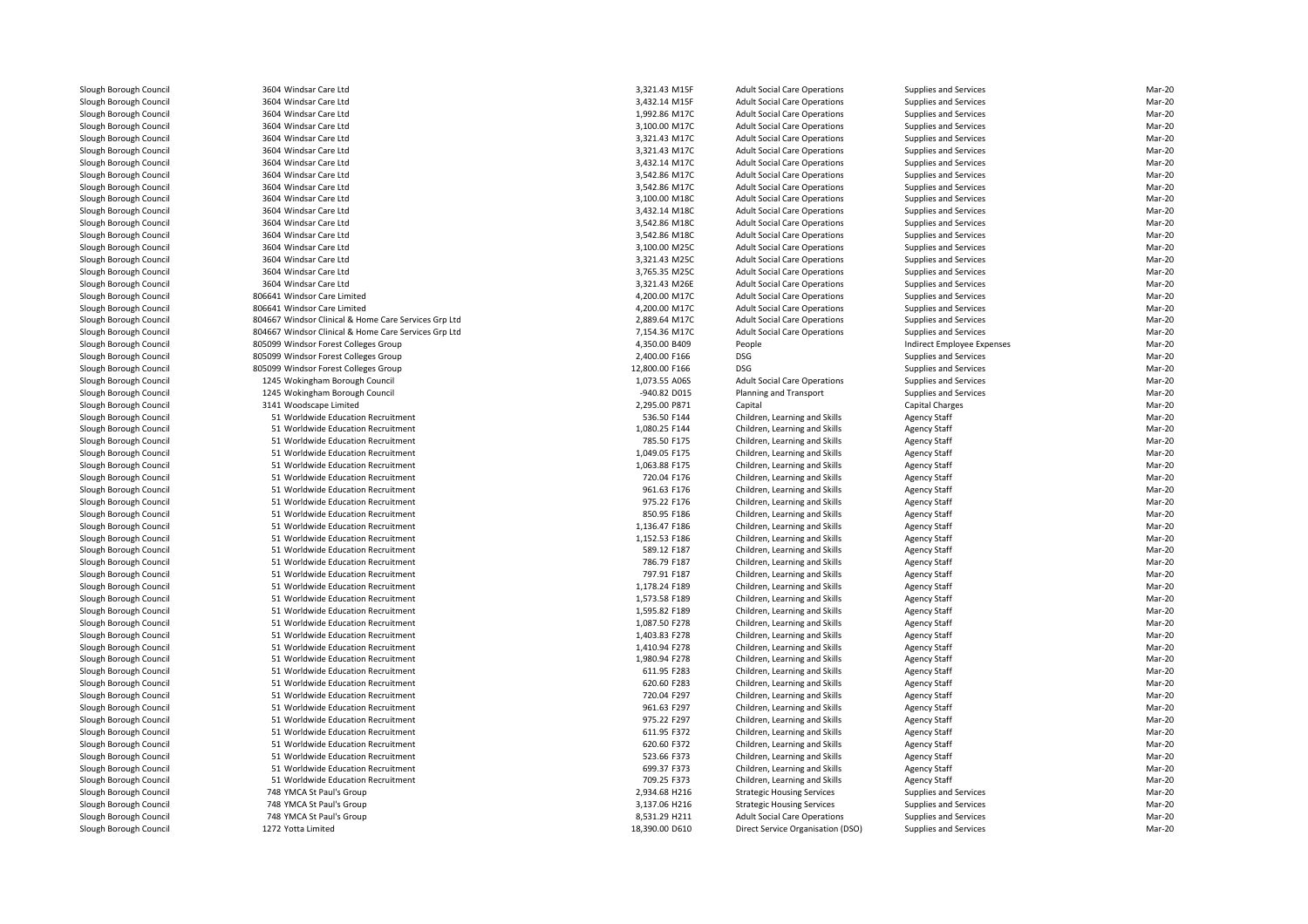| | | | | | | |
|---|---|---|---|---|---|---|
| Slough Borough Council | 3604 Windsar Care Ltd | 3,321.43 M15F | Adult Social Care Operations | Supplies and Services | Mar-20 |
| Slough Borough Council | 3604 Windsar Care Ltd | 3,432.14 M15F | Adult Social Care Operations | Supplies and Services | Mar-20 |
| Slough Borough Council | 3604 Windsar Care Ltd | 1,992.86 M17C | Adult Social Care Operations | Supplies and Services | Mar-20 |
| Slough Borough Council | 3604 Windsar Care Ltd | 3,100.00 M17C | Adult Social Care Operations | Supplies and Services | Mar-20 |
| Slough Borough Council | 3604 Windsar Care Ltd | 3,321.43 M17C | Adult Social Care Operations | Supplies and Services | Mar-20 |
| Slough Borough Council | 3604 Windsar Care Ltd | 3,321.43 M17C | Adult Social Care Operations | Supplies and Services | Mar-20 |
| Slough Borough Council | 3604 Windsar Care Ltd | 3,432.14 M17C | Adult Social Care Operations | Supplies and Services | Mar-20 |
| Slough Borough Council | 3604 Windsar Care Ltd | 3,542.86 M17C | Adult Social Care Operations | Supplies and Services | Mar-20 |
| Slough Borough Council | 3604 Windsar Care Ltd | 3,542.86 M17C | Adult Social Care Operations | Supplies and Services | Mar-20 |
| Slough Borough Council | 3604 Windsar Care Ltd | 3,100.00 M18C | Adult Social Care Operations | Supplies and Services | Mar-20 |
| Slough Borough Council | 3604 Windsar Care Ltd | 3,432.14 M18C | Adult Social Care Operations | Supplies and Services | Mar-20 |
| Slough Borough Council | 3604 Windsar Care Ltd | 3,542.86 M18C | Adult Social Care Operations | Supplies and Services | Mar-20 |
| Slough Borough Council | 3604 Windsar Care Ltd | 3,542.86 M18C | Adult Social Care Operations | Supplies and Services | Mar-20 |
| Slough Borough Council | 3604 Windsar Care Ltd | 3,100.00 M25C | Adult Social Care Operations | Supplies and Services | Mar-20 |
| Slough Borough Council | 3604 Windsar Care Ltd | 3,321.43 M25C | Adult Social Care Operations | Supplies and Services | Mar-20 |
| Slough Borough Council | 3604 Windsar Care Ltd | 3,765.35 M25C | Adult Social Care Operations | Supplies and Services | Mar-20 |
| Slough Borough Council | 3604 Windsar Care Ltd | 3,321.43 M26E | Adult Social Care Operations | Supplies and Services | Mar-20 |
| Slough Borough Council | 806641 Windsor Care Limited | 4,200.00 M17C | Adult Social Care Operations | Supplies and Services | Mar-20 |
| Slough Borough Council | 806641 Windsor Care Limited | 4,200.00 M17C | Adult Social Care Operations | Supplies and Services | Mar-20 |
| Slough Borough Council | 804667 Windsor Clinical & Home Care Services Grp Ltd | 2,889.64 M17C | Adult Social Care Operations | Supplies and Services | Mar-20 |
| Slough Borough Council | 804667 Windsor Clinical & Home Care Services Grp Ltd | 7,154.36 M17C | Adult Social Care Operations | Supplies and Services | Mar-20 |
| Slough Borough Council | 805099 Windsor Forest Colleges Group | 4,350.00 B409 | People | Indirect Employee Expenses | Mar-20 |
| Slough Borough Council | 805099 Windsor Forest Colleges Group | 2,400.00 F166 | DSG | Supplies and Services | Mar-20 |
| Slough Borough Council | 805099 Windsor Forest Colleges Group | 12,800.00 F166 | DSG | Supplies and Services | Mar-20 |
| Slough Borough Council | 1245 Wokingham Borough Council | 1,073.55 A06S | Adult Social Care Operations | Supplies and Services | Mar-20 |
| Slough Borough Council | 1245 Wokingham Borough Council | -940.82 D015 | Planning and Transport | Supplies and Services | Mar-20 |
| Slough Borough Council | 3141 Woodscape Limited | 2,295.00 P871 | Capital | Capital Charges | Mar-20 |
| Slough Borough Council | 51 Worldwide Education Recruitment | 536.50 F144 | Children, Learning and Skills | Agency Staff | Mar-20 |
| Slough Borough Council | 51 Worldwide Education Recruitment | 1,080.25 F144 | Children, Learning and Skills | Agency Staff | Mar-20 |
| Slough Borough Council | 51 Worldwide Education Recruitment | 785.50 F175 | Children, Learning and Skills | Agency Staff | Mar-20 |
| Slough Borough Council | 51 Worldwide Education Recruitment | 1,049.05 F175 | Children, Learning and Skills | Agency Staff | Mar-20 |
| Slough Borough Council | 51 Worldwide Education Recruitment | 1,063.88 F175 | Children, Learning and Skills | Agency Staff | Mar-20 |
| Slough Borough Council | 51 Worldwide Education Recruitment | 720.04 F176 | Children, Learning and Skills | Agency Staff | Mar-20 |
| Slough Borough Council | 51 Worldwide Education Recruitment | 961.63 F176 | Children, Learning and Skills | Agency Staff | Mar-20 |
| Slough Borough Council | 51 Worldwide Education Recruitment | 975.22 F176 | Children, Learning and Skills | Agency Staff | Mar-20 |
| Slough Borough Council | 51 Worldwide Education Recruitment | 850.95 F186 | Children, Learning and Skills | Agency Staff | Mar-20 |
| Slough Borough Council | 51 Worldwide Education Recruitment | 1,136.47 F186 | Children, Learning and Skills | Agency Staff | Mar-20 |
| Slough Borough Council | 51 Worldwide Education Recruitment | 1,152.53 F186 | Children, Learning and Skills | Agency Staff | Mar-20 |
| Slough Borough Council | 51 Worldwide Education Recruitment | 589.12 F187 | Children, Learning and Skills | Agency Staff | Mar-20 |
| Slough Borough Council | 51 Worldwide Education Recruitment | 786.79 F187 | Children, Learning and Skills | Agency Staff | Mar-20 |
| Slough Borough Council | 51 Worldwide Education Recruitment | 797.91 F187 | Children, Learning and Skills | Agency Staff | Mar-20 |
| Slough Borough Council | 51 Worldwide Education Recruitment | 1,178.24 F189 | Children, Learning and Skills | Agency Staff | Mar-20 |
| Slough Borough Council | 51 Worldwide Education Recruitment | 1,573.58 F189 | Children, Learning and Skills | Agency Staff | Mar-20 |
| Slough Borough Council | 51 Worldwide Education Recruitment | 1,595.82 F189 | Children, Learning and Skills | Agency Staff | Mar-20 |
| Slough Borough Council | 51 Worldwide Education Recruitment | 1,087.50 F278 | Children, Learning and Skills | Agency Staff | Mar-20 |
| Slough Borough Council | 51 Worldwide Education Recruitment | 1,403.83 F278 | Children, Learning and Skills | Agency Staff | Mar-20 |
| Slough Borough Council | 51 Worldwide Education Recruitment | 1,410.94 F278 | Children, Learning and Skills | Agency Staff | Mar-20 |
| Slough Borough Council | 51 Worldwide Education Recruitment | 1,980.94 F278 | Children, Learning and Skills | Agency Staff | Mar-20 |
| Slough Borough Council | 51 Worldwide Education Recruitment | 611.95 F283 | Children, Learning and Skills | Agency Staff | Mar-20 |
| Slough Borough Council | 51 Worldwide Education Recruitment | 620.60 F283 | Children, Learning and Skills | Agency Staff | Mar-20 |
| Slough Borough Council | 51 Worldwide Education Recruitment | 720.04 F297 | Children, Learning and Skills | Agency Staff | Mar-20 |
| Slough Borough Council | 51 Worldwide Education Recruitment | 961.63 F297 | Children, Learning and Skills | Agency Staff | Mar-20 |
| Slough Borough Council | 51 Worldwide Education Recruitment | 975.22 F297 | Children, Learning and Skills | Agency Staff | Mar-20 |
| Slough Borough Council | 51 Worldwide Education Recruitment | 611.95 F372 | Children, Learning and Skills | Agency Staff | Mar-20 |
| Slough Borough Council | 51 Worldwide Education Recruitment | 620.60 F372 | Children, Learning and Skills | Agency Staff | Mar-20 |
| Slough Borough Council | 51 Worldwide Education Recruitment | 523.66 F373 | Children, Learning and Skills | Agency Staff | Mar-20 |
| Slough Borough Council | 51 Worldwide Education Recruitment | 699.37 F373 | Children, Learning and Skills | Agency Staff | Mar-20 |
| Slough Borough Council | 51 Worldwide Education Recruitment | 709.25 F373 | Children, Learning and Skills | Agency Staff | Mar-20 |
| Slough Borough Council | 748 YMCA St Paul's Group | 2,934.68 H216 | Strategic Housing Services | Supplies and Services | Mar-20 |
| Slough Borough Council | 748 YMCA St Paul's Group | 3,137.06 H216 | Strategic Housing Services | Supplies and Services | Mar-20 |
| Slough Borough Council | 748 YMCA St Paul's Group | 8,531.29 H211 | Adult Social Care Operations | Supplies and Services | Mar-20 |
| Slough Borough Council | 1272 Yotta Limited | 18,390.00 D610 | Direct Service Organisation (DSO) | Supplies and Services | Mar-20 |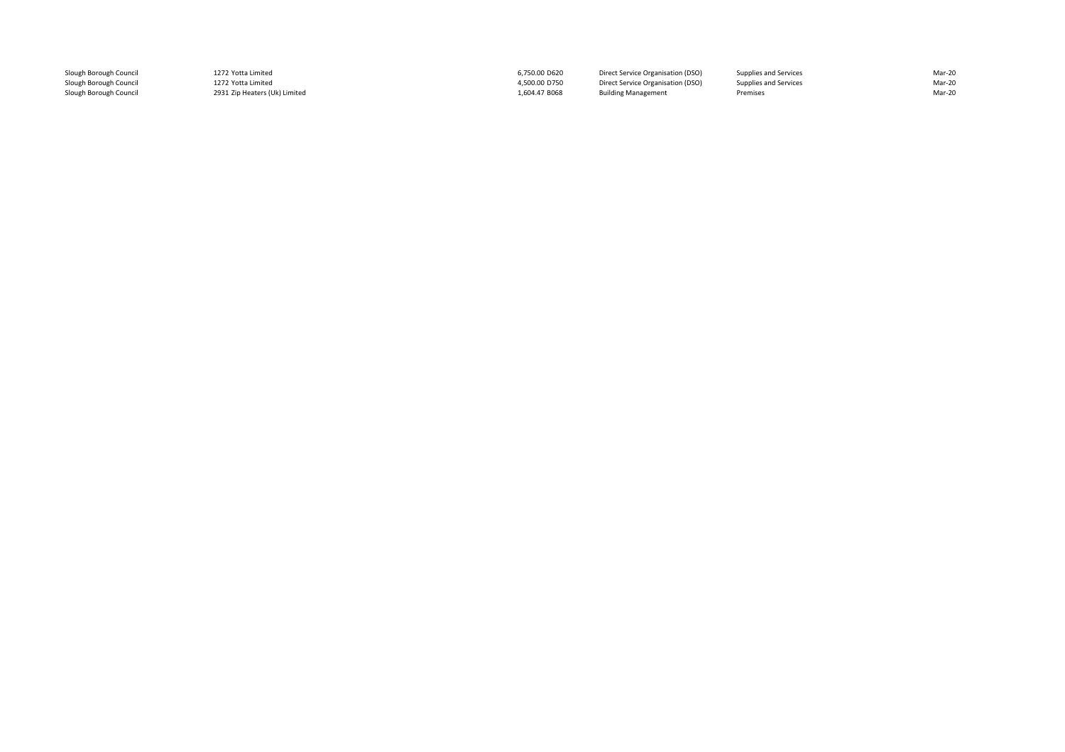| | | | | | | |
|---|---|---|---|---|---|---|
| Slough Borough Council | 1272 Yotta Limited | 6,750.00 | D620 | Direct Service Organisation (DSO) | Supplies and Services | Mar-20 |
| Slough Borough Council | 1272 Yotta Limited | 4,500.00 | D750 | Direct Service Organisation (DSO) | Supplies and Services | Mar-20 |
| Slough Borough Council | 2931 Zip Heaters (Uk) Limited | 1,604.47 | B068 | Building Management | Premises | Mar-20 |